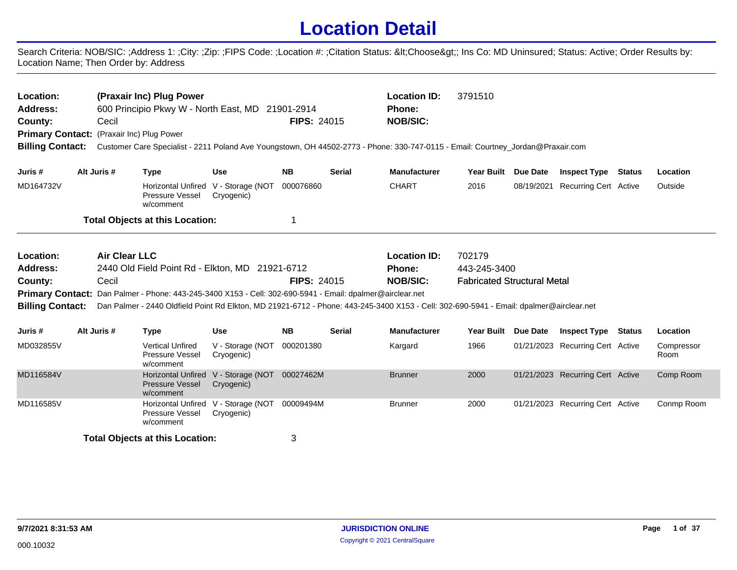# Location Detail

Search Criteria: NOB/SIC: ;Address 1: ;City: ;Zip: ;FIPS Code: ;Location #: ;Citation Status: &lt;Choose&gt;; Ins Co: MD Uninsured; Status: Active; Order Results by: Location Name; Then Order by: Address

---

**Location:** (Praxair Inc) Plug Power
**Location ID:** 3791510
**Address:** 600 Principio Pkwy W - North East, MD 21901-2914
**Phone:**
**County:** Cecil
**FIPS:** 24015
**NOB/SIC:**
**Primary Contact:** (Praxair Inc) Plug Power
**Billing Contact:** Customer Care Specialist - 2211 Poland Ave Youngstown, OH 44502-2773 - Phone: 330-747-0115 - Email: Courtney_Jordan@Praxair.com

| Juris # | Alt Juris # | Type | Use | NB | Serial | Manufacturer | Year Built | Due Date | Inspect Type | Status | Location |
|---|---|---|---|---|---|---|---|---|---|---|---|
| MD164732V | | Horizontal Unfired Pressure Vessel w/comment | V - Storage (NOT Cryogenic) | 000076860 | | CHART | 2016 | 08/19/2021 | Recurring Cert | Active | Outside |

**Total Objects at this Location:** 1

---

**Location:** Air Clear LLC
**Location ID:** 702179
**Address:** 2440 Old Field Point Rd - Elkton, MD 21921-6712
**Phone:** 443-245-3400
**County:** Cecil
**FIPS:** 24015
**NOB/SIC:** Fabricated Structural Metal
**Primary Contact:** Dan Palmer - Phone: 443-245-3400 X153 - Cell: 302-690-5941 - Email: dpalmer@airclear.net
**Billing Contact:** Dan Palmer - 2440 Oldfield Point Rd Elkton, MD 21921-6712 - Phone: 443-245-3400 X153 - Cell: 302-690-5941 - Email: dpalmer@airclear.net

| Juris # | Alt Juris # | Type | Use | NB | Serial | Manufacturer | Year Built | Due Date | Inspect Type | Status | Location |
|---|---|---|---|---|---|---|---|---|---|---|---|
| MD032855V | | Vertical Unfired Pressure Vessel w/comment | V - Storage (NOT Cryogenic) | 000201380 | | Kargard | 1966 | 01/21/2023 | Recurring Cert | Active | Compressor Room |
| MD116584V | | Horizontal Unfired Pressure Vessel w/comment | V - Storage (NOT Cryogenic) | 00027462M | | Brunner | 2000 | 01/21/2023 | Recurring Cert | Active | Comp Room |
| MD116585V | | Horizontal Unfired Pressure Vessel w/comment | V - Storage (NOT Cryogenic) | 00009494M | | Brunner | 2000 | 01/21/2023 | Recurring Cert | Active | Conmp Room |

**Total Objects at this Location:** 3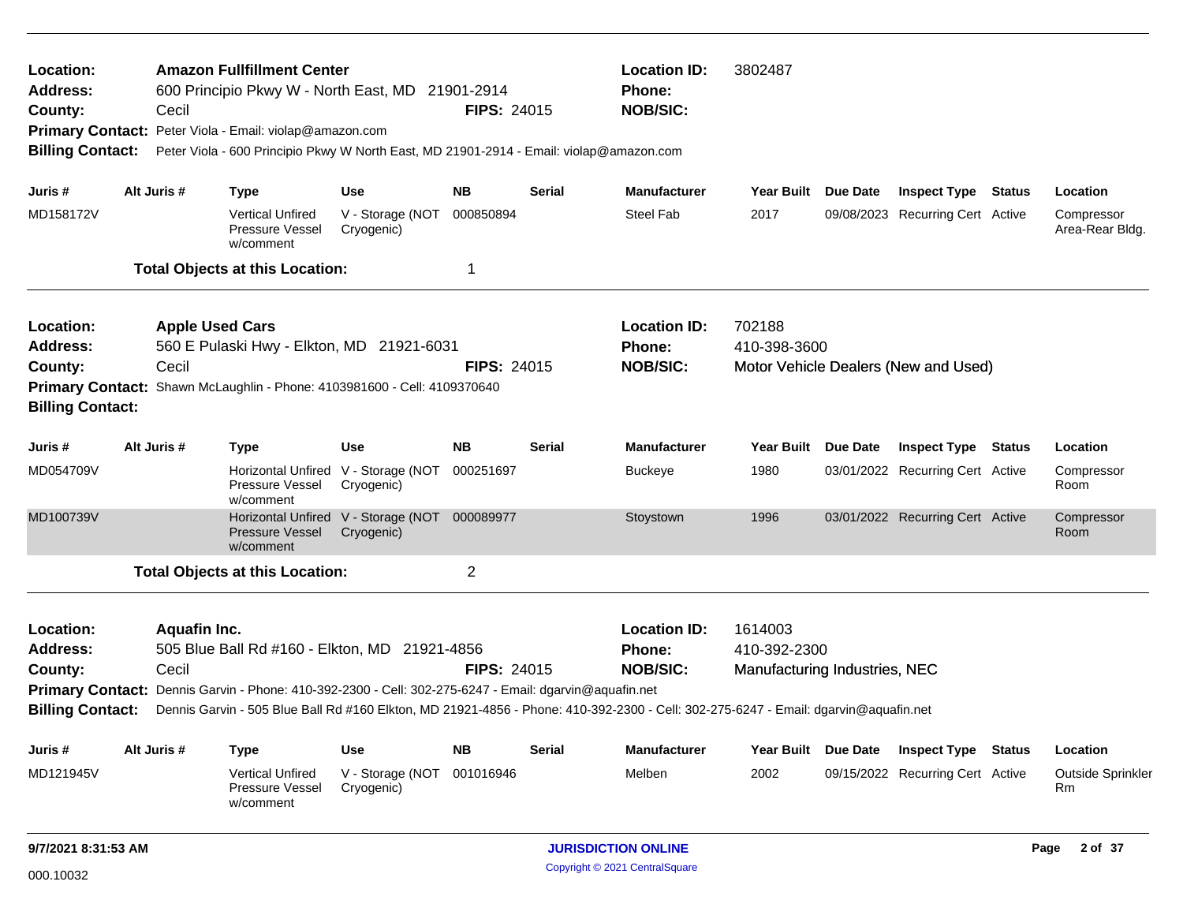**Location:** **Amazon Fullfillment Center**
**Address:** 600 Principio Pkwy W - North East, MD 21901-2914
**County:** Cecil
**FIPS:** 24015
**Location ID:** 3802487
**Phone:**
**NOB/SIC:**
**Primary Contact:** Peter Viola - Email: violap@amazon.com
**Billing Contact:** Peter Viola - 600 Principio Pkwy W North East, MD 21901-2914 - Email: violap@amazon.com

| Juris # | Alt Juris # | Type | Use | NB | Serial | Manufacturer | Year Built | Due Date | Inspect Type | Status | Location |
|---|---|---|---|---|---|---|---|---|---|---|---|
| MD158172V | | Vertical Unfired Pressure Vessel w/comment | V - Storage (NOT Cryogenic) | 000850894 | | Steel Fab | 2017 | 09/08/2023 | Recurring Cert | Active | Compressor Area-Rear Bldg. |

**Total Objects at this Location:** 1

---

**Location:** **Apple Used Cars**
**Address:** 560 E Pulaski Hwy - Elkton, MD 21921-6031
**County:** Cecil
**FIPS:** 24015
**Location ID:** 702188
**Phone:** 410-398-3600
**NOB/SIC:** Motor Vehicle Dealers (New and Used)
**Primary Contact:** Shawn McLaughlin - Phone: 4103981600 - Cell: 4109370640
**Billing Contact:**

| Juris # | Alt Juris # | Type | Use | NB | Serial | Manufacturer | Year Built | Due Date | Inspect Type | Status | Location |
|---|---|---|---|---|---|---|---|---|---|---|---|
| MD054709V | | Horizontal Unfired Pressure Vessel w/comment | V - Storage (NOT Cryogenic) | 000251697 | | Buckeye | 1980 | 03/01/2022 | Recurring Cert | Active | Compressor Room |
| MD100739V | | Horizontal Unfired Pressure Vessel w/comment | V - Storage (NOT Cryogenic) | 000089977 | | Stoystown | 1996 | 03/01/2022 | Recurring Cert | Active | Compressor Room |

**Total Objects at this Location:** 2

---

**Location:** **Aquafin Inc.**
**Address:** 505 Blue Ball Rd #160 - Elkton, MD 21921-4856
**County:** Cecil
**FIPS:** 24015
**Location ID:** 1614003
**Phone:** 410-392-2300
**NOB/SIC:** Manufacturing Industries, NEC
**Primary Contact:** Dennis Garvin - Phone: 410-392-2300 - Cell: 302-275-6247 - Email: dgarvin@aquafin.net
**Billing Contact:** Dennis Garvin - 505 Blue Ball Rd #160 Elkton, MD 21921-4856 - Phone: 410-392-2300 - Cell: 302-275-6247 - Email: dgarvin@aquafin.net

| Juris # | Alt Juris # | Type | Use | NB | Serial | Manufacturer | Year Built | Due Date | Inspect Type | Status | Location |
|---|---|---|---|---|---|---|---|---|---|---|---|
| MD121945V | | Vertical Unfired Pressure Vessel w/comment | V - Storage (NOT Cryogenic) | 001016946 | | Melben | 2002 | 09/15/2022 | Recurring Cert | Active | Outside Sprinkler Rm |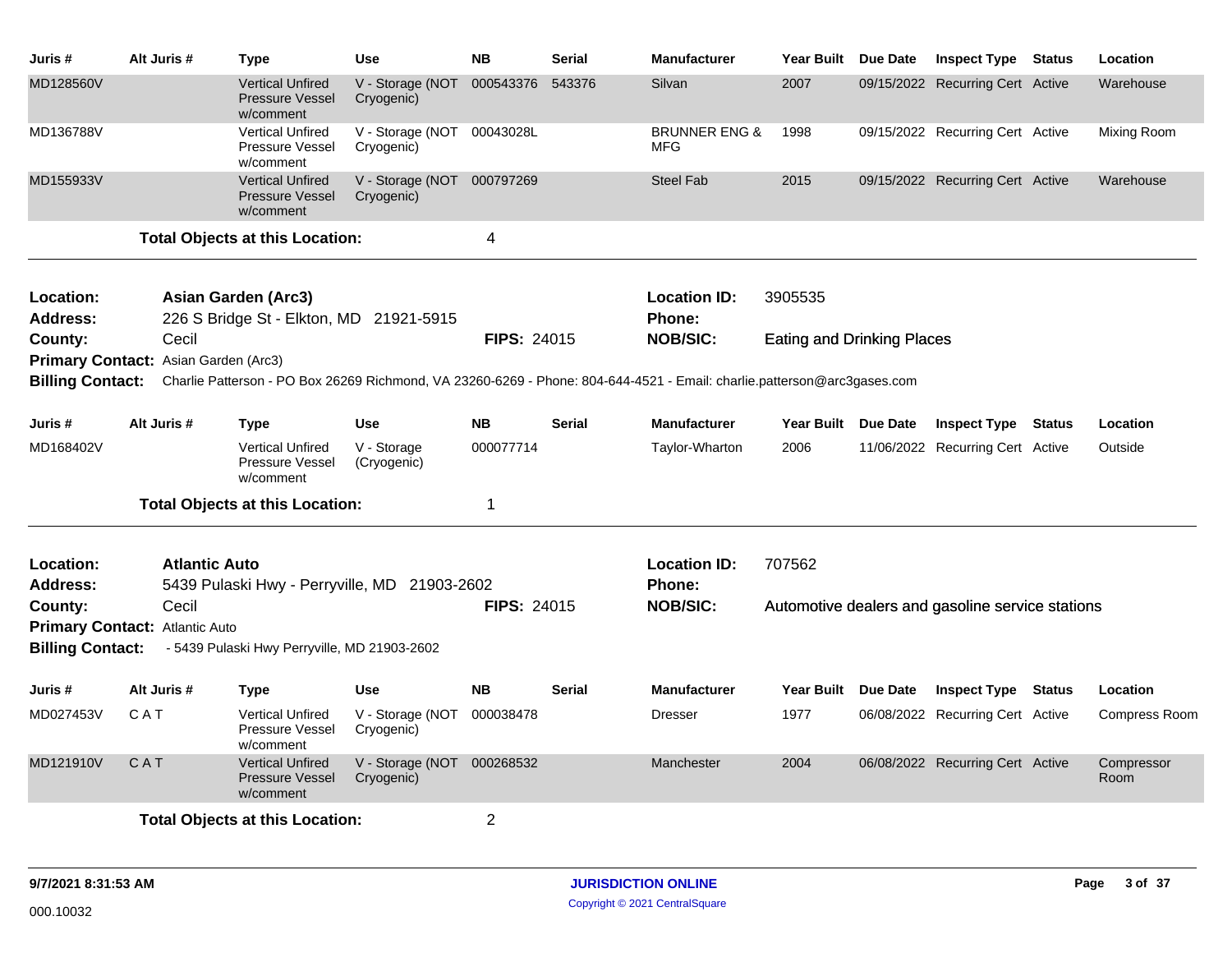| Juris # | Alt Juris # | Type | Use | NB | Serial | Manufacturer | Year Built | Due Date | Inspect Type | Status | Location |
|---|---|---|---|---|---|---|---|---|---|---|---|
| MD128560V | | Vertical Unfired Pressure Vessel w/comment | V - Storage (NOT Cryogenic) | 000543376 | 543376 | Silvan | 2007 | 09/15/2022 | Recurring Cert | Active | Warehouse |
| MD136788V | | Vertical Unfired Pressure Vessel w/comment | V - Storage (NOT Cryogenic) | 00043028L | | BRUNNER ENG & MFG | 1998 | 09/15/2022 | Recurring Cert | Active | Mixing Room |
| MD155933V | | Vertical Unfired Pressure Vessel w/comment | V - Storage (NOT Cryogenic) | 000797269 | | Steel Fab | 2015 | 09/15/2022 | Recurring Cert | Active | Warehouse |

**Total Objects at this Location:** 4

---

**Location:** Asian Garden (Arc3)
**Address:** 226 S Bridge St - Elkton, MD 21921-5915
**County:** Cecil
**FIPS:** 24015
**Location ID:** 3905535
**Phone:**
**NOB/SIC:** Eating and Drinking Places
**Primary Contact:** Asian Garden (Arc3)
**Billing Contact:** Charlie Patterson - PO Box 26269 Richmond, VA 23260-6269 - Phone: 804-644-4521 - Email: charlie.patterson@arc3gases.com

| Juris # | Alt Juris # | Type | Use | NB | Serial | Manufacturer | Year Built | Due Date | Inspect Type | Status | Location |
|---|---|---|---|---|---|---|---|---|---|---|---|
| MD168402V | | Vertical Unfired Pressure Vessel w/comment | V - Storage (Cryogenic) | 000077714 | | Taylor-Wharton | 2006 | 11/06/2022 | Recurring Cert | Active | Outside |

**Total Objects at this Location:** 1

---

**Location:** Atlantic Auto
**Address:** 5439 Pulaski Hwy - Perryville, MD 21903-2602
**County:** Cecil
**FIPS:** 24015
**Location ID:** 707562
**Phone:**
**NOB/SIC:** Automotive dealers and gasoline service stations
**Primary Contact:** Atlantic Auto
**Billing Contact:** - 5439 Pulaski Hwy Perryville, MD 21903-2602

| Juris # | Alt Juris # | Type | Use | NB | Serial | Manufacturer | Year Built | Due Date | Inspect Type | Status | Location |
|---|---|---|---|---|---|---|---|---|---|---|---|
| MD027453V | C A T | Vertical Unfired Pressure Vessel w/comment | V - Storage (NOT Cryogenic) | 000038478 | | Dresser | 1977 | 06/08/2022 | Recurring Cert | Active | Compress Room |
| MD121910V | C A T | Vertical Unfired Pressure Vessel w/comment | V - Storage (NOT Cryogenic) | 000268532 | | Manchester | 2004 | 06/08/2022 | Recurring Cert | Active | Compressor Room |

**Total Objects at this Location:** 2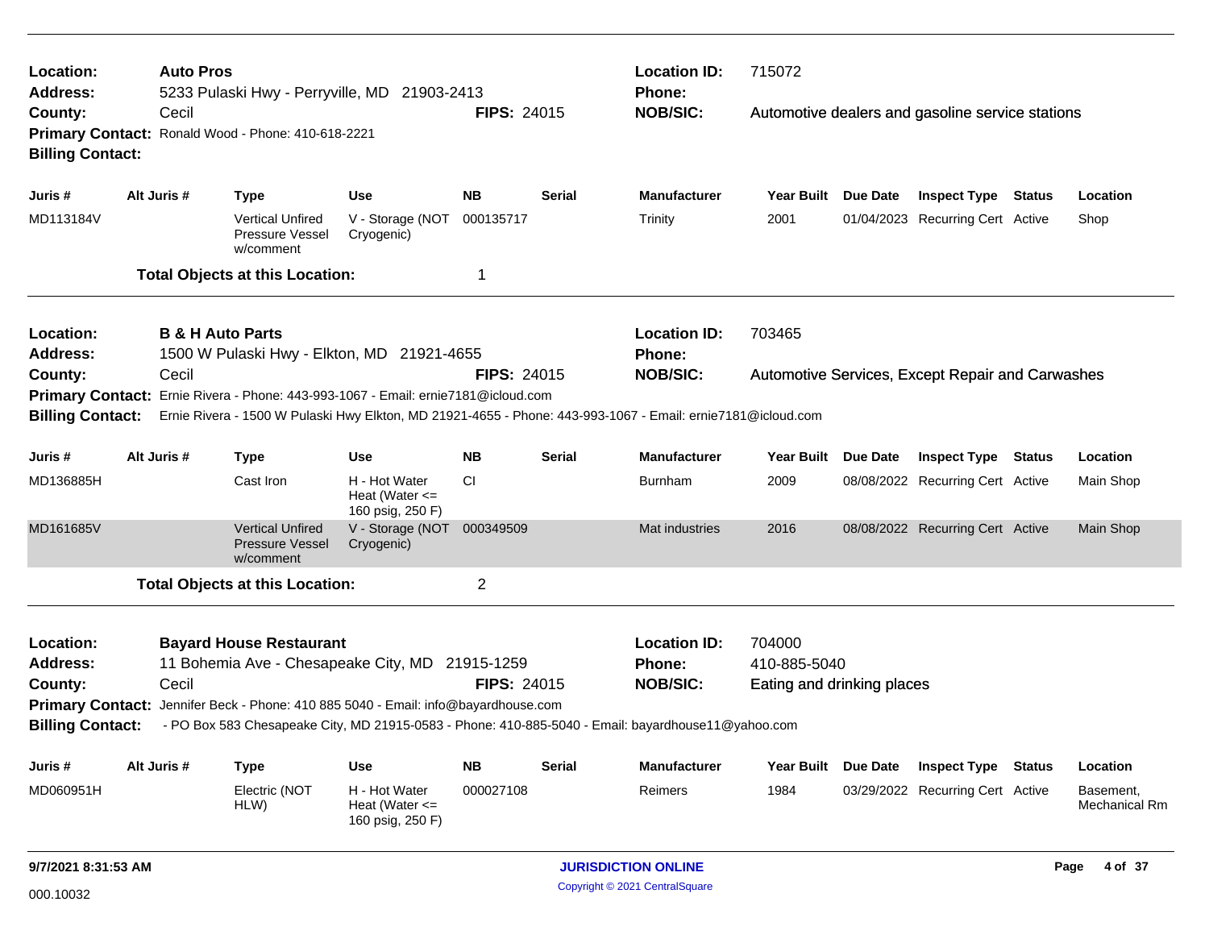**Location:** Auto Pros
**Address:** 5233 Pulaski Hwy - Perryville, MD 21903-2413
**County:** Cecil
**FIPS:** 24015
**Primary Contact:** Ronald Wood - Phone: 410-618-2221
**Billing Contact:**
**Location ID:** 715072
**Phone:**
**NOB/SIC:** Automotive dealers and gasoline service stations

| Juris # | Alt Juris # | Type | Use | NB | Serial | Manufacturer | Year Built | Due Date | Inspect Type | Status | Location |
|---|---|---|---|---|---|---|---|---|---|---|---|
| MD113184V | | Vertical Unfired Pressure Vessel w/comment | V - Storage (NOT Cryogenic) | 000135717 | | Trinity | 2001 | 01/04/2023 | Recurring Cert | Active | Shop |

**Total Objects at this Location:** 1

---

**Location:** B & H Auto Parts
**Address:** 1500 W Pulaski Hwy - Elkton, MD 21921-4655
**County:** Cecil
**FIPS:** 24015
**Primary Contact:** Ernie Rivera - Phone: 443-993-1067 - Email: ernie7181@icloud.com
**Billing Contact:** Ernie Rivera - 1500 W Pulaski Hwy Elkton, MD 21921-4655 - Phone: 443-993-1067 - Email: ernie7181@icloud.com
**Location ID:** 703465
**Phone:**
**NOB/SIC:** Automotive Services, Except Repair and Carwashes

| Juris # | Alt Juris # | Type | Use | NB | Serial | Manufacturer | Year Built | Due Date | Inspect Type | Status | Location |
|---|---|---|---|---|---|---|---|---|---|---|---|
| MD136885H | | Cast Iron | H - Hot Water Heat (Water <= 160 psig, 250 F) | CI | | Burnham | 2009 | 08/08/2022 | Recurring Cert | Active | Main Shop |
| MD161685V | | Vertical Unfired Pressure Vessel w/comment | V - Storage (NOT Cryogenic) | 000349509 | | Mat industries | 2016 | 08/08/2022 | Recurring Cert | Active | Main Shop |

**Total Objects at this Location:** 2

---

**Location:** Bayard House Restaurant
**Address:** 11 Bohemia Ave - Chesapeake City, MD 21915-1259
**County:** Cecil
**FIPS:** 24015
**Primary Contact:** Jennifer Beck - Phone: 410 885 5040 - Email: info@bayardhouse.com
**Billing Contact:** - PO Box 583 Chesapeake City, MD 21915-0583 - Phone: 410-885-5040 - Email: bayardhouse11@yahoo.com
**Location ID:** 704000
**Phone:** 410-885-5040
**NOB/SIC:** Eating and drinking places

| Juris # | Alt Juris # | Type | Use | NB | Serial | Manufacturer | Year Built | Due Date | Inspect Type | Status | Location |
|---|---|---|---|---|---|---|---|---|---|---|---|
| MD060951H | | Electric (NOT HLW) | H - Hot Water Heat (Water <= 160 psig, 250 F) | 000027108 | | Reimers | 1984 | 03/29/2022 | Recurring Cert | Active | Basement, Mechanical Rm |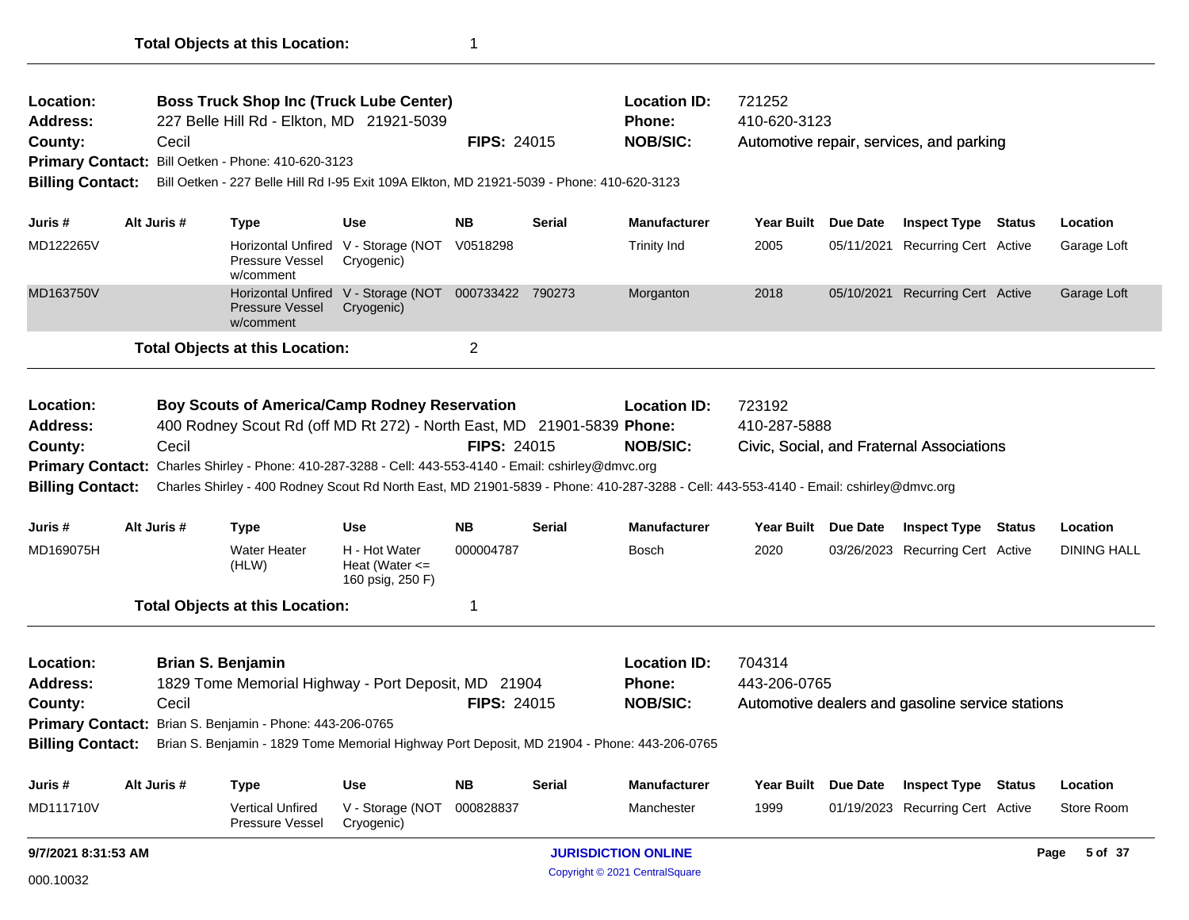**Total Objects at this Location:** 1

---

| | | | | |
|---|---|---|---|---|
| **Location:** | **Boss Truck Shop Inc (Truck Lube Center)** | | **Location ID:** | 721252 |
| **Address:** | 227 Belle Hill Rd - Elkton, MD 21921-5039 | | **Phone:** | 410-620-3123 |
| **County:** | Cecil | **FIPS:** 24015 | **NOB/SIC:** | Automotive repair, services, and parking |
| **Primary Contact:** | Bill Oetken - Phone: 410-620-3123 | | | |
| **Billing Contact:** | Bill Oetken - 227 Belle Hill Rd I-95 Exit 109A Elkton, MD 21921-5039 - Phone: 410-620-3123 | | | |

| Juris # | Alt Juris # | Type | Use | NB | Serial | Manufacturer | Year Built | Due Date | Inspect Type | Status | Location |
|---|---|---|---|---|---|---|---|---|---|---|---|
| MD122265V | | Horizontal Unfired Pressure Vessel w/comment | V - Storage (NOT Cryogenic) | V0518298 | | Trinity Ind | 2005 | 05/11/2021 | Recurring Cert | Active | Garage Loft |
| MD163750V | | Horizontal Unfired Pressure Vessel w/comment | V - Storage (NOT Cryogenic) | 000733422 | 790273 | Morganton | 2018 | 05/10/2021 | Recurring Cert | Active | Garage Loft |

**Total Objects at this Location:** 2

---

| | | | | |
|---|---|---|---|---|
| **Location:** | **Boy Scouts of America/Camp Rodney Reservation** | | **Location ID:** | 723192 |
| **Address:** | 400 Rodney Scout Rd (off MD Rt 272) - North East, MD 21901-5839 | | **Phone:** | 410-287-5888 |
| **County:** | Cecil | **FIPS:** 24015 | **NOB/SIC:** | Civic, Social, and Fraternal Associations |
| **Primary Contact:** | Charles Shirley - Phone: 410-287-3288 - Cell: 443-553-4140 - Email: cshirley@dmvc.org | | | |
| **Billing Contact:** | Charles Shirley - 400 Rodney Scout Rd North East, MD 21901-5839 - Phone: 410-287-3288 - Cell: 443-553-4140 - Email: cshirley@dmvc.org | | | |

| Juris # | Alt Juris # | Type | Use | NB | Serial | Manufacturer | Year Built | Due Date | Inspect Type | Status | Location |
|---|---|---|---|---|---|---|---|---|---|---|---|
| MD169075H | | Water Heater (HLW) | H - Hot Water Heat (Water <= 160 psig, 250 F) | 000004787 | | Bosch | 2020 | 03/26/2023 | Recurring Cert | Active | DINING HALL |

**Total Objects at this Location:** 1

---

| | | | | |
|---|---|---|---|---|
| **Location:** | **Brian S. Benjamin** | | **Location ID:** | 704314 |
| **Address:** | 1829 Tome Memorial Highway - Port Deposit, MD 21904 | | **Phone:** | 443-206-0765 |
| **County:** | Cecil | **FIPS:** 24015 | **NOB/SIC:** | Automotive dealers and gasoline service stations |
| **Primary Contact:** | Brian S. Benjamin - Phone: 443-206-0765 | | | |
| **Billing Contact:** | Brian S. Benjamin - 1829 Tome Memorial Highway Port Deposit, MD 21904 - Phone: 443-206-0765 | | | |

| Juris # | Alt Juris # | Type | Use | NB | Serial | Manufacturer | Year Built | Due Date | Inspect Type | Status | Location |
|---|---|---|---|---|---|---|---|---|---|---|---|
| MD111710V | | Vertical Unfired Pressure Vessel | V - Storage (NOT Cryogenic) | 000828837 | | Manchester | 1999 | 01/19/2023 | Recurring Cert | Active | Store Room |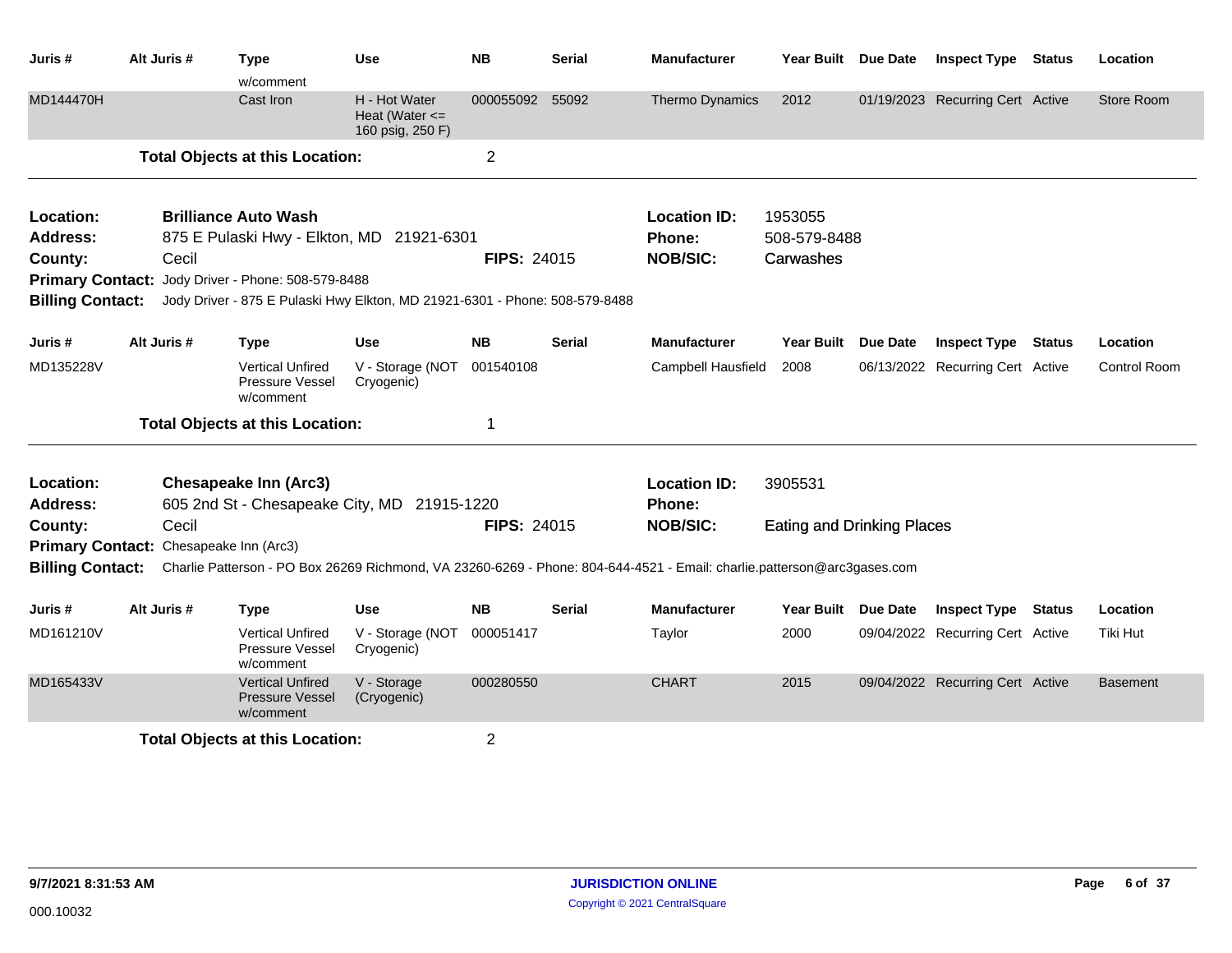| Juris # | Alt Juris # | Type | Use | NB | Serial | Manufacturer | Year Built | Due Date | Inspect Type | Status | Location |
|---|---|---|---|---|---|---|---|---|---|---|---|
| | | w/comment | | | | | | | | | |
| MD144470H | | Cast Iron | H - Hot Water Heat (Water <= 160 psig, 250 F) | 000055092 | 55092 | Thermo Dynamics | 2012 | 01/19/2023 | Recurring Cert | Active | Store Room |

**Total Objects at this Location:** 2

---

**Location:** **Brilliance Auto Wash**
**Address:** 875 E Pulaski Hwy - Elkton, MD 21921-6301
**County:** Cecil
**FIPS:** 24015
**Location ID:** 1953055
**Phone:** 508-579-8488
**NOB/SIC:** Carwashes
**Primary Contact:** Jody Driver - Phone: 508-579-8488
**Billing Contact:** Jody Driver - 875 E Pulaski Hwy Elkton, MD 21921-6301 - Phone: 508-579-8488

| Juris # | Alt Juris # | Type | Use | NB | Serial | Manufacturer | Year Built | Due Date | Inspect Type | Status | Location |
|---|---|---|---|---|---|---|---|---|---|---|---|
| MD135228V | | Vertical Unfired Pressure Vessel w/comment | V - Storage (NOT Cryogenic) | 001540108 | | Campbell Hausfield | 2008 | 06/13/2022 | Recurring Cert | Active | Control Room |

**Total Objects at this Location:** 1

---

**Location:** **Chesapeake Inn (Arc3)**
**Address:** 605 2nd St - Chesapeake City, MD 21915-1220
**County:** Cecil
**FIPS:** 24015
**Location ID:** 3905531
**Phone:**
**NOB/SIC:** Eating and Drinking Places
**Primary Contact:** Chesapeake Inn (Arc3)
**Billing Contact:** Charlie Patterson - PO Box 26269 Richmond, VA 23260-6269 - Phone: 804-644-4521 - Email: charlie.patterson@arc3gases.com

| Juris # | Alt Juris # | Type | Use | NB | Serial | Manufacturer | Year Built | Due Date | Inspect Type | Status | Location |
|---|---|---|---|---|---|---|---|---|---|---|---|
| MD161210V | | Vertical Unfired Pressure Vessel w/comment | V - Storage (NOT Cryogenic) | 000051417 | | Taylor | 2000 | 09/04/2022 | Recurring Cert | Active | Tiki Hut |
| MD165433V | | Vertical Unfired Pressure Vessel w/comment | V - Storage (Cryogenic) | 000280550 | | CHART | 2015 | 09/04/2022 | Recurring Cert | Active | Basement |

**Total Objects at this Location:** 2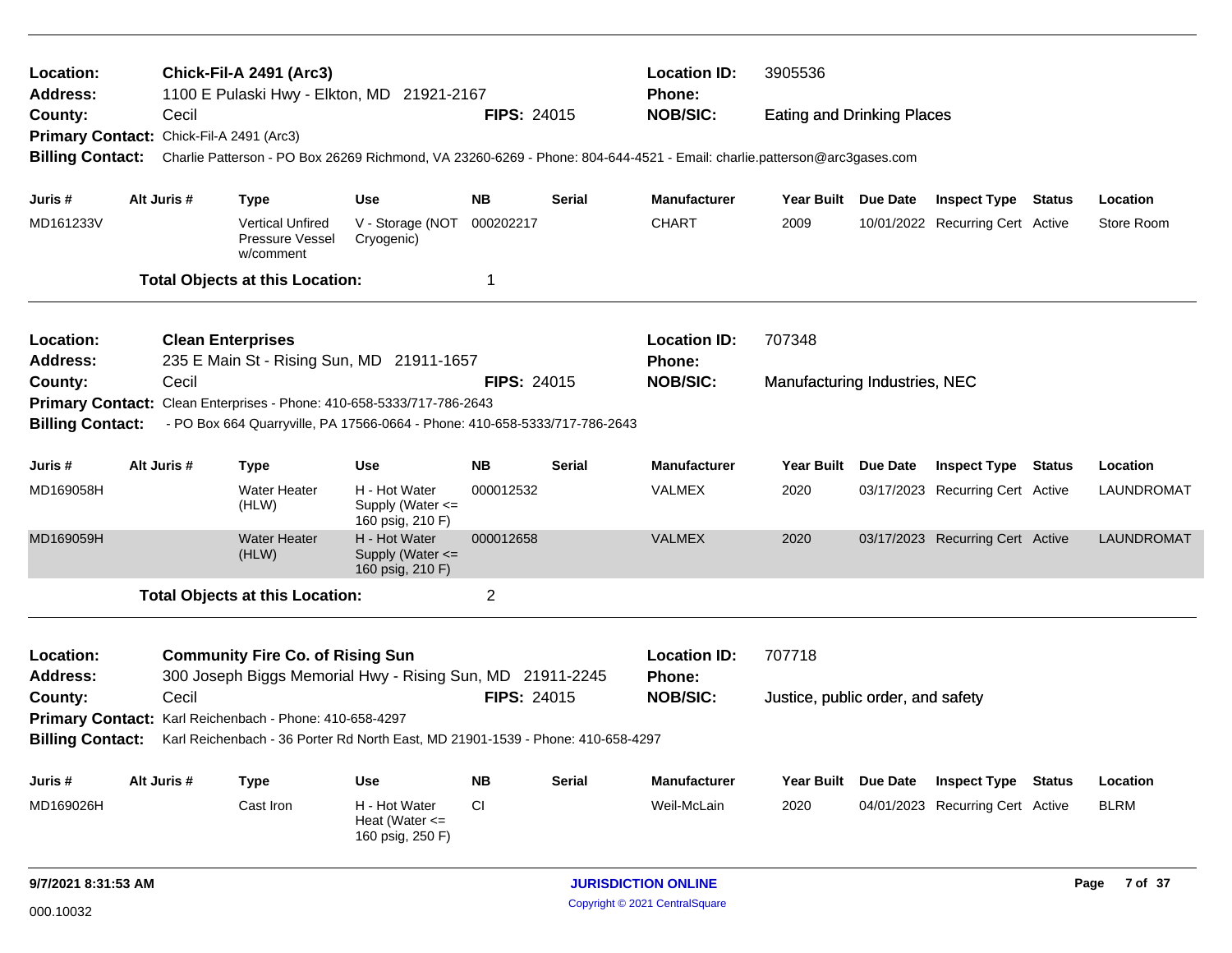**Location:** Chick-Fil-A 2491 (Arc3) **Location ID:** 3905536
**Address:** 1100 E Pulaski Hwy - Elkton, MD 21921-2167 **Phone:**
**County:** Cecil **FIPS:** 24015 **NOB/SIC:** Eating and Drinking Places
**Primary Contact:** Chick-Fil-A 2491 (Arc3)
**Billing Contact:** Charlie Patterson - PO Box 26269 Richmond, VA 23260-6269 - Phone: 804-644-4521 - Email: charlie.patterson@arc3gases.com

| Juris # | Alt Juris # | Type | Use | NB | Serial | Manufacturer | Year Built | Due Date | Inspect Type | Status | Location |
|---|---|---|---|---|---|---|---|---|---|---|---|
| MD161233V | | Vertical Unfired Pressure Vessel w/comment | V - Storage (NOT Cryogenic) | 000202217 | | CHART | 2009 | 10/01/2022 | Recurring Cert | Active | Store Room |

**Total Objects at this Location:** 1

---

**Location:** Clean Enterprises **Location ID:** 707348
**Address:** 235 E Main St - Rising Sun, MD 21911-1657 **Phone:**
**County:** Cecil **FIPS:** 24015 **NOB/SIC:** Manufacturing Industries, NEC
**Primary Contact:** Clean Enterprises - Phone: 410-658-5333/717-786-2643
**Billing Contact:** - PO Box 664 Quarryville, PA 17566-0664 - Phone: 410-658-5333/717-786-2643

| Juris # | Alt Juris # | Type | Use | NB | Serial | Manufacturer | Year Built | Due Date | Inspect Type | Status | Location |
|---|---|---|---|---|---|---|---|---|---|---|---|
| MD169058H | | Water Heater (HLW) | H - Hot Water Supply (Water <= 160 psig, 210 F) | 000012532 | | VALMEX | 2020 | 03/17/2023 | Recurring Cert | Active | LAUNDROMAT |
| MD169059H | | Water Heater (HLW) | H - Hot Water Supply (Water <= 160 psig, 210 F) | 000012658 | | VALMEX | 2020 | 03/17/2023 | Recurring Cert | Active | LAUNDROMAT |

**Total Objects at this Location:** 2

---

**Location:** Community Fire Co. of Rising Sun **Location ID:** 707718
**Address:** 300 Joseph Biggs Memorial Hwy - Rising Sun, MD 21911-2245 **Phone:**
**County:** Cecil **FIPS:** 24015 **NOB/SIC:** Justice, public order, and safety
**Primary Contact:** Karl Reichenbach - Phone: 410-658-4297
**Billing Contact:** Karl Reichenbach - 36 Porter Rd North East, MD 21901-1539 - Phone: 410-658-4297

| Juris # | Alt Juris # | Type | Use | NB | Serial | Manufacturer | Year Built | Due Date | Inspect Type | Status | Location |
|---|---|---|---|---|---|---|---|---|---|---|---|
| MD169026H | | Cast Iron | H - Hot Water Heat (Water <= 160 psig, 250 F) | CI | | Weil-McLain | 2020 | 04/01/2023 | Recurring Cert | Active | BLRM |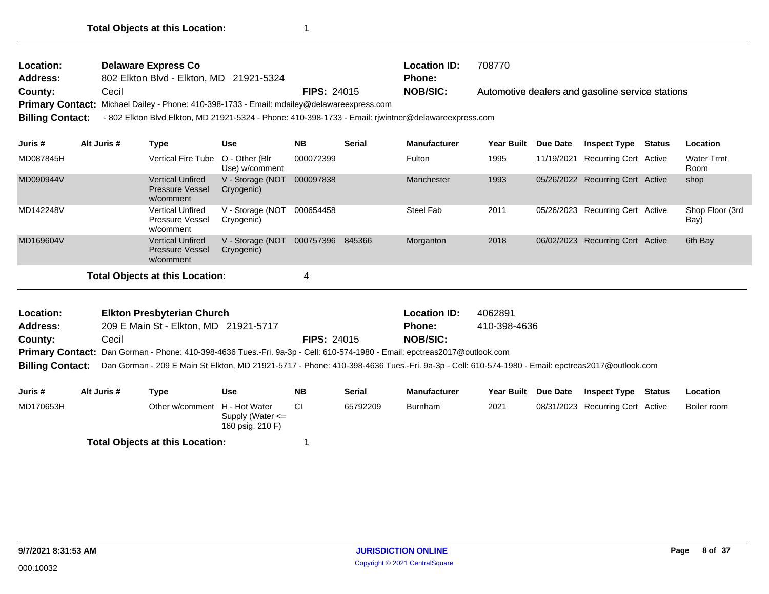**Total Objects at this Location:** 1

---

**Location:** **Delaware Express Co**
**Location ID:** 708770
**Address:** 802 Elkton Blvd - Elkton, MD 21921-5324
**Phone:**
**County:** Cecil
**FIPS:** 24015
**NOB/SIC:** Automotive dealers and gasoline service stations
**Primary Contact:** Michael Dailey - Phone: 410-398-1733 - Email: mdailey@delawareexpress.com
**Billing Contact:** - 802 Elkton Blvd Elkton, MD 21921-5324 - Phone: 410-398-1733 - Email: rjwintner@delawareexpress.com

| Juris # | Alt Juris # | Type | Use | NB | Serial | Manufacturer | Year Built | Due Date | Inspect Type | Status | Location |
|---|---|---|---|---|---|---|---|---|---|---|---|
| MD087845H | | Vertical Fire Tube | O - Other (Blr Use) w/comment | 000072399 | | Fulton | 1995 | 11/19/2021 | Recurring Cert | Active | Water Trmt Room |
| MD090944V | | Vertical Unfired Pressure Vessel w/comment | V - Storage (NOT Cryogenic) | 000097838 | | Manchester | 1993 | 05/26/2022 | Recurring Cert | Active | shop |
| MD142248V | | Vertical Unfired Pressure Vessel w/comment | V - Storage (NOT Cryogenic) | 000654458 | | Steel Fab | 2011 | 05/26/2023 | Recurring Cert | Active | Shop Floor (3rd Bay) |
| MD169604V | | Vertical Unfired Pressure Vessel w/comment | V - Storage (NOT Cryogenic) | 000757396 | 845366 | Morganton | 2018 | 06/02/2023 | Recurring Cert | Active | 6th Bay |

**Total Objects at this Location:** 4

---

**Location:** **Elkton Presbyterian Church**
**Location ID:** 4062891
**Address:** 209 E Main St - Elkton, MD 21921-5717
**Phone:** 410-398-4636
**County:** Cecil
**FIPS:** 24015
**NOB/SIC:**
**Primary Contact:** Dan Gorman - Phone: 410-398-4636 Tues.-Fri. 9a-3p - Cell: 610-574-1980 - Email: epctreas2017@outlook.com
**Billing Contact:** Dan Gorman - 209 E Main St Elkton, MD 21921-5717 - Phone: 410-398-4636 Tues.-Fri. 9a-3p - Cell: 610-574-1980 - Email: epctreas2017@outlook.com

| Juris # | Alt Juris # | Type | Use | NB | Serial | Manufacturer | Year Built | Due Date | Inspect Type | Status | Location |
|---|---|---|---|---|---|---|---|---|---|---|---|
| MD170653H | | Other w/comment | H - Hot Water Supply (Water <= 160 psig, 210 F) | CI | 65792209 | Burnham | 2021 | 08/31/2023 | Recurring Cert | Active | Boiler room |

**Total Objects at this Location:** 1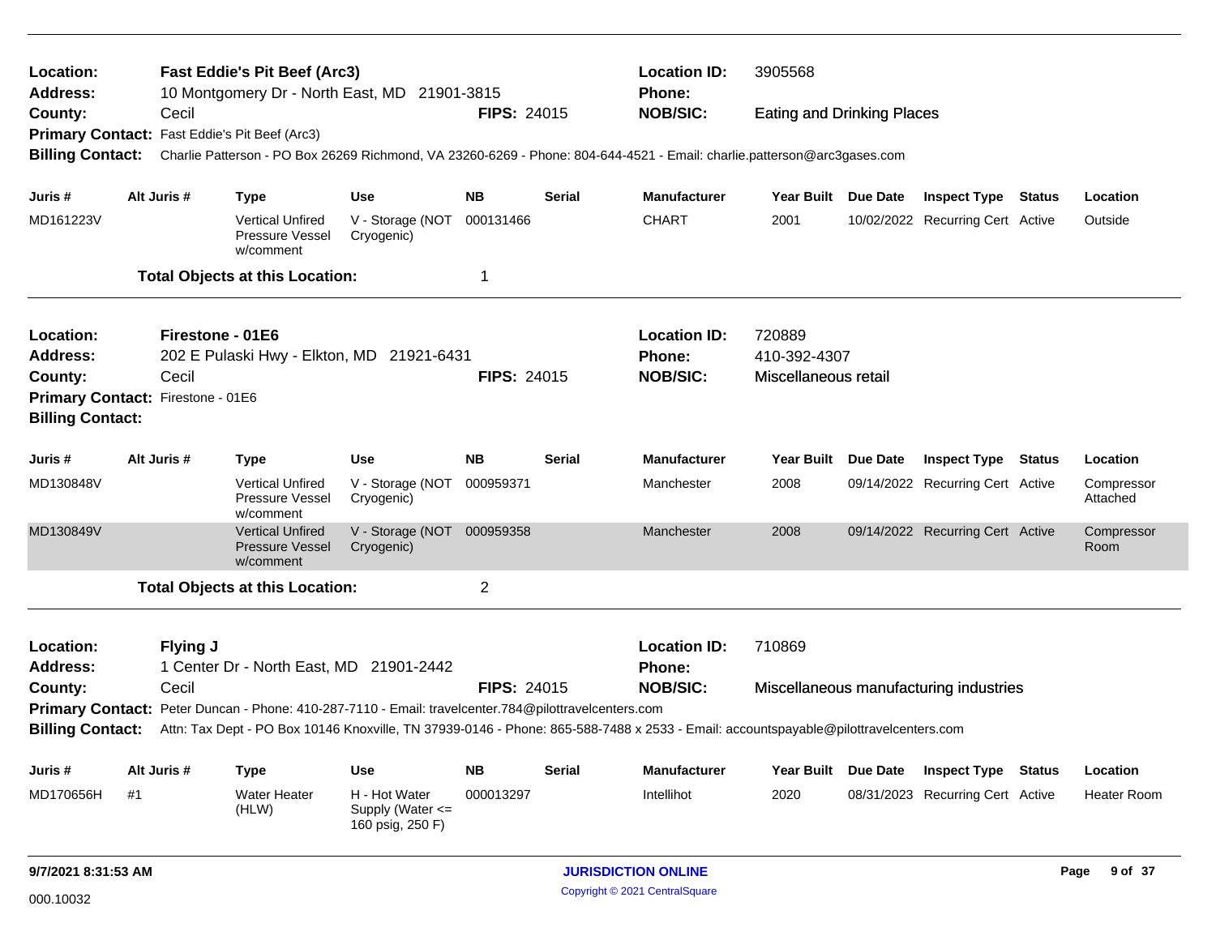**Location:** Fast Eddie's Pit Beef (Arc3) | **Location ID:** 3905568
**Address:** 10 Montgomery Dr - North East, MD 21901-3815 | **Phone:**
**County:** Cecil | **FIPS:** 24015 | **NOB/SIC:** Eating and Drinking Places
**Primary Contact:** Fast Eddie's Pit Beef (Arc3)
**Billing Contact:** Charlie Patterson - PO Box 26269 Richmond, VA 23260-6269 - Phone: 804-644-4521 - Email: charlie.patterson@arc3gases.com

| Juris # | Alt Juris # | Type | Use | NB | Serial | Manufacturer | Year Built | Due Date | Inspect Type | Status | Location |
|---|---|---|---|---|---|---|---|---|---|---|---|
| MD161223V | | Vertical Unfired Pressure Vessel w/comment | V - Storage (NOT Cryogenic) | 000131466 | | CHART | 2001 | 10/02/2022 | Recurring Cert | Active | Outside |

**Total Objects at this Location:** 1

---

**Location:** Firestone - 01E6 | **Location ID:** 720889
**Address:** 202 E Pulaski Hwy - Elkton, MD 21921-6431 | **Phone:** 410-392-4307
**County:** Cecil | **FIPS:** 24015 | **NOB/SIC:** Miscellaneous retail
**Primary Contact:** Firestone - 01E6
**Billing Contact:**

| Juris # | Alt Juris # | Type | Use | NB | Serial | Manufacturer | Year Built | Due Date | Inspect Type | Status | Location |
|---|---|---|---|---|---|---|---|---|---|---|---|
| MD130848V | | Vertical Unfired Pressure Vessel w/comment | V - Storage (NOT Cryogenic) | 000959371 | | Manchester | 2008 | 09/14/2022 | Recurring Cert | Active | Compressor Attached |
| MD130849V | | Vertical Unfired Pressure Vessel w/comment | V - Storage (NOT Cryogenic) | 000959358 | | Manchester | 2008 | 09/14/2022 | Recurring Cert | Active | Compressor Room |

**Total Objects at this Location:** 2

---

**Location:** Flying J | **Location ID:** 710869
**Address:** 1 Center Dr - North East, MD 21901-2442 | **Phone:**
**County:** Cecil | **FIPS:** 24015 | **NOB/SIC:** Miscellaneous manufacturing industries
**Primary Contact:** Peter Duncan - Phone: 410-287-7110 - Email: travelcenter.784@pilottravelcenters.com
**Billing Contact:** Attn: Tax Dept - PO Box 10146 Knoxville, TN 37939-0146 - Phone: 865-588-7488 x 2533 - Email: accountspayable@pilottravelcenters.com

| Juris # | Alt Juris # | Type | Use | NB | Serial | Manufacturer | Year Built | Due Date | Inspect Type | Status | Location |
|---|---|---|---|---|---|---|---|---|---|---|---|
| MD170656H | #1 | Water Heater (HLW) | H - Hot Water Supply (Water <= 160 psig, 250 F) | 000013297 | | Intellihot | 2020 | 08/31/2023 | Recurring Cert | Active | Heater Room |

9/7/2021 8:31:53 AM

000.10032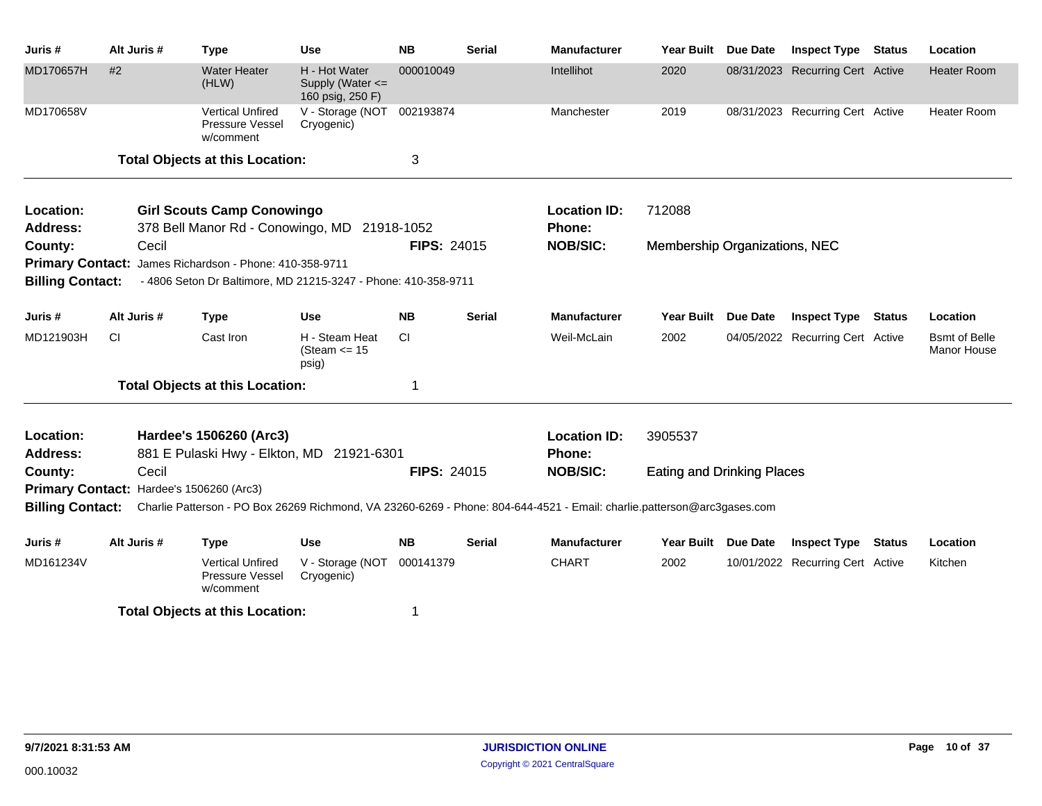| Juris # | Alt Juris # | Type | Use | NB | Serial | Manufacturer | Year Built | Due Date | Inspect Type | Status | Location |
|---|---|---|---|---|---|---|---|---|---|---|---|
| MD170657H | #2 | Water Heater (HLW) | H - Hot Water Supply (Water <= 160 psig, 250 F) | 000010049 | | Intellihot | 2020 | 08/31/2023 | Recurring Cert | Active | Heater Room |
| MD170658V | | Vertical Unfired Pressure Vessel w/comment | V - Storage (NOT Cryogenic) | 002193874 | | Manchester | 2019 | 08/31/2023 | Recurring Cert | Active | Heater Room |

**Total Objects at this Location:** 3

---

**Location:** **Girl Scouts Camp Conowingo**
**Location ID:** 712088
**Address:** 378 Bell Manor Rd - Conowingo, MD 21918-1052
**Phone:**
**County:** Cecil
**FIPS:** 24015
**NOB/SIC:** Membership Organizations, NEC
**Primary Contact:** James Richardson - Phone: 410-358-9711
**Billing Contact:** - 4806 Seton Dr Baltimore, MD 21215-3247 - Phone: 410-358-9711

| Juris # | Alt Juris # | Type | Use | NB | Serial | Manufacturer | Year Built | Due Date | Inspect Type | Status | Location |
|---|---|---|---|---|---|---|---|---|---|---|---|
| MD121903H | CI | Cast Iron | H - Steam Heat (Steam <= 15 psig) | CI | | Weil-McLain | 2002 | 04/05/2022 | Recurring Cert | Active | Bsmt of Belle Manor House |

**Total Objects at this Location:** 1

---

**Location:** **Hardee's 1506260 (Arc3)**
**Location ID:** 3905537
**Address:** 881 E Pulaski Hwy - Elkton, MD 21921-6301
**Phone:**
**County:** Cecil
**FIPS:** 24015
**NOB/SIC:** Eating and Drinking Places
**Primary Contact:** Hardee's 1506260 (Arc3)
**Billing Contact:** Charlie Patterson - PO Box 26269 Richmond, VA 23260-6269 - Phone: 804-644-4521 - Email: charlie.patterson@arc3gases.com

| Juris # | Alt Juris # | Type | Use | NB | Serial | Manufacturer | Year Built | Due Date | Inspect Type | Status | Location |
|---|---|---|---|---|---|---|---|---|---|---|---|
| MD161234V | | Vertical Unfired Pressure Vessel w/comment | V - Storage (NOT Cryogenic) | 000141379 | | CHART | 2002 | 10/01/2022 | Recurring Cert | Active | Kitchen |

**Total Objects at this Location:** 1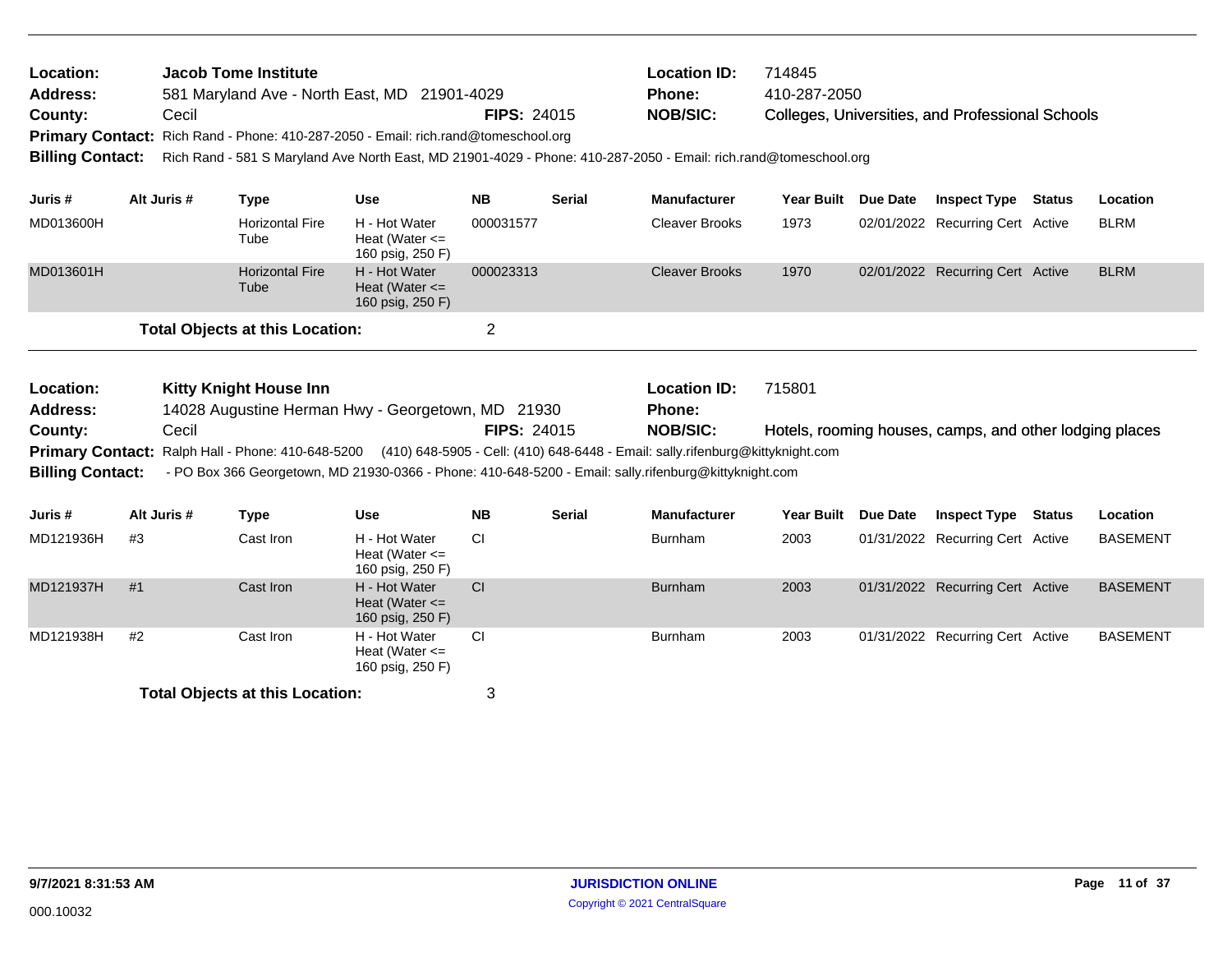**Location:** Jacob Tome Institute  
**Address:** 581 Maryland Ave - North East, MD 21901-4029  
**County:** Cecil **FIPS:** 24015  
**Location ID:** 714845  
**Phone:** 410-287-2050  
**NOB/SIC:** Colleges, Universities, and Professional Schools  
**Primary Contact:** Rich Rand - Phone: 410-287-2050 - Email: rich.rand@tomeschool.org  
**Billing Contact:** Rich Rand - 581 S Maryland Ave North East, MD 21901-4029 - Phone: 410-287-2050 - Email: rich.rand@tomeschool.org

| Juris # | Alt Juris # | Type | Use | NB | Serial | Manufacturer | Year Built | Due Date | Inspect Type | Status | Location |
|---|---|---|---|---|---|---|---|---|---|---|---|
| MD013600H | | Horizontal Fire Tube | H - Hot Water Heat (Water <= 160 psig, 250 F) | 000031577 | | Cleaver Brooks | 1973 | 02/01/2022 | Recurring Cert | Active | BLRM |
| MD013601H | | Horizontal Fire Tube | H - Hot Water Heat (Water <= 160 psig, 250 F) | 000023313 | | Cleaver Brooks | 1970 | 02/01/2022 | Recurring Cert | Active | BLRM |

**Total Objects at this Location:** 2

**Location:** Kitty Knight House Inn  
**Address:** 14028 Augustine Herman Hwy - Georgetown, MD 21930  
**County:** Cecil **FIPS:** 24015  
**Location ID:** 715801  
**Phone:**  
**NOB/SIC:** Hotels, rooming houses, camps, and other lodging places  
**Primary Contact:** Ralph Hall - Phone: 410-648-5200 (410) 648-5905 - Cell: (410) 648-6448 - Email: sally.rifenburg@kittyknight.com  
**Billing Contact:** - PO Box 366 Georgetown, MD 21930-0366 - Phone: 410-648-5200 - Email: sally.rifenburg@kittyknight.com

| Juris # | Alt Juris # | Type | Use | NB | Serial | Manufacturer | Year Built | Due Date | Inspect Type | Status | Location |
|---|---|---|---|---|---|---|---|---|---|---|---|
| MD121936H | #3 | Cast Iron | H - Hot Water Heat (Water <= 160 psig, 250 F) | CI | | Burnham | 2003 | 01/31/2022 | Recurring Cert | Active | BASEMENT |
| MD121937H | #1 | Cast Iron | H - Hot Water Heat (Water <= 160 psig, 250 F) | CI | | Burnham | 2003 | 01/31/2022 | Recurring Cert | Active | BASEMENT |
| MD121938H | #2 | Cast Iron | H - Hot Water Heat (Water <= 160 psig, 250 F) | CI | | Burnham | 2003 | 01/31/2022 | Recurring Cert | Active | BASEMENT |

**Total Objects at this Location:** 3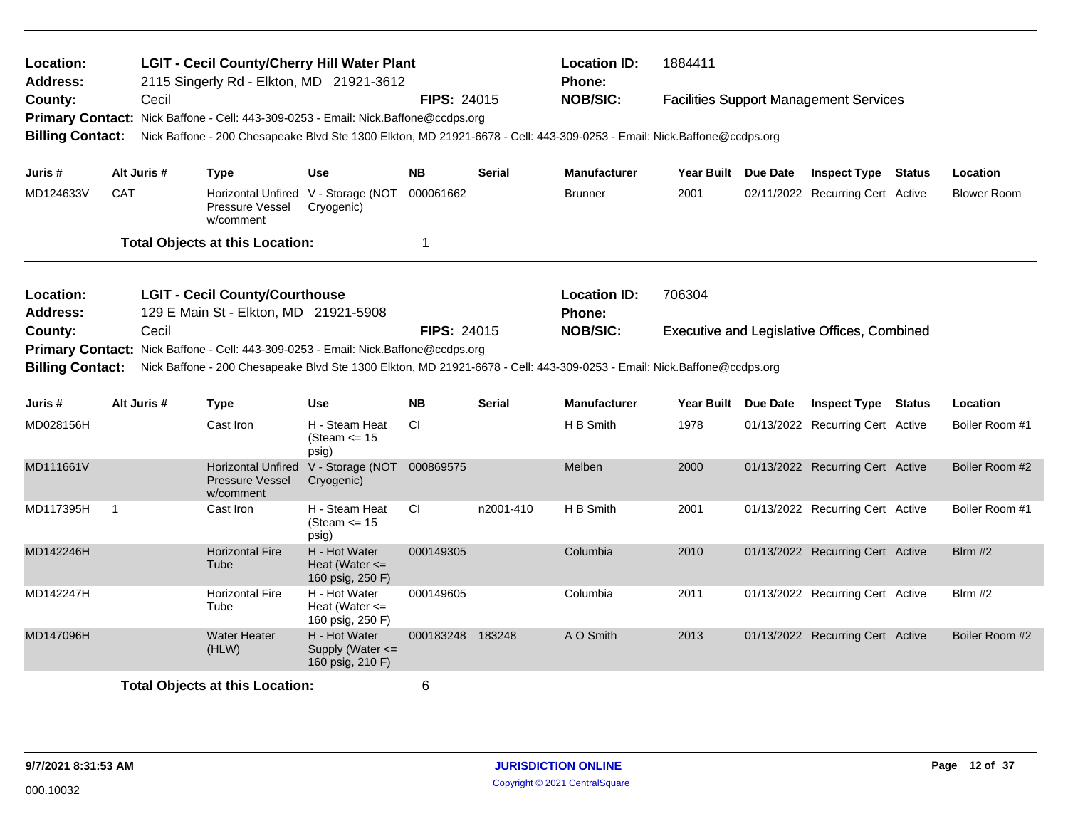**Location:** LGIT - Cecil County/Cherry Hill Water Plant
**Location ID:** 1884411
**Address:** 2115 Singerly Rd - Elkton, MD 21921-3612
**Phone:**
**County:** Cecil
**FIPS:** 24015
**NOB/SIC:** Facilities Support Management Services
**Primary Contact:** Nick Baffone - Cell: 443-309-0253 - Email: Nick.Baffone@ccdps.org
**Billing Contact:** Nick Baffone - 200 Chesapeake Blvd Ste 1300 Elkton, MD 21921-6678 - Cell: 443-309-0253 - Email: Nick.Baffone@ccdps.org

| Juris # | Alt Juris # | Type | Use | NB | Serial | Manufacturer | Year Built | Due Date | Inspect Type | Status | Location |
|---|---|---|---|---|---|---|---|---|---|---|---|
| MD124633V | CAT | Horizontal Unfired Pressure Vessel w/comment | V - Storage (NOT Cryogenic) | 000061662 | | Brunner | 2001 | 02/11/2022 | Recurring Cert | Active | Blower Room |

**Total Objects at this Location:** 1

---

**Location:** LGIT - Cecil County/Courthouse
**Location ID:** 706304
**Address:** 129 E Main St - Elkton, MD 21921-5908
**Phone:**
**County:** Cecil
**FIPS:** 24015
**NOB/SIC:** Executive and Legislative Offices, Combined
**Primary Contact:** Nick Baffone - Cell: 443-309-0253 - Email: Nick.Baffone@ccdps.org
**Billing Contact:** Nick Baffone - 200 Chesapeake Blvd Ste 1300 Elkton, MD 21921-6678 - Cell: 443-309-0253 - Email: Nick.Baffone@ccdps.org

| Juris # | Alt Juris # | Type | Use | NB | Serial | Manufacturer | Year Built | Due Date | Inspect Type | Status | Location |
|---|---|---|---|---|---|---|---|---|---|---|---|
| MD028156H | | Cast Iron | H - Steam Heat (Steam <= 15 psig) | CI | | H B Smith | 1978 | 01/13/2022 | Recurring Cert | Active | Boiler Room #1 |
| MD111661V | | Horizontal Unfired Pressure Vessel w/comment | V - Storage (NOT Cryogenic) | 000869575 | | Melben | 2000 | 01/13/2022 | Recurring Cert | Active | Boiler Room #2 |
| MD117395H | 1 | Cast Iron | H - Steam Heat (Steam <= 15 psig) | CI | n2001-410 | H B Smith | 2001 | 01/13/2022 | Recurring Cert | Active | Boiler Room #1 |
| MD142246H | | Horizontal Fire Tube | H - Hot Water Heat (Water <= 160 psig, 250 F) | 000149305 | | Columbia | 2010 | 01/13/2022 | Recurring Cert | Active | Blrm #2 |
| MD142247H | | Horizontal Fire Tube | H - Hot Water Heat (Water <= 160 psig, 250 F) | 000149605 | | Columbia | 2011 | 01/13/2022 | Recurring Cert | Active | Blrm #2 |
| MD147096H | | Water Heater (HLW) | H - Hot Water Supply (Water <= 160 psig, 210 F) | 000183248 | 183248 | A O Smith | 2013 | 01/13/2022 | Recurring Cert | Active | Boiler Room #2 |

**Total Objects at this Location:** 6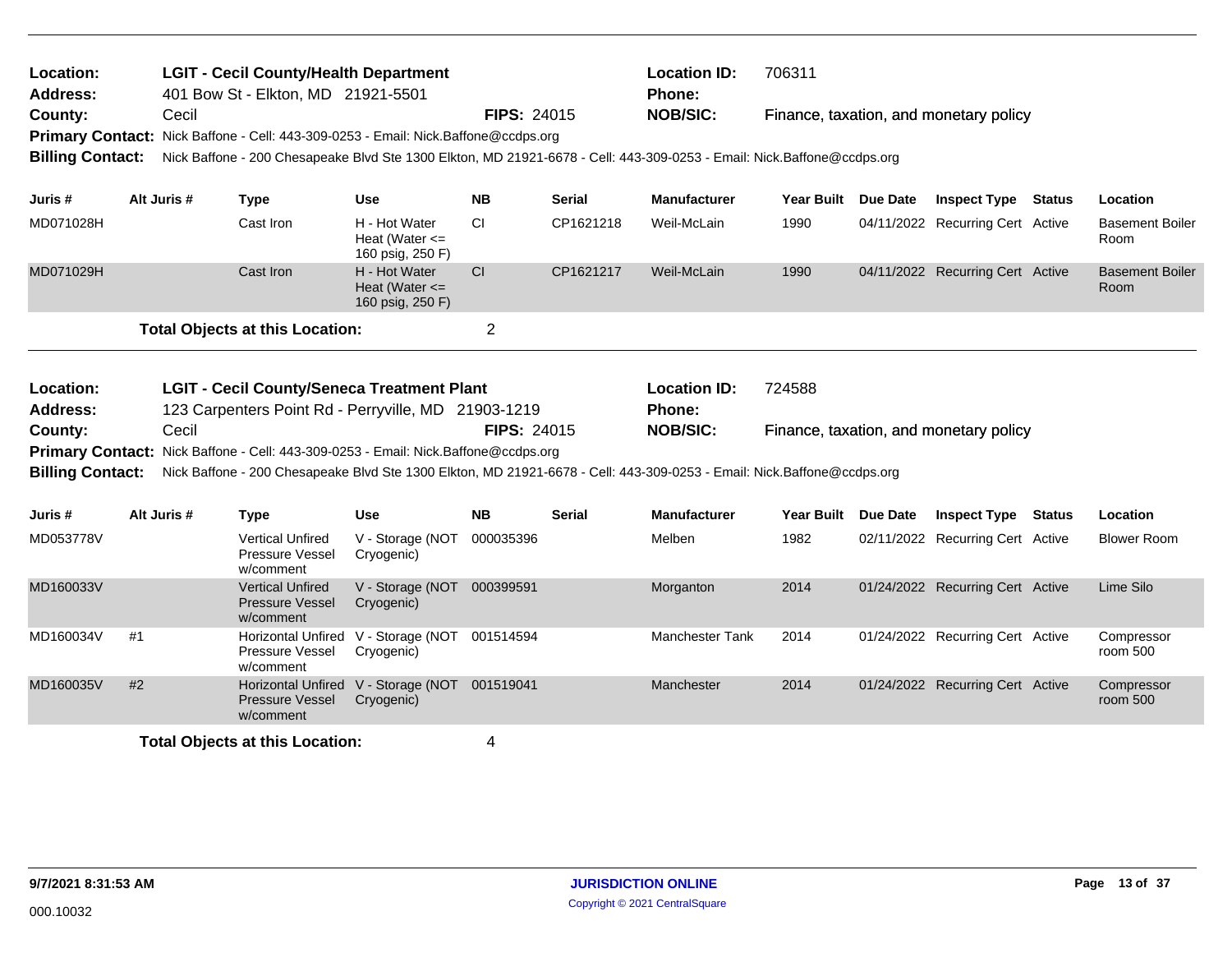| | | | | |
|---|---|---|---|---|
| **Location:** | **LGIT - Cecil County/Health Department** | | **Location ID:** | 706311 |
| **Address:** | 401 Bow St - Elkton, MD 21921-5501 | | **Phone:** | |
| **County:** | Cecil | **FIPS:** 24015 | **NOB/SIC:** | Finance, taxation, and monetary policy |

**Primary Contact:** Nick Baffone - Cell: 443-309-0253 - Email: Nick.Baffone@ccdps.org

**Billing Contact:** Nick Baffone - 200 Chesapeake Blvd Ste 1300 Elkton, MD 21921-6678 - Cell: 443-309-0253 - Email: Nick.Baffone@ccdps.org

| Juris # | Alt Juris # | Type | Use | NB | Serial | Manufacturer | Year Built | Due Date | Inspect Type | Status | Location |
|---|---|---|---|---|---|---|---|---|---|---|---|
| MD071028H | | Cast Iron | H - Hot Water Heat (Water <= 160 psig, 250 F) | CI | CP1621218 | Weil-McLain | 1990 | 04/11/2022 | Recurring Cert | Active | Basement Boiler Room |
| MD071029H | | Cast Iron | H - Hot Water Heat (Water <= 160 psig, 250 F) | CI | CP1621217 | Weil-McLain | 1990 | 04/11/2022 | Recurring Cert | Active | Basement Boiler Room |

**Total Objects at this Location:** 2

| | | | | |
|---|---|---|---|---|
| **Location:** | **LGIT - Cecil County/Seneca Treatment Plant** | | **Location ID:** | 724588 |
| **Address:** | 123 Carpenters Point Rd - Perryville, MD 21903-1219 | | **Phone:** | |
| **County:** | Cecil | **FIPS:** 24015 | **NOB/SIC:** | Finance, taxation, and monetary policy |

**Primary Contact:** Nick Baffone - Cell: 443-309-0253 - Email: Nick.Baffone@ccdps.org

**Billing Contact:** Nick Baffone - 200 Chesapeake Blvd Ste 1300 Elkton, MD 21921-6678 - Cell: 443-309-0253 - Email: Nick.Baffone@ccdps.org

| Juris # | Alt Juris # | Type | Use | NB | Serial | Manufacturer | Year Built | Due Date | Inspect Type | Status | Location |
|---|---|---|---|---|---|---|---|---|---|---|---|
| MD053778V | | Vertical Unfired Pressure Vessel w/comment | V - Storage (NOT Cryogenic) | 000035396 | | Melben | 1982 | 02/11/2022 | Recurring Cert | Active | Blower Room |
| MD160033V | | Vertical Unfired Pressure Vessel w/comment | V - Storage (NOT Cryogenic) | 000399591 | | Morganton | 2014 | 01/24/2022 | Recurring Cert | Active | Lime Silo |
| MD160034V | #1 | Horizontal Unfired Pressure Vessel w/comment | V - Storage (NOT Cryogenic) | 001514594 | | Manchester Tank | 2014 | 01/24/2022 | Recurring Cert | Active | Compressor room 500 |
| MD160035V | #2 | Horizontal Unfired Pressure Vessel w/comment | V - Storage (NOT Cryogenic) | 001519041 | | Manchester | 2014 | 01/24/2022 | Recurring Cert | Active | Compressor room 500 |

**Total Objects at this Location:** 4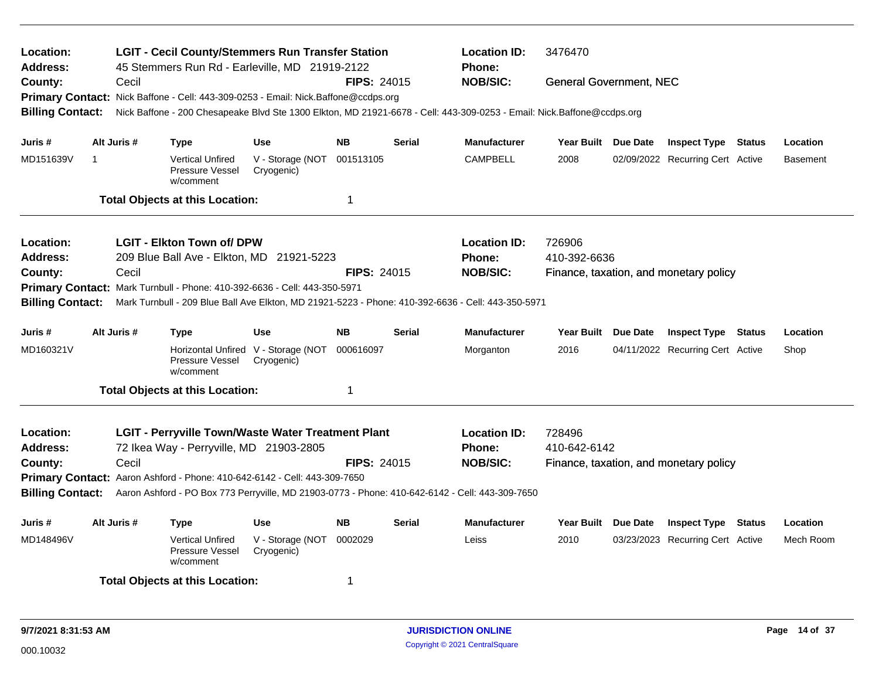**Location:** LGIT - Cecil County/Stemmers Run Transfer Station
**Location ID:** 3476470
**Address:** 45 Stemmers Run Rd - Earleville, MD 21919-2122
**Phone:**
**County:** Cecil
**FIPS:** 24015
**NOB/SIC:** General Government, NEC
**Primary Contact:** Nick Baffone - Cell: 443-309-0253 - Email: Nick.Baffone@ccdps.org
**Billing Contact:** Nick Baffone - 200 Chesapeake Blvd Ste 1300 Elkton, MD 21921-6678 - Cell: 443-309-0253 - Email: Nick.Baffone@ccdps.org

| Juris # | Alt Juris # | Type | Use | NB | Serial | Manufacturer | Year Built | Due Date | Inspect Type | Status | Location |
|---|---|---|---|---|---|---|---|---|---|---|---|
| MD151639V | 1 | Vertical Unfired Pressure Vessel w/comment | V - Storage (NOT Cryogenic) | 001513105 | | CAMPBELL | 2008 | 02/09/2022 | Recurring Cert | Active | Basement |

**Total Objects at this Location:** 1

---

**Location:** LGIT - Elkton Town of/ DPW
**Location ID:** 726906
**Address:** 209 Blue Ball Ave - Elkton, MD 21921-5223
**Phone:** 410-392-6636
**County:** Cecil
**FIPS:** 24015
**NOB/SIC:** Finance, taxation, and monetary policy
**Primary Contact:** Mark Turnbull - Phone: 410-392-6636 - Cell: 443-350-5971
**Billing Contact:** Mark Turnbull - 209 Blue Ball Ave Elkton, MD 21921-5223 - Phone: 410-392-6636 - Cell: 443-350-5971

| Juris # | Alt Juris # | Type | Use | NB | Serial | Manufacturer | Year Built | Due Date | Inspect Type | Status | Location |
|---|---|---|---|---|---|---|---|---|---|---|---|
| MD160321V | | Horizontal Unfired Pressure Vessel w/comment | V - Storage (NOT Cryogenic) | 000616097 | | Morganton | 2016 | 04/11/2022 | Recurring Cert | Active | Shop |

**Total Objects at this Location:** 1

---

**Location:** LGIT - Perryville Town/Waste Water Treatment Plant
**Location ID:** 728496
**Address:** 72 Ikea Way - Perryville, MD 21903-2805
**Phone:** 410-642-6142
**County:** Cecil
**FIPS:** 24015
**NOB/SIC:** Finance, taxation, and monetary policy
**Primary Contact:** Aaron Ashford - Phone: 410-642-6142 - Cell: 443-309-7650
**Billing Contact:** Aaron Ashford - PO Box 773 Perryville, MD 21903-0773 - Phone: 410-642-6142 - Cell: 443-309-7650

| Juris # | Alt Juris # | Type | Use | NB | Serial | Manufacturer | Year Built | Due Date | Inspect Type | Status | Location |
|---|---|---|---|---|---|---|---|---|---|---|---|
| MD148496V | | Vertical Unfired Pressure Vessel w/comment | V - Storage (NOT Cryogenic) | 0002029 | | Leiss | 2010 | 03/23/2023 | Recurring Cert | Active | Mech Room |

**Total Objects at this Location:** 1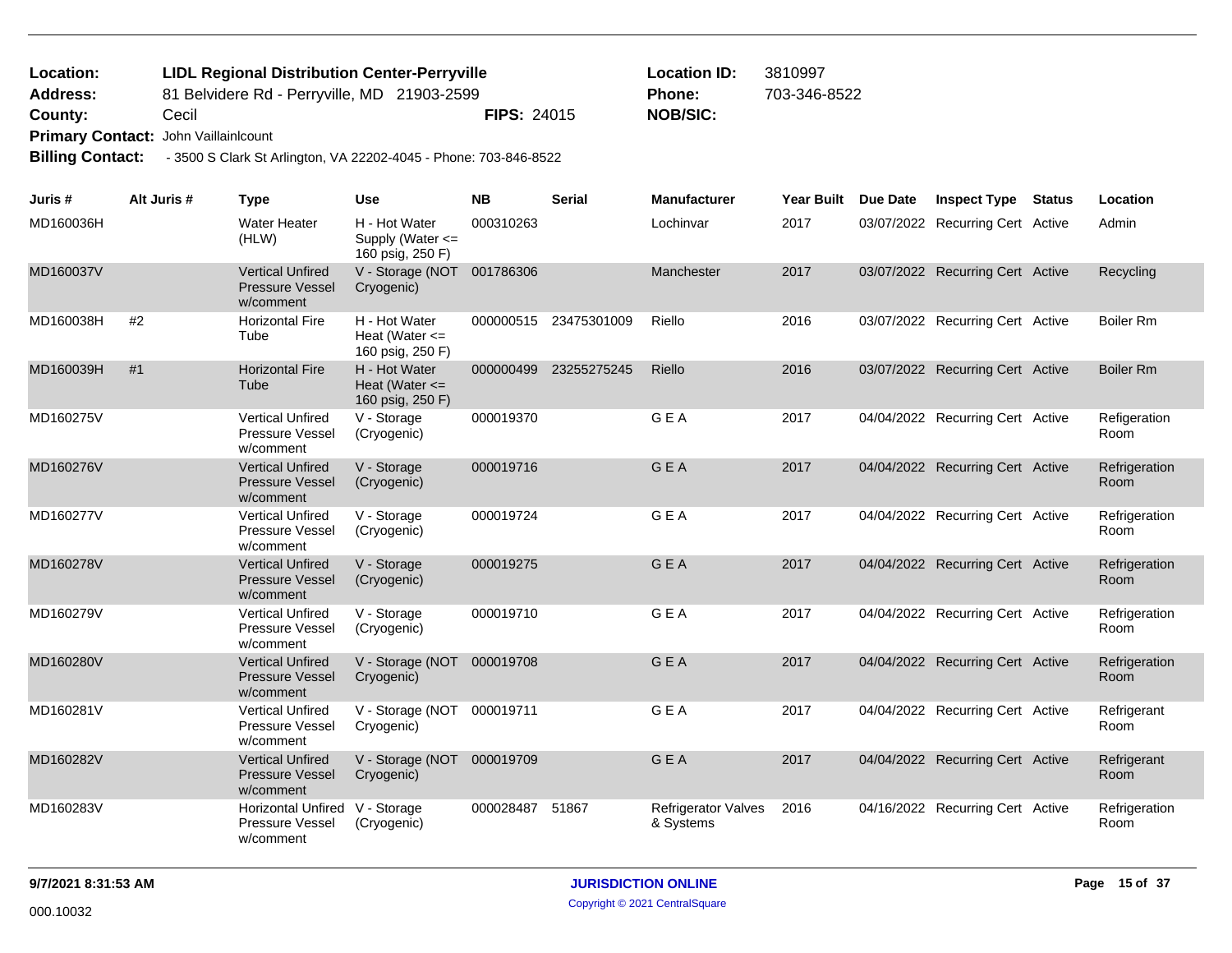**Location:** LIDL Regional Distribution Center-Perryville
**Address:** 81 Belvidere Rd - Perryville, MD 21903-2599
**County:** Cecil **FIPS:** 24015
**Primary Contact:** John Vaillainlcount
**Billing Contact:** - 3500 S Clark St Arlington, VA 22202-4045 - Phone: 703-846-8522

**Location ID:** 3810997
**Phone:** 703-346-8522
**NOB/SIC:**

| Juris # | Alt Juris # | Type | Use | NB | Serial | Manufacturer | Year Built | Due Date | Inspect Type | Status | Location |
|---|---|---|---|---|---|---|---|---|---|---|---|
| MD160036H | | Water Heater (HLW) | H - Hot Water Supply (Water <= 160 psig, 250 F) | 000310263 | | Lochinvar | 2017 | 03/07/2022 | Recurring Cert | Active | Admin |
| MD160037V | | Vertical Unfired Pressure Vessel w/comment | V - Storage (NOT Cryogenic) | 001786306 | | Manchester | 2017 | 03/07/2022 | Recurring Cert | Active | Recycling |
| MD160038H | #2 | Horizontal Fire Tube | H - Hot Water Heat (Water <= 160 psig, 250 F) | 000000515 | 23475301009 | Riello | 2016 | 03/07/2022 | Recurring Cert | Active | Boiler Rm |
| MD160039H | #1 | Horizontal Fire Tube | H - Hot Water Heat (Water <= 160 psig, 250 F) | 000000499 | 23255275245 | Riello | 2016 | 03/07/2022 | Recurring Cert | Active | Boiler Rm |
| MD160275V | | Vertical Unfired Pressure Vessel w/comment | V - Storage (Cryogenic) | 000019370 | | G E A | 2017 | 04/04/2022 | Recurring Cert | Active | Refigeration Room |
| MD160276V | | Vertical Unfired Pressure Vessel w/comment | V - Storage (Cryogenic) | 000019716 | | G E A | 2017 | 04/04/2022 | Recurring Cert | Active | Refrigeration Room |
| MD160277V | | Vertical Unfired Pressure Vessel w/comment | V - Storage (Cryogenic) | 000019724 | | G E A | 2017 | 04/04/2022 | Recurring Cert | Active | Refrigeration Room |
| MD160278V | | Vertical Unfired Pressure Vessel w/comment | V - Storage (Cryogenic) | 000019275 | | G E A | 2017 | 04/04/2022 | Recurring Cert | Active | Refrigeration Room |
| MD160279V | | Vertical Unfired Pressure Vessel w/comment | V - Storage (Cryogenic) | 000019710 | | G E A | 2017 | 04/04/2022 | Recurring Cert | Active | Refrigeration Room |
| MD160280V | | Vertical Unfired Pressure Vessel w/comment | V - Storage (NOT Cryogenic) | 000019708 | | G E A | 2017 | 04/04/2022 | Recurring Cert | Active | Refrigeration Room |
| MD160281V | | Vertical Unfired Pressure Vessel w/comment | V - Storage (NOT Cryogenic) | 000019711 | | G E A | 2017 | 04/04/2022 | Recurring Cert | Active | Refrigerant Room |
| MD160282V | | Vertical Unfired Pressure Vessel w/comment | V - Storage (NOT Cryogenic) | 000019709 | | G E A | 2017 | 04/04/2022 | Recurring Cert | Active | Refrigerant Room |
| MD160283V | | Horizontal Unfired Pressure Vessel w/comment | V - Storage (Cryogenic) | 000028487 | 51867 | Refrigerator Valves & Systems | 2016 | 04/16/2022 | Recurring Cert | Active | Refrigeration Room |

9/7/2021 8:31:53 AM

000.10032

JURISDICTION ONLINE
Copyright © 2021 CentralSquare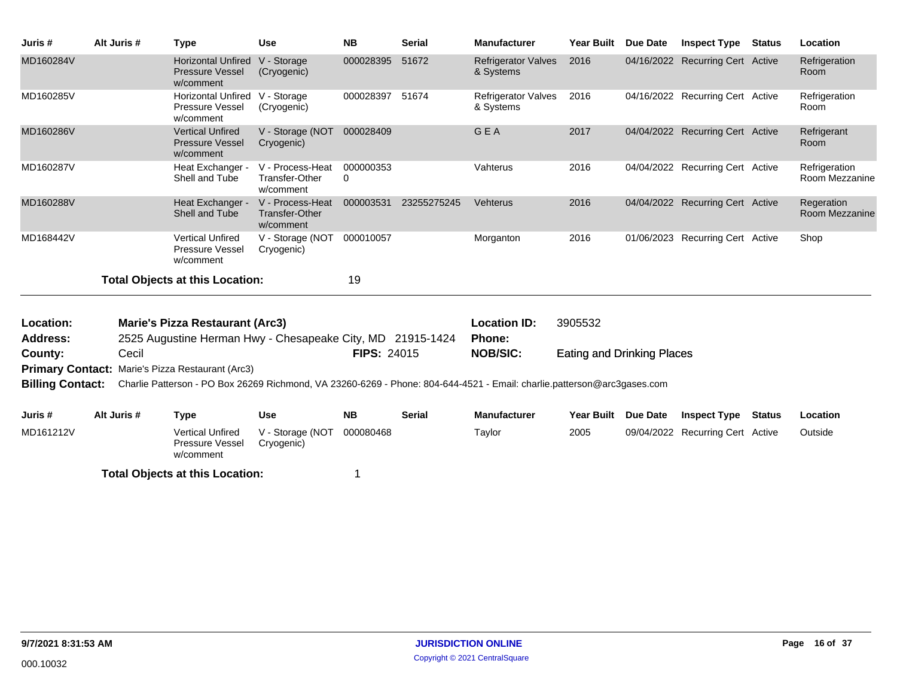| Juris # | Alt Juris # | Type | Use | NB | Serial | Manufacturer | Year Built | Due Date | Inspect Type | Status | Location |
|---|---|---|---|---|---|---|---|---|---|---|---|
| MD160284V | | Horizontal Unfired Pressure Vessel w/comment | V - Storage (Cryogenic) | 000028395 | 51672 | Refrigerator Valves & Systems | 2016 | 04/16/2022 | Recurring Cert | Active | Refrigeration Room |
| MD160285V | | Horizontal Unfired Pressure Vessel w/comment | V - Storage (Cryogenic) | 000028397 | 51674 | Refrigerator Valves & Systems | 2016 | 04/16/2022 | Recurring Cert | Active | Refrigeration Room |
| MD160286V | | Vertical Unfired Pressure Vessel w/comment | V - Storage (NOT Cryogenic) | 000028409 | | G E A | 2017 | 04/04/2022 | Recurring Cert | Active | Refrigerant Room |
| MD160287V | | Heat Exchanger - Shell and Tube | V - Process-Heat Transfer-Other w/comment | 0000003530 | | Vahterus | 2016 | 04/04/2022 | Recurring Cert | Active | Refrigeration Room Mezzanine |
| MD160288V | | Heat Exchanger - Shell and Tube | V - Process-Heat Transfer-Other w/comment | 000003531 | 23255275245 | Vehterus | 2016 | 04/04/2022 | Recurring Cert | Active | Regeration Room Mezzanine |
| MD168442V | | Vertical Unfired Pressure Vessel w/comment | V - Storage (NOT Cryogenic) | 000010057 | | Morganton | 2016 | 01/06/2023 | Recurring Cert | Active | Shop |

**Total Objects at this Location:** 19

**Location:** **Marie's Pizza Restaurant (Arc3)**
**Location ID:** 3905532
**Address:** 2525 Augustine Herman Hwy - Chesapeake City, MD 21915-1424
**Phone:**
**County:** Cecil
**FIPS:** 24015
**NOB/SIC:** Eating and Drinking Places
**Primary Contact:** Marie's Pizza Restaurant (Arc3)
**Billing Contact:** Charlie Patterson - PO Box 26269 Richmond, VA 23260-6269 - Phone: 804-644-4521 - Email: charlie.patterson@arc3gases.com

| Juris # | Alt Juris # | Type | Use | NB | Serial | Manufacturer | Year Built | Due Date | Inspect Type | Status | Location |
|---|---|---|---|---|---|---|---|---|---|---|---|
| MD161212V | | Vertical Unfired Pressure Vessel w/comment | V - Storage (NOT Cryogenic) | 000080468 | | Taylor | 2005 | 09/04/2022 | Recurring Cert | Active | Outside |

**Total Objects at this Location:** 1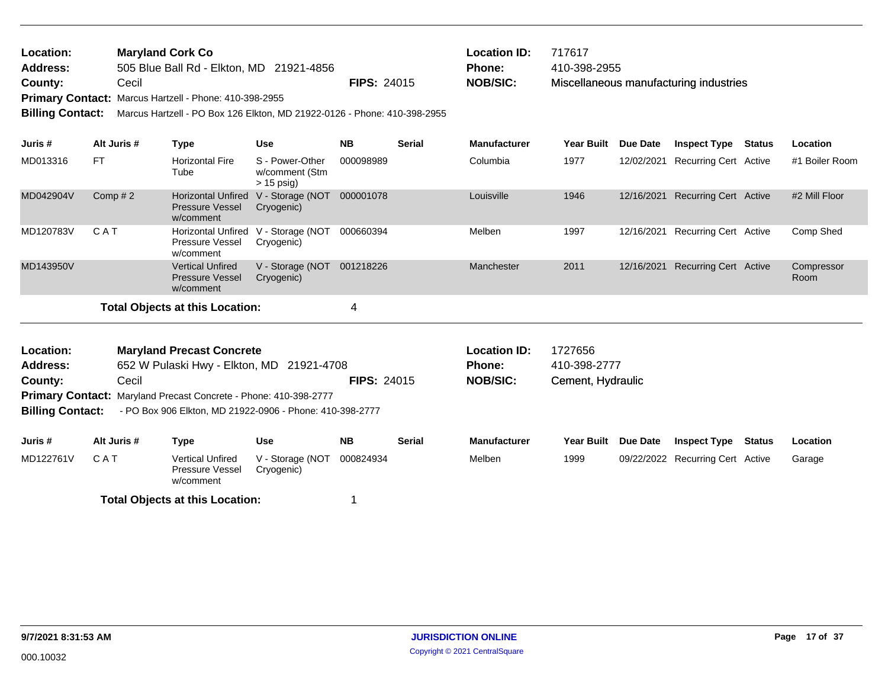**Location:** Maryland Cork Co
**Address:** 505 Blue Ball Rd - Elkton, MD 21921-4856
**County:** Cecil **FIPS:** 24015
**Primary Contact:** Marcus Hartzell - Phone: 410-398-2955
**Billing Contact:** Marcus Hartzell - PO Box 126 Elkton, MD 21922-0126 - Phone: 410-398-2955

**Location ID:** 717617
**Phone:** 410-398-2955
**NOB/SIC:** Miscellaneous manufacturing industries

| Juris # | Alt Juris # | Type | Use | NB | Serial | Manufacturer | Year Built | Due Date | Inspect Type | Status | Location |
|---|---|---|---|---|---|---|---|---|---|---|---|
| MD013316 | FT | Horizontal Fire Tube | S - Power-Other w/comment (Stm > 15 psig) | 000098989 | | Columbia | 1977 | 12/02/2021 | Recurring Cert | Active | #1 Boiler Room |
| MD042904V | Comp # 2 | Horizontal Unfired Pressure Vessel w/comment | V - Storage (NOT Cryogenic) | 000001078 | | Louisville | 1946 | 12/16/2021 | Recurring Cert | Active | #2 Mill Floor |
| MD120783V | C A T | Horizontal Unfired Pressure Vessel w/comment | V - Storage (NOT Cryogenic) | 000660394 | | Melben | 1997 | 12/16/2021 | Recurring Cert | Active | Comp Shed |
| MD143950V | | Vertical Unfired Pressure Vessel w/comment | V - Storage (NOT Cryogenic) | 001218226 | | Manchester | 2011 | 12/16/2021 | Recurring Cert | Active | Compressor Room |

**Total Objects at this Location:** 4

---

**Location:** Maryland Precast Concrete
**Address:** 652 W Pulaski Hwy - Elkton, MD 21921-4708
**County:** Cecil **FIPS:** 24015
**Primary Contact:** Maryland Precast Concrete - Phone: 410-398-2777
**Billing Contact:** - PO Box 906 Elkton, MD 21922-0906 - Phone: 410-398-2777

**Location ID:** 1727656
**Phone:** 410-398-2777
**NOB/SIC:** Cement, Hydraulic

| Juris # | Alt Juris # | Type | Use | NB | Serial | Manufacturer | Year Built | Due Date | Inspect Type | Status | Location |
|---|---|---|---|---|---|---|---|---|---|---|---|
| MD122761V | C A T | Vertical Unfired Pressure Vessel w/comment | V - Storage (NOT Cryogenic) | 000824934 | | Melben | 1999 | 09/22/2022 | Recurring Cert | Active | Garage |

**Total Objects at this Location:** 1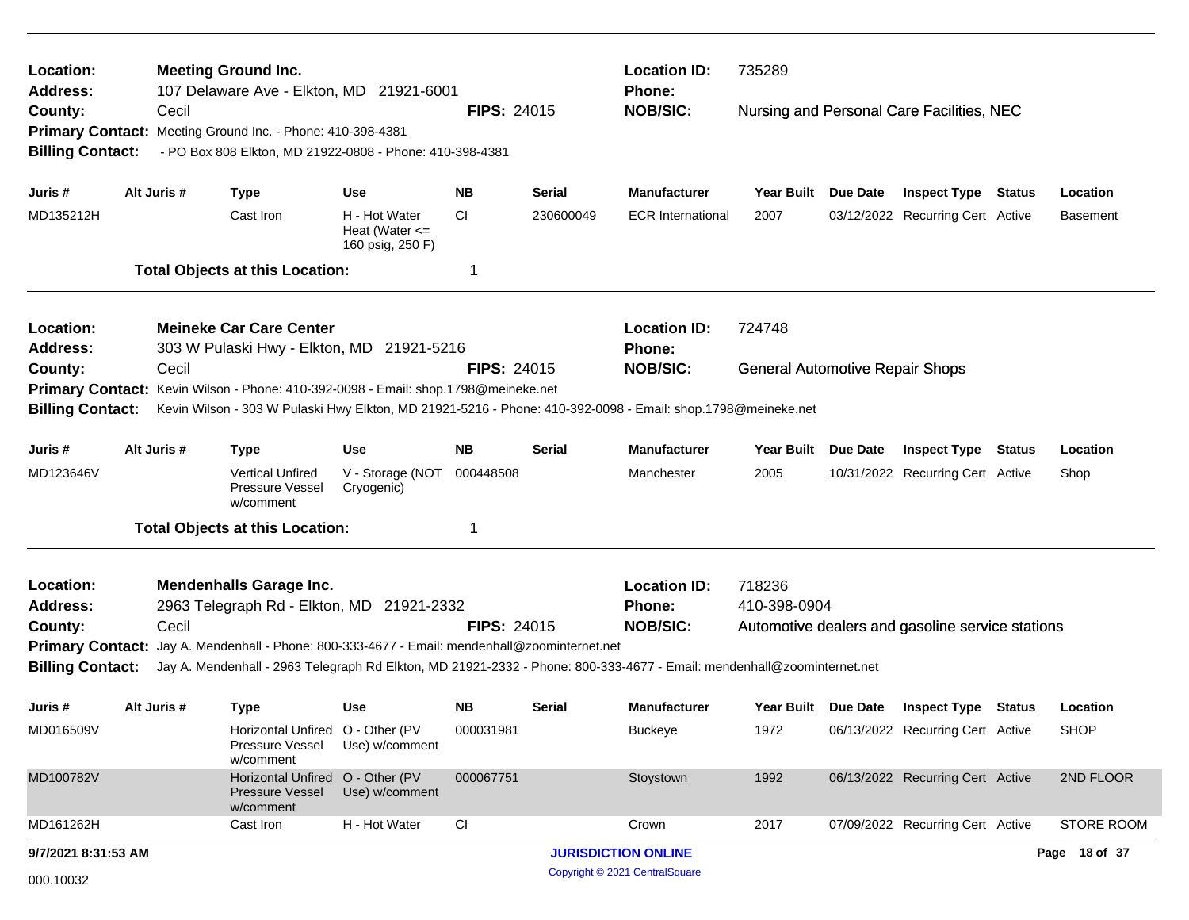**Location:** **Meeting Ground Inc.**
**Address:** 107 Delaware Ave - Elkton, MD 21921-6001
**County:** Cecil
**FIPS:** 24015
**Location ID:** 735289
**Phone:**
**NOB/SIC:** Nursing and Personal Care Facilities, NEC
**Primary Contact:** Meeting Ground Inc. - Phone: 410-398-4381
**Billing Contact:** - PO Box 808 Elkton, MD 21922-0808 - Phone: 410-398-4381

| Juris # | Alt Juris # | Type | Use | NB | Serial | Manufacturer | Year Built | Due Date | Inspect Type | Status | Location |
|---|---|---|---|---|---|---|---|---|---|---|---|
| MD135212H | | Cast Iron | H - Hot Water Heat (Water <= 160 psig, 250 F) | CI | 230600049 | ECR International | 2007 | 03/12/2022 | Recurring Cert | Active | Basement |

**Total Objects at this Location:** 1

---

**Location:** **Meineke Car Care Center**
**Address:** 303 W Pulaski Hwy - Elkton, MD 21921-5216
**County:** Cecil
**FIPS:** 24015
**Location ID:** 724748
**Phone:**
**NOB/SIC:** General Automotive Repair Shops
**Primary Contact:** Kevin Wilson - Phone: 410-392-0098 - Email: shop.1798@meineke.net
**Billing Contact:** Kevin Wilson - 303 W Pulaski Hwy Elkton, MD 21921-5216 - Phone: 410-392-0098 - Email: shop.1798@meineke.net

| Juris # | Alt Juris # | Type | Use | NB | Serial | Manufacturer | Year Built | Due Date | Inspect Type | Status | Location |
|---|---|---|---|---|---|---|---|---|---|---|---|
| MD123646V | | Vertical Unfired Pressure Vessel w/comment | V - Storage (NOT Cryogenic) | 000448508 | | Manchester | 2005 | 10/31/2022 | Recurring Cert | Active | Shop |

**Total Objects at this Location:** 1

---

**Location:** **Mendenhalls Garage Inc.**
**Address:** 2963 Telegraph Rd - Elkton, MD 21921-2332
**County:** Cecil
**FIPS:** 24015
**Location ID:** 718236
**Phone:** 410-398-0904
**NOB/SIC:** Automotive dealers and gasoline service stations
**Primary Contact:** Jay A. Mendenhall - Phone: 800-333-4677 - Email: mendenhall@zoominternet.net
**Billing Contact:** Jay A. Mendenhall - 2963 Telegraph Rd Elkton, MD 21921-2332 - Phone: 800-333-4677 - Email: mendenhall@zoominternet.net

| Juris # | Alt Juris # | Type | Use | NB | Serial | Manufacturer | Year Built | Due Date | Inspect Type | Status | Location |
|---|---|---|---|---|---|---|---|---|---|---|---|
| MD016509V | | Horizontal Unfired Pressure Vessel w/comment | O - Other (PV Use) w/comment | 000031981 | | Buckeye | 1972 | 06/13/2022 | Recurring Cert | Active | SHOP |
| MD100782V | | Horizontal Unfired Pressure Vessel w/comment | O - Other (PV Use) w/comment | 000067751 | | Stoystown | 1992 | 06/13/2022 | Recurring Cert | Active | 2ND FLOOR |
| MD161262H | | Cast Iron | H - Hot Water | CI | | Crown | 2017 | 07/09/2022 | Recurring Cert | Active | STORE ROOM |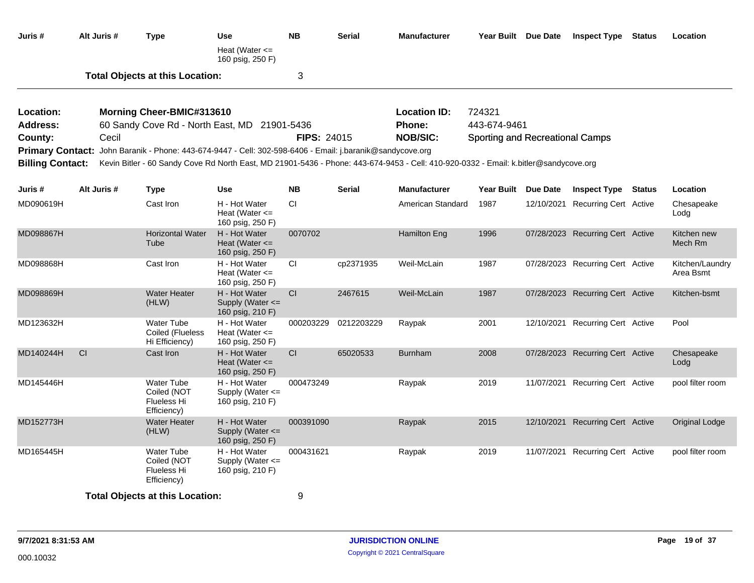| Juris # | Alt Juris # | Type | Use | NB | Serial | Manufacturer | Year Built | Due Date | Inspect Type | Status | Location |
|---|---|---|---|---|---|---|---|---|---|---|---|
| | | | Heat (Water <= 160 psig, 250 F) | | | | | | | | |

**Total Objects at this Location:** 3

---

**Location:** Morning Cheer-BMIC#313610 **Location ID:** 724321
**Address:** 60 Sandy Cove Rd - North East, MD 21901-5436 **Phone:** 443-674-9461
**County:** Cecil **FIPS:** 24015 **NOB/SIC:** Sporting and Recreational Camps
**Primary Contact:** John Baranik - Phone: 443-674-9447 - Cell: 302-598-6406 - Email: j.baranik@sandycove.org
**Billing Contact:** Kevin Bitler - 60 Sandy Cove Rd North East, MD 21901-5436 - Phone: 443-674-9453 - Cell: 410-920-0332 - Email: k.bitler@sandycove.org

| Juris # | Alt Juris # | Type | Use | NB | Serial | Manufacturer | Year Built | Due Date | Inspect Type | Status | Location |
|---|---|---|---|---|---|---|---|---|---|---|---|
| MD090619H | | Cast Iron | H - Hot Water Heat (Water <= 160 psig, 250 F) | CI | | American Standard | 1987 | 12/10/2021 | Recurring Cert | Active | Chesapeake Lodg |
| MD098867H | | Horizontal Water Tube | H - Hot Water Heat (Water <= 160 psig, 250 F) | 0070702 | | Hamilton Eng | 1996 | 07/28/2023 | Recurring Cert | Active | Kitchen new Mech Rm |
| MD098868H | | Cast Iron | H - Hot Water Heat (Water <= 160 psig, 250 F) | CI | cp2371935 | Weil-McLain | 1987 | 07/28/2023 | Recurring Cert | Active | Kitchen/Laundry Area Bsmt |
| MD098869H | | Water Heater (HLW) | H - Hot Water Supply (Water <= 160 psig, 210 F) | CI | 2467615 | Weil-McLain | 1987 | 07/28/2023 | Recurring Cert | Active | Kitchen-bsmt |
| MD123632H | | Water Tube Coiled (Flueless Hi Efficiency) | H - Hot Water Heat (Water <= 160 psig, 250 F) | 000203229 | 0212203229 | Raypak | 2001 | 12/10/2021 | Recurring Cert | Active | Pool |
| MD140244H | CI | Cast Iron | H - Hot Water Heat (Water <= 160 psig, 250 F) | CI | 65020533 | Burnham | 2008 | 07/28/2023 | Recurring Cert | Active | Chesapeake Lodg |
| MD145446H | | Water Tube Coiled (NOT Flueless Hi Efficiency) | H - Hot Water Supply (Water <= 160 psig, 210 F) | 000473249 | | Raypak | 2019 | 11/07/2021 | Recurring Cert | Active | pool filter room |
| MD152773H | | Water Heater (HLW) | H - Hot Water Supply (Water <= 160 psig, 250 F) | 000391090 | | Raypak | 2015 | 12/10/2021 | Recurring Cert | Active | Original Lodge |
| MD165445H | | Water Tube Coiled (NOT Flueless Hi Efficiency) | H - Hot Water Supply (Water <= 160 psig, 210 F) | 000431621 | | Raypak | 2019 | 11/07/2021 | Recurring Cert | Active | pool filter room |

**Total Objects at this Location:** 9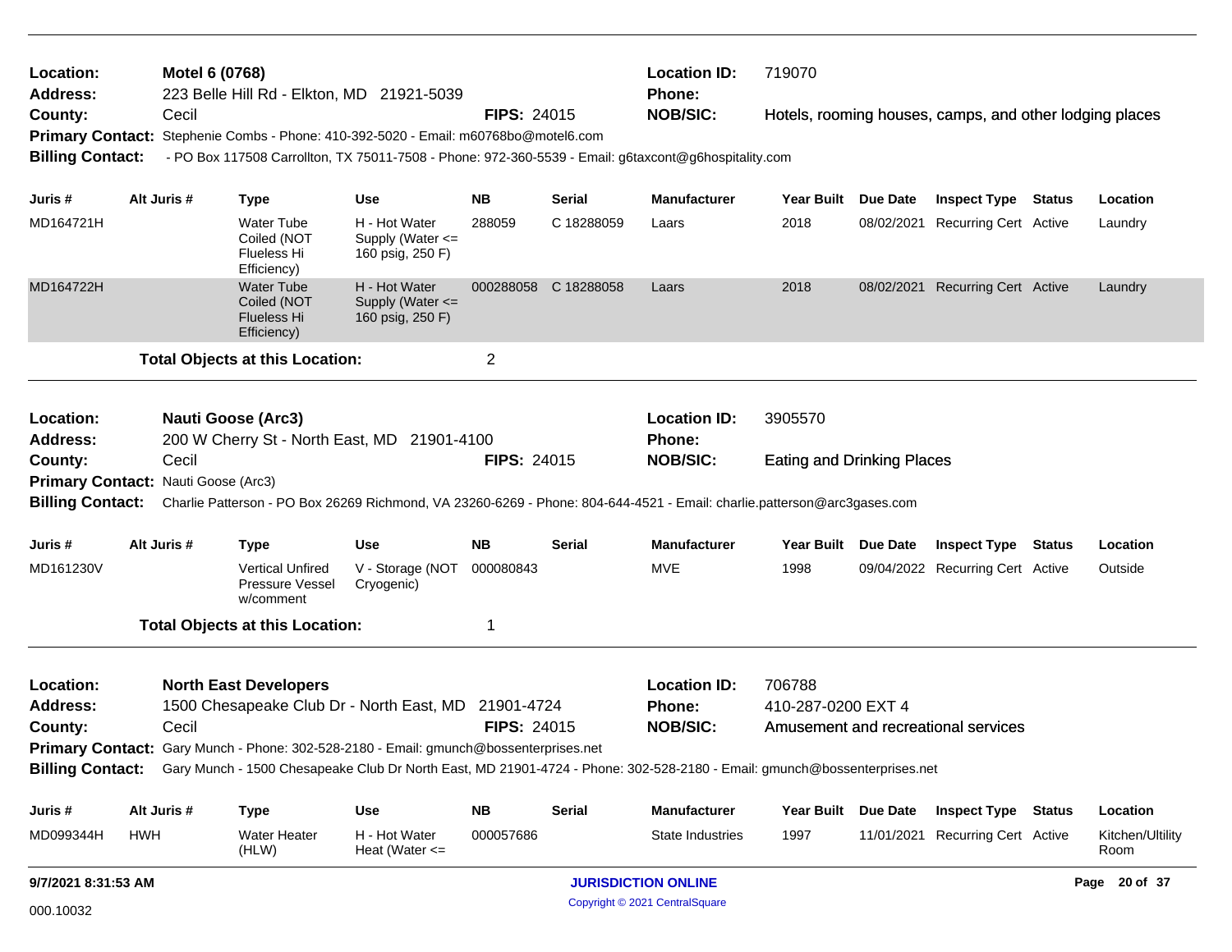**Location:** Motel 6 (0768)
**Address:** 223 Belle Hill Rd - Elkton, MD 21921-5039
**County:** Cecil **FIPS:** 24015
**Location ID:** 719070
**Phone:**
**NOB/SIC:** Hotels, rooming houses, camps, and other lodging places
**Primary Contact:** Stephenie Combs - Phone: 410-392-5020 - Email: m60768bo@motel6.com
**Billing Contact:** - PO Box 117508 Carrollton, TX 75011-7508 - Phone: 972-360-5539 - Email: g6taxcont@g6hospitality.com

| Juris # | Alt Juris # | Type | Use | NB | Serial | Manufacturer | Year Built | Due Date | Inspect Type | Status | Location |
|---|---|---|---|---|---|---|---|---|---|---|---|
| MD164721H | | Water Tube Coiled (NOT Flueless Hi Efficiency) | H - Hot Water Supply (Water <= 160 psig, 250 F) | 288059 | C 18288059 | Laars | 2018 | 08/02/2021 | Recurring Cert | Active | Laundry |
| MD164722H | | Water Tube Coiled (NOT Flueless Hi Efficiency) | H - Hot Water Supply (Water <= 160 psig, 250 F) | 000288058 | C 18288058 | Laars | 2018 | 08/02/2021 | Recurring Cert | Active | Laundry |

**Total Objects at this Location:** 2

---

**Location:** Nauti Goose (Arc3)
**Address:** 200 W Cherry St - North East, MD 21901-4100
**County:** Cecil **FIPS:** 24015
**Location ID:** 3905570
**Phone:**
**NOB/SIC:** Eating and Drinking Places
**Primary Contact:** Nauti Goose (Arc3)
**Billing Contact:** Charlie Patterson - PO Box 26269 Richmond, VA 23260-6269 - Phone: 804-644-4521 - Email: charlie.patterson@arc3gases.com

| Juris # | Alt Juris # | Type | Use | NB | Serial | Manufacturer | Year Built | Due Date | Inspect Type | Status | Location |
|---|---|---|---|---|---|---|---|---|---|---|---|
| MD161230V | | Vertical Unfired Pressure Vessel w/comment | V - Storage (NOT Cryogenic) | 000080843 | | MVE | 1998 | 09/04/2022 | Recurring Cert | Active | Outside |

**Total Objects at this Location:** 1

---

**Location:** North East Developers
**Address:** 1500 Chesapeake Club Dr - North East, MD 21901-4724
**County:** Cecil **FIPS:** 24015
**Location ID:** 706788
**Phone:** 410-287-0200 EXT 4
**NOB/SIC:** Amusement and recreational services
**Primary Contact:** Gary Munch - Phone: 302-528-2180 - Email: gmunch@bossenterprises.net
**Billing Contact:** Gary Munch - 1500 Chesapeake Club Dr North East, MD 21901-4724 - Phone: 302-528-2180 - Email: gmunch@bossenterprises.net

| Juris # | Alt Juris # | Type | Use | NB | Serial | Manufacturer | Year Built | Due Date | Inspect Type | Status | Location |
|---|---|---|---|---|---|---|---|---|---|---|---|
| MD099344H | HWH | Water Heater (HLW) | H - Hot Water Heat (Water <= | 000057686 | | State Industries | 1997 | 11/01/2021 | Recurring Cert | Active | Kitchen/Ultility Room |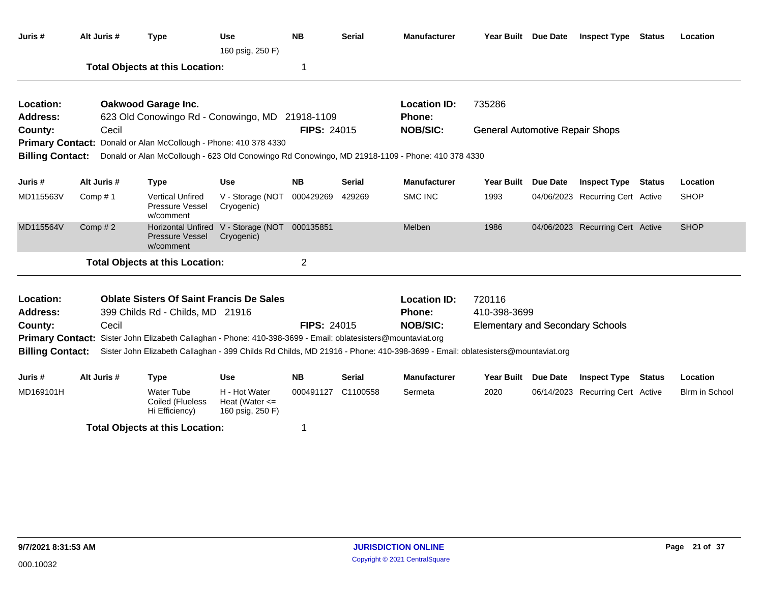| Juris # | Alt Juris # | Type | Use | NB | Serial | Manufacturer | Year Built | Due Date | Inspect Type | Status | Location |
|---|---|---|---|---|---|---|---|---|---|---|---|
| | | | 160 psig, 250 F) | | | | | | | | |

**Total Objects at this Location:** 1

---

**Location:** Oakwood Garage Inc.
**Address:** 623 Old Conowingo Rd - Conowingo, MD 21918-1109
**County:** Cecil
**FIPS:** 24015
**Location ID:** 735286
**Phone:**
**NOB/SIC:** General Automotive Repair Shops
**Primary Contact:** Donald or Alan McCollough - Phone: 410 378 4330
**Billing Contact:** Donald or Alan McCollough - 623 Old Conowingo Rd Conowingo, MD 21918-1109 - Phone: 410 378 4330

| Juris # | Alt Juris # | Type | Use | NB | Serial | Manufacturer | Year Built | Due Date | Inspect Type | Status | Location |
|---|---|---|---|---|---|---|---|---|---|---|---|
| MD115563V | Comp # 1 | Vertical Unfired Pressure Vessel w/comment | V - Storage (NOT Cryogenic) | 000429269 | 429269 | SMC INC | 1993 | 04/06/2023 | Recurring Cert | Active | SHOP |
| MD115564V | Comp # 2 | Horizontal Unfired Pressure Vessel w/comment | V - Storage (NOT Cryogenic) | 000135851 | | Melben | 1986 | 04/06/2023 | Recurring Cert | Active | SHOP |

**Total Objects at this Location:** 2

---

**Location:** Oblate Sisters Of Saint Francis De Sales
**Address:** 399 Childs Rd - Childs, MD 21916
**County:** Cecil
**FIPS:** 24015
**Location ID:** 720116
**Phone:** 410-398-3699
**NOB/SIC:** Elementary and Secondary Schools
**Primary Contact:** Sister John Elizabeth Callaghan - Phone: 410-398-3699 - Email: oblatesisters@mountaviat.org
**Billing Contact:** Sister John Elizabeth Callaghan - 399 Childs Rd Childs, MD 21916 - Phone: 410-398-3699 - Email: oblatesisters@mountaviat.org

| Juris # | Alt Juris # | Type | Use | NB | Serial | Manufacturer | Year Built | Due Date | Inspect Type | Status | Location |
|---|---|---|---|---|---|---|---|---|---|---|---|
| MD169101H | | Water Tube Coiled (Flueless Hi Efficiency) | H - Hot Water Heat (Water <= 160 psig, 250 F) | 000491127 | C1100558 | Sermeta | 2020 | 06/14/2023 | Recurring Cert | Active | Blrm in School |

**Total Objects at this Location:** 1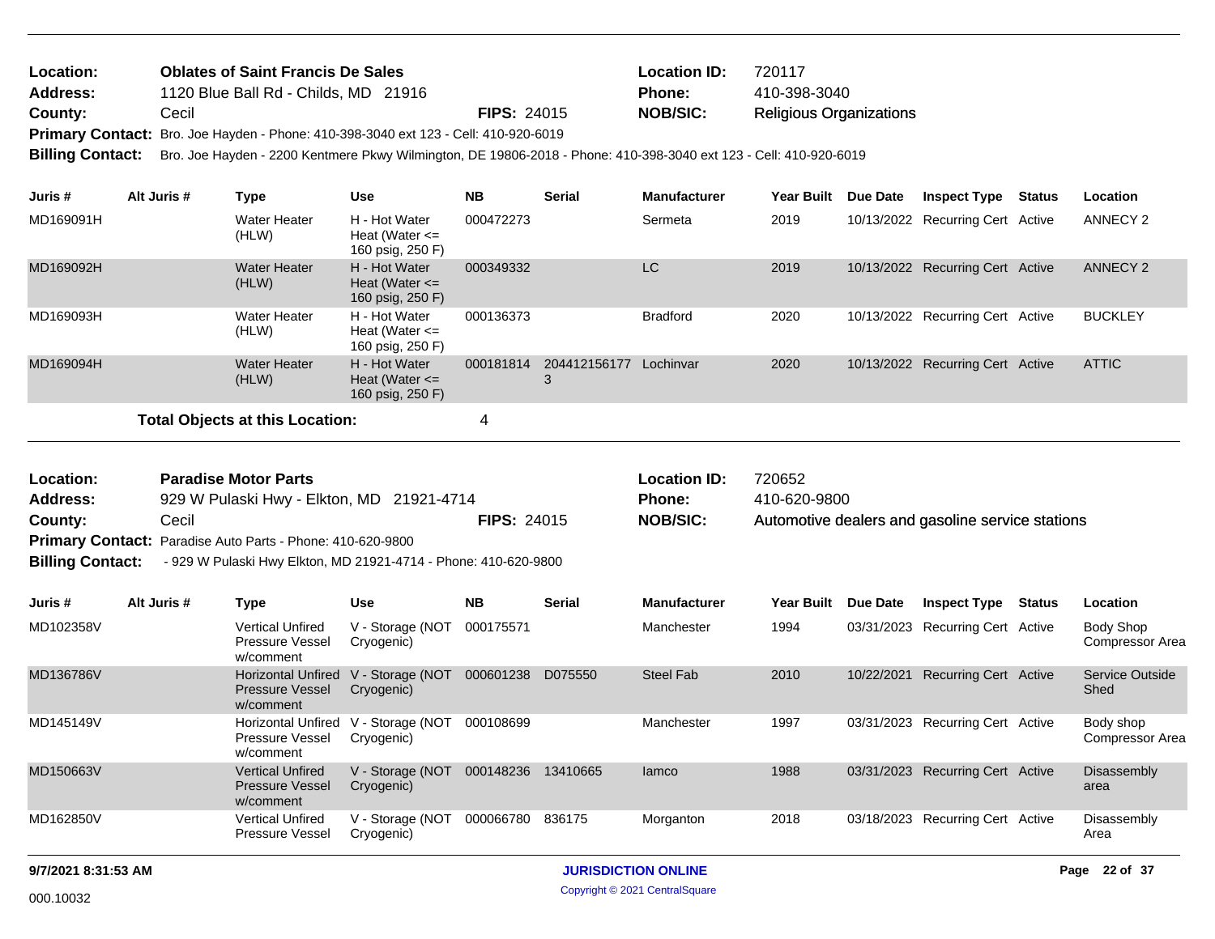**Location:** Oblates of Saint Francis De Sales
**Address:** 1120 Blue Ball Rd - Childs, MD 21916
**County:** Cecil    **FIPS:** 24015
**Location ID:** 720117
**Phone:** 410-398-3040
**NOB/SIC:** Religious Organizations
**Primary Contact:** Bro. Joe Hayden - Phone: 410-398-3040 ext 123 - Cell: 410-920-6019
**Billing Contact:** Bro. Joe Hayden - 2200 Kentmere Pkwy Wilmington, DE 19806-2018 - Phone: 410-398-3040 ext 123 - Cell: 410-920-6019

| Juris # | Alt Juris # | Type | Use | NB | Serial | Manufacturer | Year Built | Due Date | Inspect Type | Status | Location |
|---|---|---|---|---|---|---|---|---|---|---|---|
| MD169091H | | Water Heater (HLW) | H - Hot Water Heat (Water <= 160 psig, 250 F) | 000472273 | | Sermeta | 2019 | 10/13/2022 | Recurring Cert | Active | ANNECY 2 |
| MD169092H | | Water Heater (HLW) | H - Hot Water Heat (Water <= 160 psig, 250 F) | 000349332 | | LC | 2019 | 10/13/2022 | Recurring Cert | Active | ANNECY 2 |
| MD169093H | | Water Heater (HLW) | H - Hot Water Heat (Water <= 160 psig, 250 F) | 000136373 | | Bradford | 2020 | 10/13/2022 | Recurring Cert | Active | BUCKLEY |
| MD169094H | | Water Heater (HLW) | H - Hot Water Heat (Water <= 160 psig, 250 F) | 000181814 | 2044121561773 | Lochinvar | 2020 | 10/13/2022 | Recurring Cert | Active | ATTIC |

**Total Objects at this Location:** 4

---

**Location:** Paradise Motor Parts
**Address:** 929 W Pulaski Hwy - Elkton, MD 21921-4714
**County:** Cecil    **FIPS:** 24015
**Location ID:** 720652
**Phone:** 410-620-9800
**NOB/SIC:** Automotive dealers and gasoline service stations
**Primary Contact:** Paradise Auto Parts - Phone: 410-620-9800
**Billing Contact:** - 929 W Pulaski Hwy Elkton, MD 21921-4714 - Phone: 410-620-9800

| Juris # | Alt Juris # | Type | Use | NB | Serial | Manufacturer | Year Built | Due Date | Inspect Type | Status | Location |
|---|---|---|---|---|---|---|---|---|---|---|---|
| MD102358V | | Vertical Unfired Pressure Vessel w/comment | V - Storage (NOT Cryogenic) | 000175571 | | Manchester | 1994 | 03/31/2023 | Recurring Cert | Active | Body Shop Compressor Area |
| MD136786V | | Horizontal Unfired Pressure Vessel w/comment | V - Storage (NOT Cryogenic) | 000601238 | D075550 | Steel Fab | 2010 | 10/22/2021 | Recurring Cert | Active | Service Outside Shed |
| MD145149V | | Horizontal Unfired Pressure Vessel w/comment | V - Storage (NOT Cryogenic) | 000108699 | | Manchester | 1997 | 03/31/2023 | Recurring Cert | Active | Body shop Compressor Area |
| MD150663V | | Vertical Unfired Pressure Vessel w/comment | V - Storage (NOT Cryogenic) | 000148236 | 13410665 | Iamco | 1988 | 03/31/2023 | Recurring Cert | Active | Disassembly area |
| MD162850V | | Vertical Unfired Pressure Vessel | V - Storage (NOT Cryogenic) | 000066780 | 836175 | Morganton | 2018 | 03/18/2023 | Recurring Cert | Active | Disassembly Area |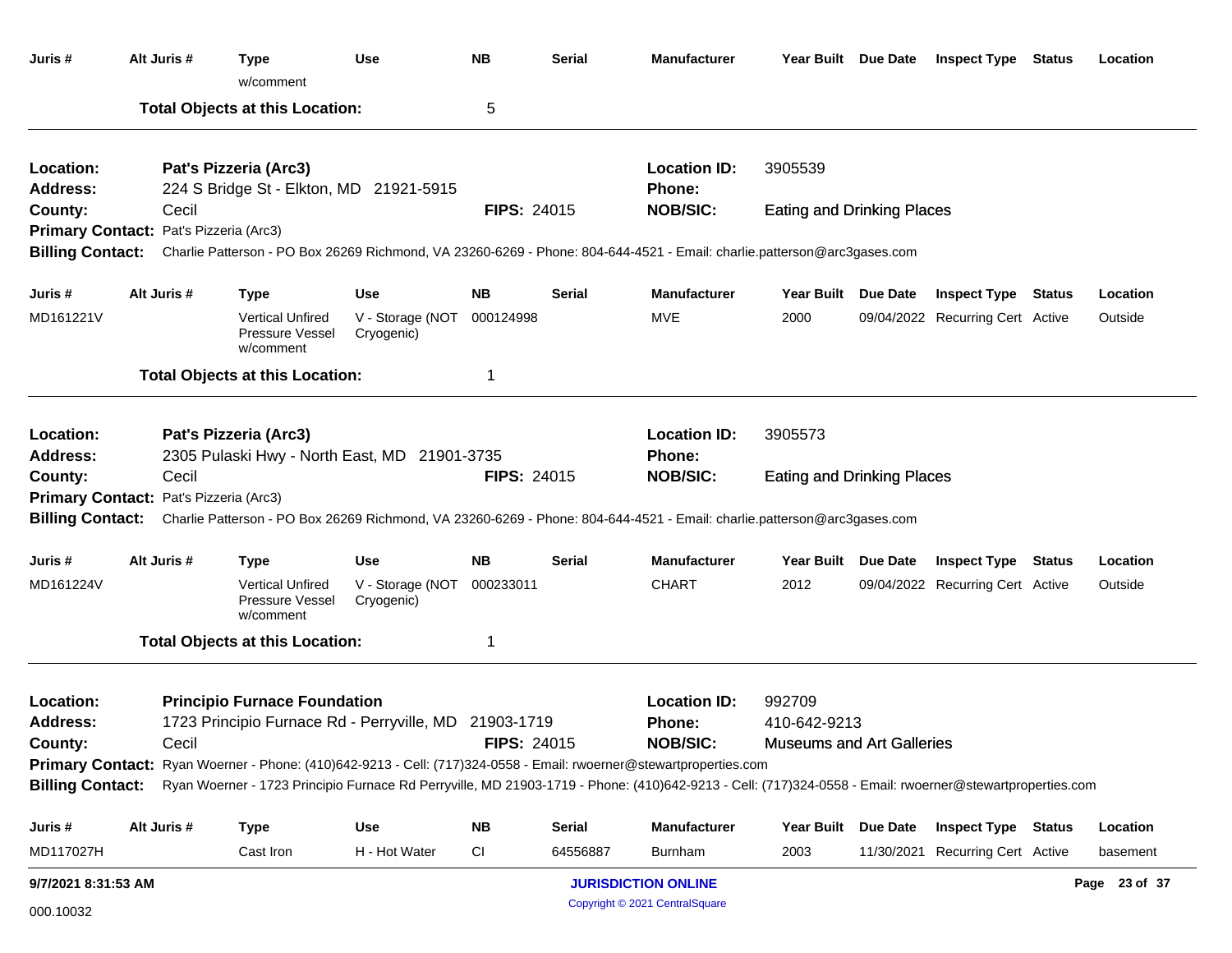| Juris # | Alt Juris # | Type w/comment | Use | NB | Serial | Manufacturer | Year Built | Due Date | Inspect Type | Status | Location |
|---|---|---|---|---|---|---|---|---|---|---|---|

**Total Objects at this Location:** 5

---

**Location:** Pat's Pizzeria (Arc3) **Location ID:** 3905539
**Address:** 224 S Bridge St - Elkton, MD 21921-5915 **Phone:**
**County:** Cecil **FIPS:** 24015 **NOB/SIC:** Eating and Drinking Places
**Primary Contact:** Pat's Pizzeria (Arc3)
**Billing Contact:** Charlie Patterson - PO Box 26269 Richmond, VA 23260-6269 - Phone: 804-644-4521 - Email: charlie.patterson@arc3gases.com

| Juris # | Alt Juris # | Type | Use | NB | Serial | Manufacturer | Year Built | Due Date | Inspect Type | Status | Location |
|---|---|---|---|---|---|---|---|---|---|---|---|
| MD161221V | | Vertical Unfired Pressure Vessel w/comment | V - Storage (NOT Cryogenic) | 000124998 | | MVE | 2000 | 09/04/2022 | Recurring Cert | Active | Outside |

**Total Objects at this Location:** 1

---

**Location:** Pat's Pizzeria (Arc3) **Location ID:** 3905573
**Address:** 2305 Pulaski Hwy - North East, MD 21901-3735 **Phone:**
**County:** Cecil **FIPS:** 24015 **NOB/SIC:** Eating and Drinking Places
**Primary Contact:** Pat's Pizzeria (Arc3)
**Billing Contact:** Charlie Patterson - PO Box 26269 Richmond, VA 23260-6269 - Phone: 804-644-4521 - Email: charlie.patterson@arc3gases.com

| Juris # | Alt Juris # | Type | Use | NB | Serial | Manufacturer | Year Built | Due Date | Inspect Type | Status | Location |
|---|---|---|---|---|---|---|---|---|---|---|---|
| MD161224V | | Vertical Unfired Pressure Vessel w/comment | V - Storage (NOT Cryogenic) | 000233011 | | CHART | 2012 | 09/04/2022 | Recurring Cert | Active | Outside |

**Total Objects at this Location:** 1

---

**Location:** Principio Furnace Foundation **Location ID:** 992709
**Address:** 1723 Principio Furnace Rd - Perryville, MD 21903-1719 **Phone:** 410-642-9213
**County:** Cecil **FIPS:** 24015 **NOB/SIC:** Museums and Art Galleries
**Primary Contact:** Ryan Woerner - Phone: (410)642-9213 - Cell: (717)324-0558 - Email: rwoerner@stewartproperties.com
**Billing Contact:** Ryan Woerner - 1723 Principio Furnace Rd Perryville, MD 21903-1719 - Phone: (410)642-9213 - Cell: (717)324-0558 - Email: rwoerner@stewartproperties.com

| Juris # | Alt Juris # | Type | Use | NB | Serial | Manufacturer | Year Built | Due Date | Inspect Type | Status | Location |
|---|---|---|---|---|---|---|---|---|---|---|---|
| MD117027H | | Cast Iron | H - Hot Water | CI | 64556887 | Burnham | 2003 | 11/30/2021 | Recurring Cert | Active | basement |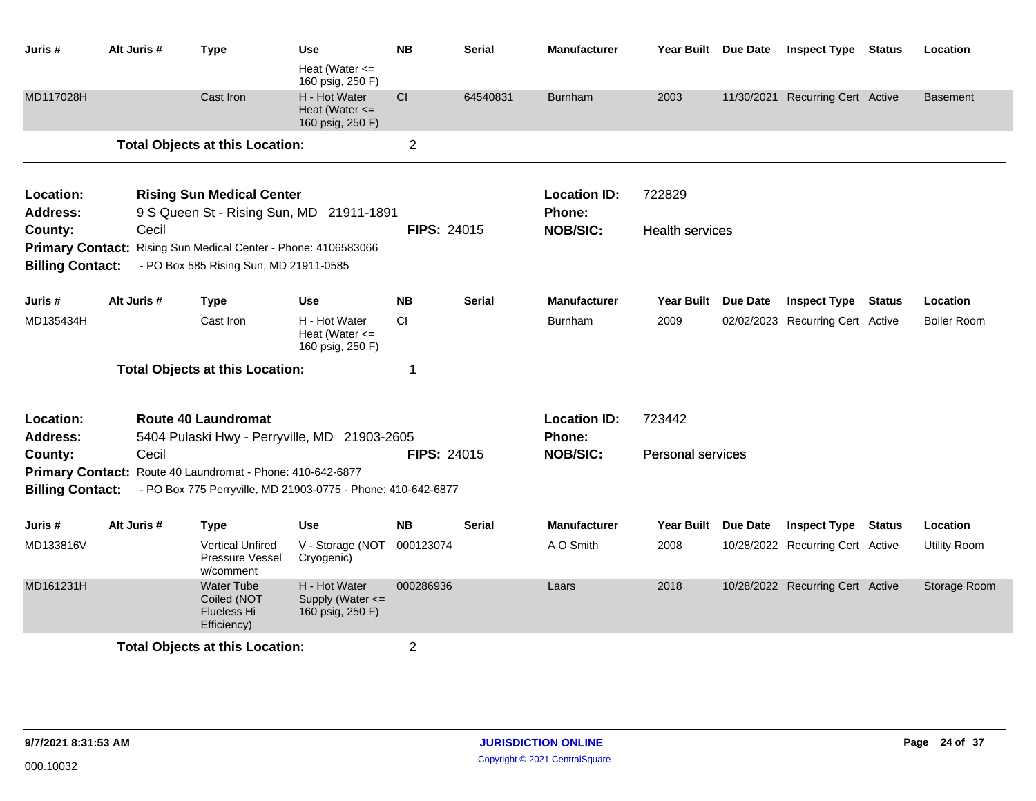| Juris # | Alt Juris # | Type | Use | NB | Serial | Manufacturer | Year Built | Due Date | Inspect Type | Status | Location |
|---|---|---|---|---|---|---|---|---|---|---|---|
| | | | Heat (Water <= 160 psig, 250 F) | | | | | | | | |
| MD117028H | | Cast Iron | H - Hot Water Heat (Water <= 160 psig, 250 F) | CI | 64540831 | Burnham | 2003 | 11/30/2021 | Recurring Cert | Active | Basement |

**Total Objects at this Location:** 2

---

**Location:** Rising Sun Medical Center
**Location ID:** 722829
**Address:** 9 S Queen St - Rising Sun, MD 21911-1891
**Phone:**
**County:** Cecil
**FIPS:** 24015
**NOB/SIC:** Health services
**Primary Contact:** Rising Sun Medical Center - Phone: 4106583066
**Billing Contact:** - PO Box 585 Rising Sun, MD 21911-0585

| Juris # | Alt Juris # | Type | Use | NB | Serial | Manufacturer | Year Built | Due Date | Inspect Type | Status | Location |
|---|---|---|---|---|---|---|---|---|---|---|---|
| MD135434H | | Cast Iron | H - Hot Water Heat (Water <= 160 psig, 250 F) | CI | | Burnham | 2009 | 02/02/2023 | Recurring Cert | Active | Boiler Room |

**Total Objects at this Location:** 1

---

**Location:** Route 40 Laundromat
**Location ID:** 723442
**Address:** 5404 Pulaski Hwy - Perryville, MD 21903-2605
**Phone:**
**County:** Cecil
**FIPS:** 24015
**NOB/SIC:** Personal services
**Primary Contact:** Route 40 Laundromat - Phone: 410-642-6877
**Billing Contact:** - PO Box 775 Perryville, MD 21903-0775 - Phone: 410-642-6877

| Juris # | Alt Juris # | Type | Use | NB | Serial | Manufacturer | Year Built | Due Date | Inspect Type | Status | Location |
|---|---|---|---|---|---|---|---|---|---|---|---|
| MD133816V | | Vertical Unfired Pressure Vessel w/comment | V - Storage (NOT Cryogenic) | 000123074 | | A O Smith | 2008 | 10/28/2022 | Recurring Cert | Active | Utility Room |
| MD161231H | | Water Tube Coiled (NOT Flueless Hi Efficiency) | H - Hot Water Supply (Water <= 160 psig, 250 F) | 000286936 | | Laars | 2018 | 10/28/2022 | Recurring Cert | Active | Storage Room |

**Total Objects at this Location:** 2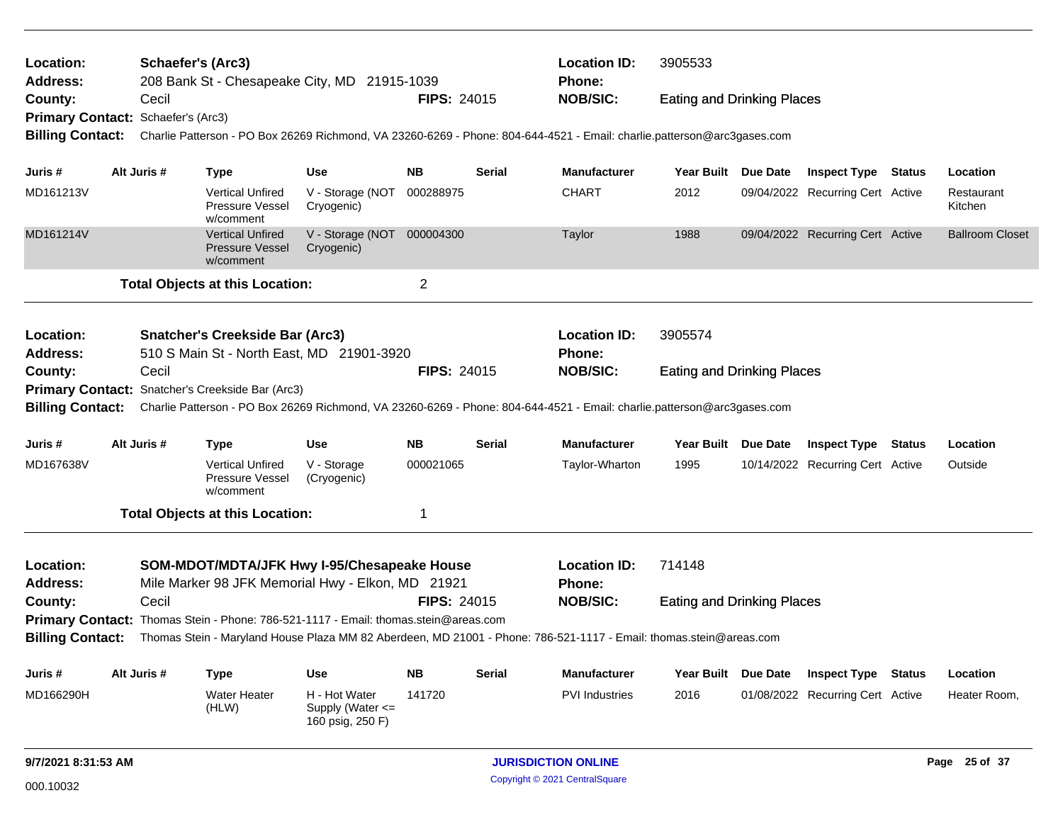**Location:** Schaefer's (Arc3)
**Location ID:** 3905533
**Address:** 208 Bank St - Chesapeake City, MD 21915-1039
**Phone:**
**County:** Cecil
**FIPS:** 24015
**NOB/SIC:** Eating and Drinking Places
**Primary Contact:** Schaefer's (Arc3)
**Billing Contact:** Charlie Patterson - PO Box 26269 Richmond, VA 23260-6269 - Phone: 804-644-4521 - Email: charlie.patterson@arc3gases.com

| Juris # | Alt Juris # | Type | Use | NB | Serial | Manufacturer | Year Built | Due Date | Inspect Type | Status | Location |
|---|---|---|---|---|---|---|---|---|---|---|---|
| MD161213V | | Vertical Unfired Pressure Vessel w/comment | V - Storage (NOT Cryogenic) | 000288975 | | CHART | 2012 | 09/04/2022 | Recurring Cert | Active | Restaurant Kitchen |
| MD161214V | | Vertical Unfired Pressure Vessel w/comment | V - Storage (NOT Cryogenic) | 000004300 | | Taylor | 1988 | 09/04/2022 | Recurring Cert | Active | Ballroom Closet |

**Total Objects at this Location:** 2

**Location:** Snatcher's Creekside Bar (Arc3)
**Location ID:** 3905574
**Address:** 510 S Main St - North East, MD 21901-3920
**Phone:**
**County:** Cecil
**FIPS:** 24015
**NOB/SIC:** Eating and Drinking Places
**Primary Contact:** Snatcher's Creekside Bar (Arc3)
**Billing Contact:** Charlie Patterson - PO Box 26269 Richmond, VA 23260-6269 - Phone: 804-644-4521 - Email: charlie.patterson@arc3gases.com

| Juris # | Alt Juris # | Type | Use | NB | Serial | Manufacturer | Year Built | Due Date | Inspect Type | Status | Location |
|---|---|---|---|---|---|---|---|---|---|---|---|
| MD167638V | | Vertical Unfired Pressure Vessel w/comment | V - Storage (Cryogenic) | 000021065 | | Taylor-Wharton | 1995 | 10/14/2022 | Recurring Cert | Active | Outside |

**Total Objects at this Location:** 1

**Location:** SOM-MDOT/MDTA/JFK Hwy I-95/Chesapeake House
**Location ID:** 714148
**Address:** Mile Marker 98 JFK Memorial Hwy - Elkon, MD 21921
**Phone:**
**County:** Cecil
**FIPS:** 24015
**NOB/SIC:** Eating and Drinking Places
**Primary Contact:** Thomas Stein - Phone: 786-521-1117 - Email: thomas.stein@areas.com
**Billing Contact:** Thomas Stein - Maryland House Plaza MM 82 Aberdeen, MD 21001 - Phone: 786-521-1117 - Email: thomas.stein@areas.com

| Juris # | Alt Juris # | Type | Use | NB | Serial | Manufacturer | Year Built | Due Date | Inspect Type | Status | Location |
|---|---|---|---|---|---|---|---|---|---|---|---|
| MD166290H | | Water Heater (HLW) | H - Hot Water Supply (Water <= 160 psig, 250 F) | 141720 | | PVI Industries | 2016 | 01/08/2022 | Recurring Cert | Active | Heater Room, |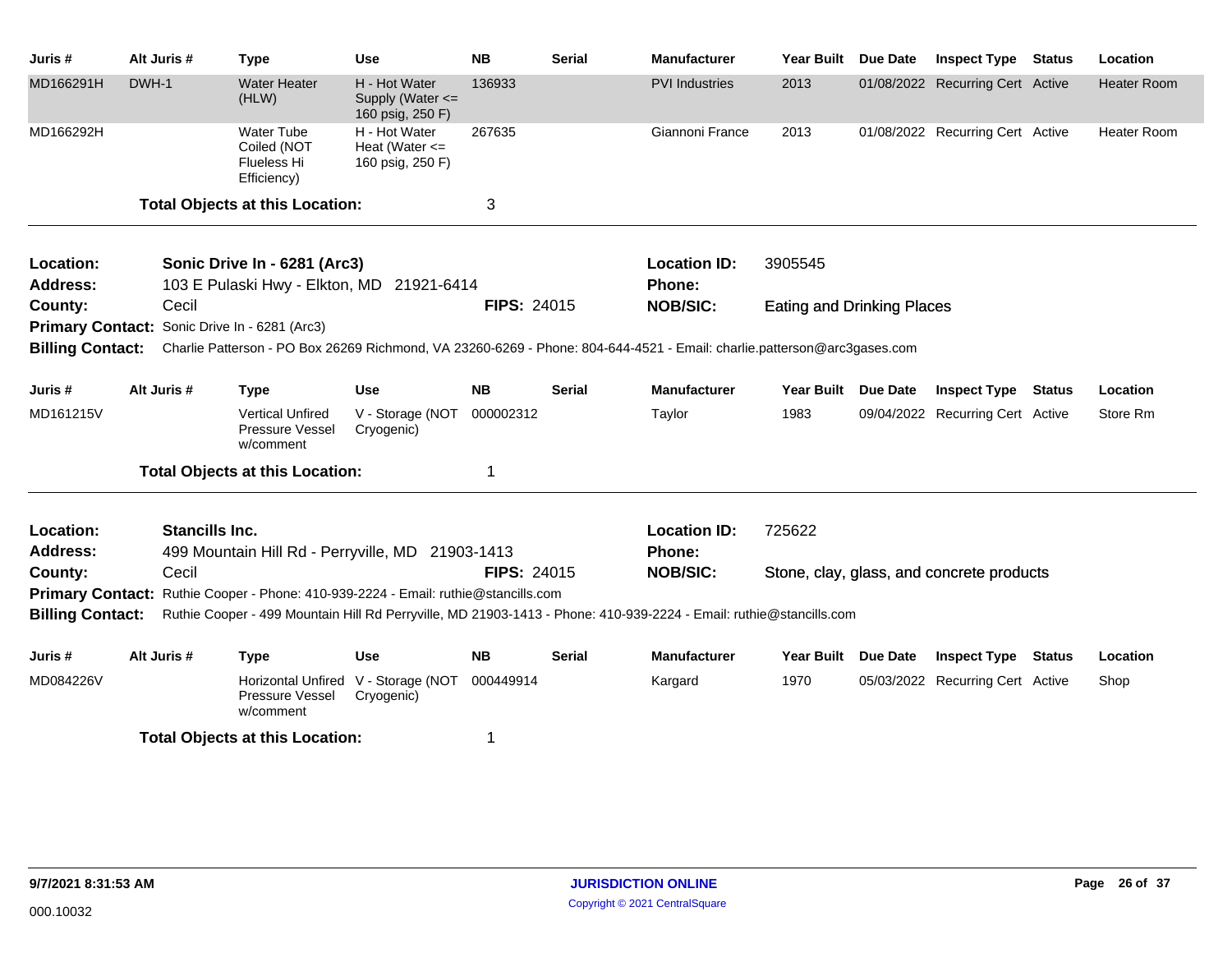| Juris # | Alt Juris # | Type | Use | NB | Serial | Manufacturer | Year Built | Due Date | Inspect Type | Status | Location |
|---|---|---|---|---|---|---|---|---|---|---|---|
| MD166291H | DWH-1 | Water Heater (HLW) | H - Hot Water Supply (Water <= 160 psig, 250 F) | 136933 | | PVI Industries | 2013 | 01/08/2022 | Recurring Cert | Active | Heater Room |
| MD166292H | | Water Tube Coiled (NOT Flueless Hi Efficiency) | H - Hot Water Heat (Water <= 160 psig, 250 F) | 267635 | | Giannoni France | 2013 | 01/08/2022 | Recurring Cert | Active | Heater Room |

**Total Objects at this Location:** 3

---

**Location:** Sonic Drive In - 6281 (Arc3)
**Location ID:** 3905545
**Address:** 103 E Pulaski Hwy - Elkton, MD 21921-6414
**Phone:**
**County:** Cecil
**FIPS:** 24015
**NOB/SIC:** Eating and Drinking Places
**Primary Contact:** Sonic Drive In - 6281 (Arc3)
**Billing Contact:** Charlie Patterson - PO Box 26269 Richmond, VA 23260-6269 - Phone: 804-644-4521 - Email: charlie.patterson@arc3gases.com

| Juris # | Alt Juris # | Type | Use | NB | Serial | Manufacturer | Year Built | Due Date | Inspect Type | Status | Location |
|---|---|---|---|---|---|---|---|---|---|---|---|
| MD161215V | | Vertical Unfired Pressure Vessel w/comment | V - Storage (NOT Cryogenic) | 000002312 | | Taylor | 1983 | 09/04/2022 | Recurring Cert | Active | Store Rm |

**Total Objects at this Location:** 1

---

**Location:** Stancills Inc.
**Location ID:** 725622
**Address:** 499 Mountain Hill Rd - Perryville, MD 21903-1413
**Phone:**
**County:** Cecil
**FIPS:** 24015
**NOB/SIC:** Stone, clay, glass, and concrete products
**Primary Contact:** Ruthie Cooper - Phone: 410-939-2224 - Email: ruthie@stancills.com
**Billing Contact:** Ruthie Cooper - 499 Mountain Hill Rd Perryville, MD 21903-1413 - Phone: 410-939-2224 - Email: ruthie@stancills.com

| Juris # | Alt Juris # | Type | Use | NB | Serial | Manufacturer | Year Built | Due Date | Inspect Type | Status | Location |
|---|---|---|---|---|---|---|---|---|---|---|---|
| MD084226V | | Horizontal Unfired Pressure Vessel w/comment | V - Storage (NOT Cryogenic) | 000449914 | | Kargard | 1970 | 05/03/2022 | Recurring Cert | Active | Shop |

**Total Objects at this Location:** 1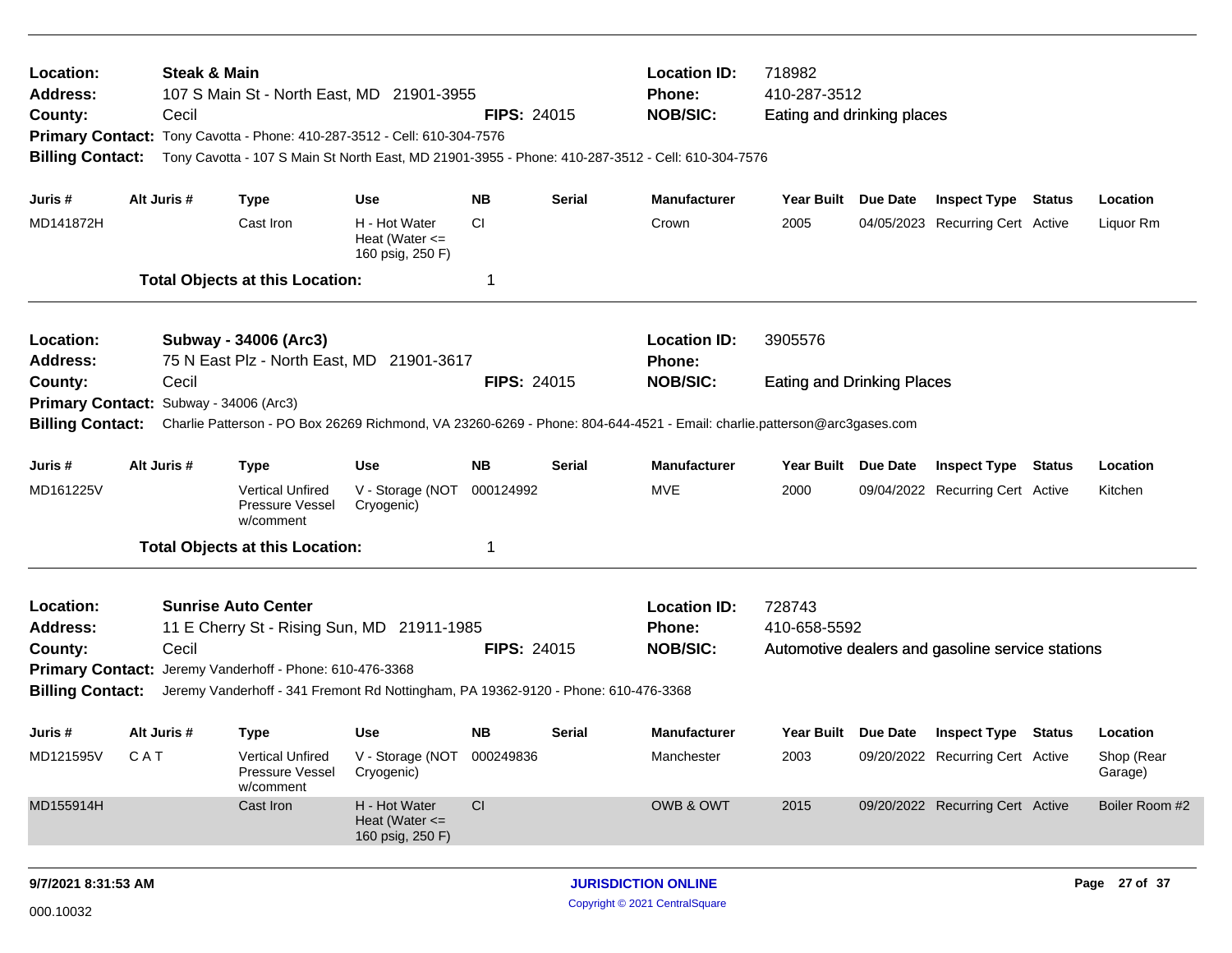**Location:** Steak & Main | **Location ID:** 718982
**Address:** 107 S Main St - North East, MD 21901-3955 | **Phone:** 410-287-3512
**County:** Cecil | **FIPS:** 24015 | **NOB/SIC:** Eating and drinking places
**Primary Contact:** Tony Cavotta - Phone: 410-287-3512 - Cell: 610-304-7576
**Billing Contact:** Tony Cavotta - 107 S Main St North East, MD 21901-3955 - Phone: 410-287-3512 - Cell: 610-304-7576

| Juris # | Alt Juris # | Type | Use | NB | Serial | Manufacturer | Year Built | Due Date | Inspect Type | Status | Location |
|---|---|---|---|---|---|---|---|---|---|---|---|
| MD141872H | | Cast Iron | H - Hot Water Heat (Water <= 160 psig, 250 F) | CI | | Crown | 2005 | 04/05/2023 | Recurring Cert | Active | Liquor Rm |

**Total Objects at this Location:** 1

---

**Location:** Subway - 34006 (Arc3) | **Location ID:** 3905576
**Address:** 75 N East Plz - North East, MD 21901-3617 | **Phone:**
**County:** Cecil | **FIPS:** 24015 | **NOB/SIC:** Eating and Drinking Places
**Primary Contact:** Subway - 34006 (Arc3)
**Billing Contact:** Charlie Patterson - PO Box 26269 Richmond, VA 23260-6269 - Phone: 804-644-4521 - Email: charlie.patterson@arc3gases.com

| Juris # | Alt Juris # | Type | Use | NB | Serial | Manufacturer | Year Built | Due Date | Inspect Type | Status | Location |
|---|---|---|---|---|---|---|---|---|---|---|---|
| MD161225V | | Vertical Unfired Pressure Vessel w/comment | V - Storage (NOT Cryogenic) | 000124992 | | MVE | 2000 | 09/04/2022 | Recurring Cert | Active | Kitchen |

**Total Objects at this Location:** 1

---

**Location:** Sunrise Auto Center | **Location ID:** 728743
**Address:** 11 E Cherry St - Rising Sun, MD 21911-1985 | **Phone:** 410-658-5592
**County:** Cecil | **FIPS:** 24015 | **NOB/SIC:** Automotive dealers and gasoline service stations
**Primary Contact:** Jeremy Vanderhoff - Phone: 610-476-3368
**Billing Contact:** Jeremy Vanderhoff - 341 Fremont Rd Nottingham, PA 19362-9120 - Phone: 610-476-3368

| Juris # | Alt Juris # | Type | Use | NB | Serial | Manufacturer | Year Built | Due Date | Inspect Type | Status | Location |
|---|---|---|---|---|---|---|---|---|---|---|---|
| MD121595V | C A T | Vertical Unfired Pressure Vessel w/comment | V - Storage (NOT Cryogenic) | 000249836 | | Manchester | 2003 | 09/20/2022 | Recurring Cert | Active | Shop (Rear Garage) |
| MD155914H | | Cast Iron | H - Hot Water Heat (Water <= 160 psig, 250 F) | CI | | OWB & OWT | 2015 | 09/20/2022 | Recurring Cert | Active | Boiler Room #2 |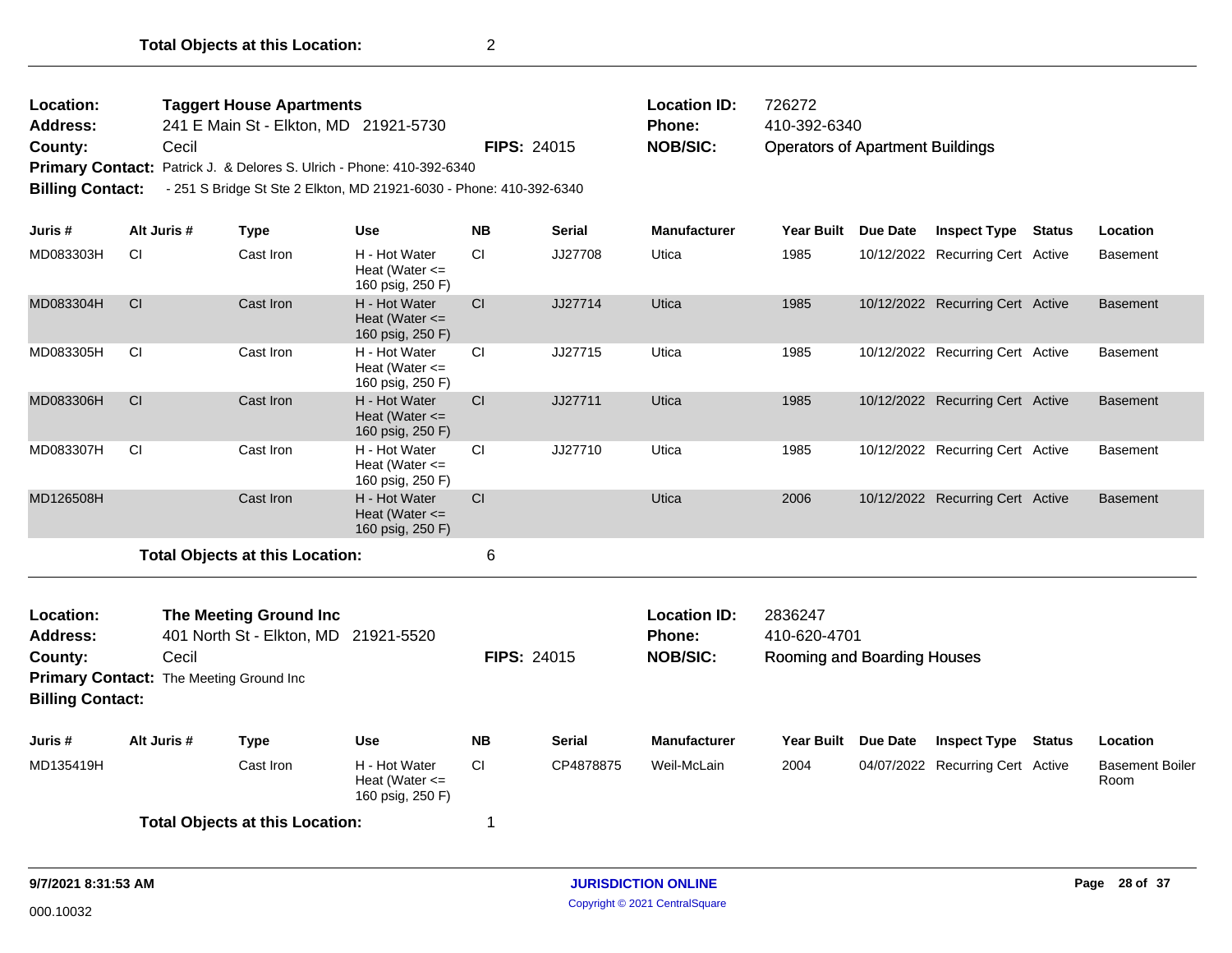**Total Objects at this Location:** 2

---

**Location:** **Taggert House Apartments**
**Address:** 241 E Main St - Elkton, MD 21921-5730
**County:** Cecil
**FIPS:** 24015
**Location ID:** 726272
**Phone:** 410-392-6340
**NOB/SIC:** Operators of Apartment Buildings
**Primary Contact:** Patrick J. & Delores S. Ulrich - Phone: 410-392-6340
**Billing Contact:** - 251 S Bridge St Ste 2 Elkton, MD 21921-6030 - Phone: 410-392-6340

| Juris # | Alt Juris # | Type | Use | NB | Serial | Manufacturer | Year Built | Due Date | Inspect Type | Status | Location |
|---|---|---|---|---|---|---|---|---|---|---|---|
| MD083303H | CI | Cast Iron | H - Hot Water Heat (Water <= 160 psig, 250 F) | CI | JJ27708 | Utica | 1985 | 10/12/2022 | Recurring Cert | Active | Basement |
| MD083304H | CI | Cast Iron | H - Hot Water Heat (Water <= 160 psig, 250 F) | CI | JJ27714 | Utica | 1985 | 10/12/2022 | Recurring Cert | Active | Basement |
| MD083305H | CI | Cast Iron | H - Hot Water Heat (Water <= 160 psig, 250 F) | CI | JJ27715 | Utica | 1985 | 10/12/2022 | Recurring Cert | Active | Basement |
| MD083306H | CI | Cast Iron | H - Hot Water Heat (Water <= 160 psig, 250 F) | CI | JJ27711 | Utica | 1985 | 10/12/2022 | Recurring Cert | Active | Basement |
| MD083307H | CI | Cast Iron | H - Hot Water Heat (Water <= 160 psig, 250 F) | CI | JJ27710 | Utica | 1985 | 10/12/2022 | Recurring Cert | Active | Basement |
| MD126508H | | Cast Iron | H - Hot Water Heat (Water <= 160 psig, 250 F) | CI | | Utica | 2006 | 10/12/2022 | Recurring Cert | Active | Basement |

**Total Objects at this Location:** 6

---

**Location:** **The Meeting Ground Inc**
**Address:** 401 North St - Elkton, MD 21921-5520
**County:** Cecil
**FIPS:** 24015
**Location ID:** 2836247
**Phone:** 410-620-4701
**NOB/SIC:** Rooming and Boarding Houses
**Primary Contact:** The Meeting Ground Inc
**Billing Contact:**

| Juris # | Alt Juris # | Type | Use | NB | Serial | Manufacturer | Year Built | Due Date | Inspect Type | Status | Location |
|---|---|---|---|---|---|---|---|---|---|---|---|
| MD135419H | | Cast Iron | H - Hot Water Heat (Water <= 160 psig, 250 F) | CI | CP4878875 | Weil-McLain | 2004 | 04/07/2022 | Recurring Cert | Active | Basement Boiler Room |

**Total Objects at this Location:** 1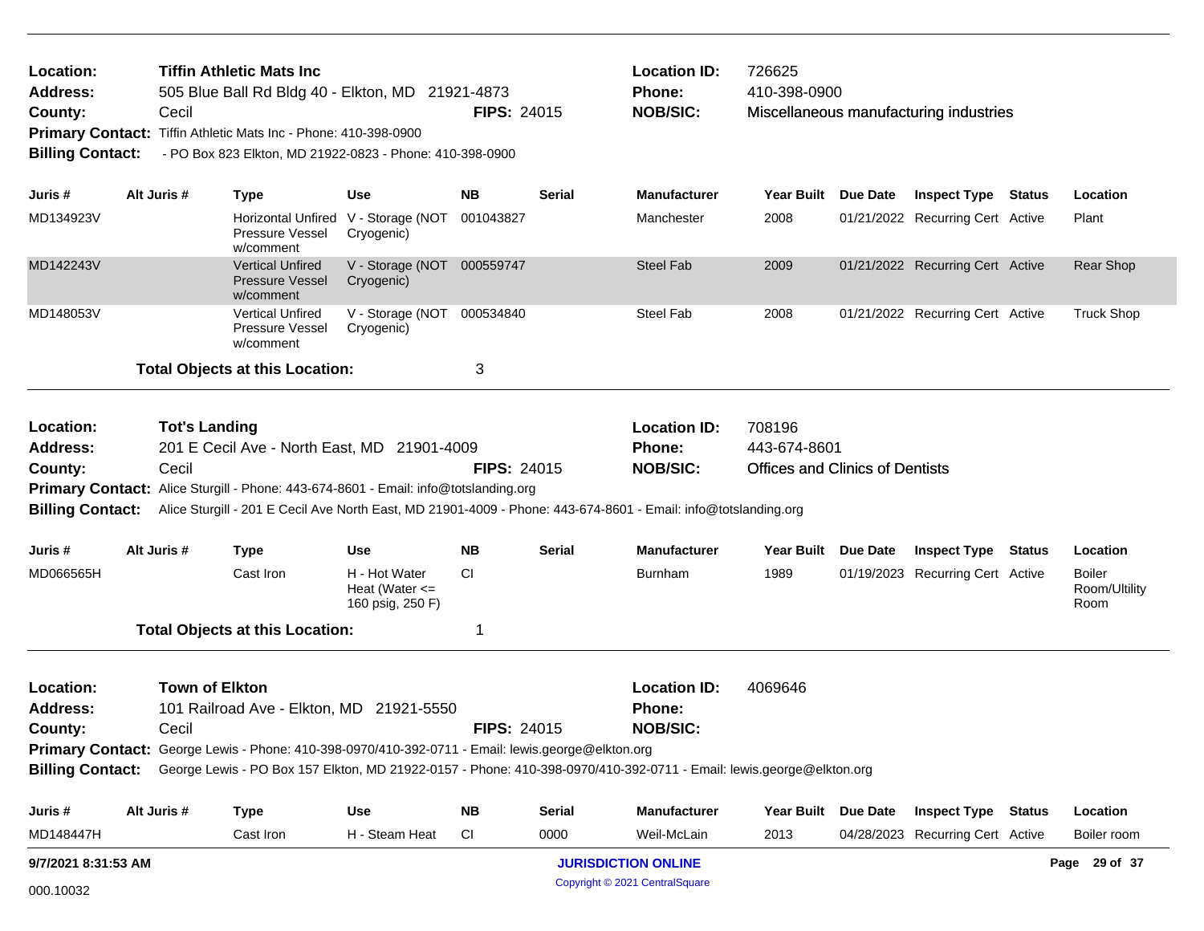**Location:** Tiffin Athletic Mats Inc
**Address:** 505 Blue Ball Rd Bldg 40 - Elkton, MD 21921-4873
**County:** Cecil **FIPS:** 24015
**Location ID:** 726625
**Phone:** 410-398-0900
**NOB/SIC:** Miscellaneous manufacturing industries
**Primary Contact:** Tiffin Athletic Mats Inc - Phone: 410-398-0900
**Billing Contact:** - PO Box 823 Elkton, MD 21922-0823 - Phone: 410-398-0900

| Juris # | Alt Juris # | Type | Use | NB | Serial | Manufacturer | Year Built | Due Date | Inspect Type | Status | Location |
|---|---|---|---|---|---|---|---|---|---|---|---|
| MD134923V | | Horizontal Unfired Pressure Vessel w/comment | V - Storage (NOT Cryogenic) | 001043827 | | Manchester | 2008 | 01/21/2022 | Recurring Cert | Active | Plant |
| MD142243V | | Vertical Unfired Pressure Vessel w/comment | V - Storage (NOT Cryogenic) | 000559747 | | Steel Fab | 2009 | 01/21/2022 | Recurring Cert | Active | Rear Shop |
| MD148053V | | Vertical Unfired Pressure Vessel w/comment | V - Storage (NOT Cryogenic) | 000534840 | | Steel Fab | 2008 | 01/21/2022 | Recurring Cert | Active | Truck Shop |

**Total Objects at this Location:** 3

---

**Location:** Tot's Landing
**Address:** 201 E Cecil Ave - North East, MD 21901-4009
**County:** Cecil **FIPS:** 24015
**Location ID:** 708196
**Phone:** 443-674-8601
**NOB/SIC:** Offices and Clinics of Dentists
**Primary Contact:** Alice Sturgill - Phone: 443-674-8601 - Email: info@totslanding.org
**Billing Contact:** Alice Sturgill - 201 E Cecil Ave North East, MD 21901-4009 - Phone: 443-674-8601 - Email: info@totslanding.org

| Juris # | Alt Juris # | Type | Use | NB | Serial | Manufacturer | Year Built | Due Date | Inspect Type | Status | Location |
|---|---|---|---|---|---|---|---|---|---|---|---|
| MD066565H | | Cast Iron | H - Hot Water Heat (Water <= 160 psig, 250 F) | CI | | Burnham | 1989 | 01/19/2023 | Recurring Cert | Active | Boiler Room/Ultility Room |

**Total Objects at this Location:** 1

---

**Location:** Town of Elkton
**Address:** 101 Railroad Ave - Elkton, MD 21921-5550
**County:** Cecil **FIPS:** 24015
**Location ID:** 4069646
**Phone:**
**NOB/SIC:**
**Primary Contact:** George Lewis - Phone: 410-398-0970/410-392-0711 - Email: lewis.george@elkton.org
**Billing Contact:** George Lewis - PO Box 157 Elkton, MD 21922-0157 - Phone: 410-398-0970/410-392-0711 - Email: lewis.george@elkton.org

| Juris # | Alt Juris # | Type | Use | NB | Serial | Manufacturer | Year Built | Due Date | Inspect Type | Status | Location |
|---|---|---|---|---|---|---|---|---|---|---|---|
| MD148447H | | Cast Iron | H - Steam Heat | CI | 0000 | Weil-McLain | 2013 | 04/28/2023 | Recurring Cert | Active | Boiler room |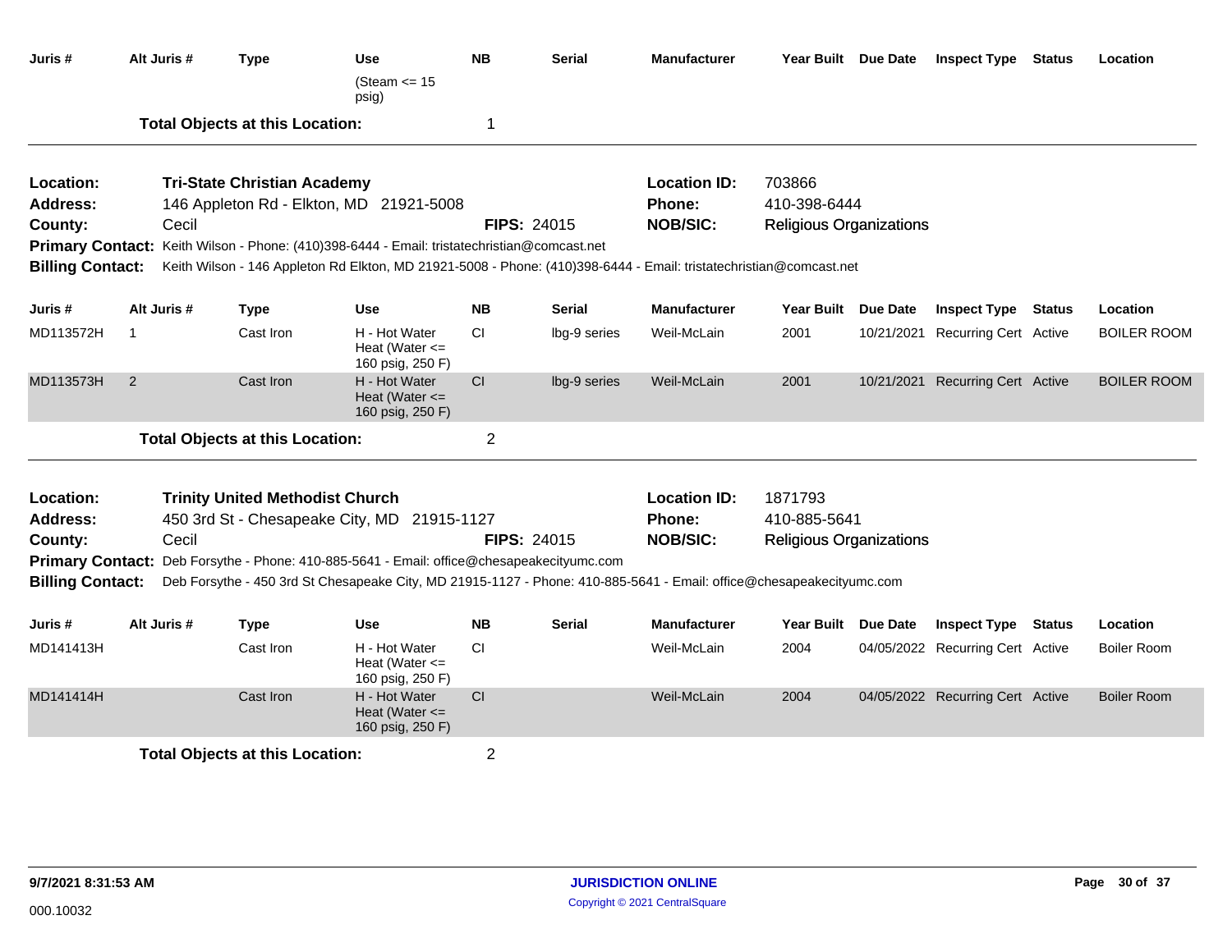| Juris # | Alt Juris # | Type | Use | NB | Serial | Manufacturer | Year Built | Due Date | Inspect Type | Status | Location |
|---|---|---|---|---|---|---|---|---|---|---|---|
| | | | (Steam <= 15 psig) | | | | | | | | |

**Total Objects at this Location:** 1

---

**Location:** Tri-State Christian Academy
**Location ID:** 703866
**Address:** 146 Appleton Rd - Elkton, MD 21921-5008
**Phone:** 410-398-6444
**County:** Cecil
**FIPS:** 24015
**NOB/SIC:** Religious Organizations
**Primary Contact:** Keith Wilson - Phone: (410)398-6444 - Email: tristatechristian@comcast.net
**Billing Contact:** Keith Wilson - 146 Appleton Rd Elkton, MD 21921-5008 - Phone: (410)398-6444 - Email: tristatechristian@comcast.net

| Juris # | Alt Juris # | Type | Use | NB | Serial | Manufacturer | Year Built | Due Date | Inspect Type | Status | Location |
|---|---|---|---|---|---|---|---|---|---|---|---|
| MD113572H | 1 | Cast Iron | H - Hot Water Heat (Water <= 160 psig, 250 F) | CI | lbg-9 series | Weil-McLain | 2001 | 10/21/2021 | Recurring Cert | Active | BOILER ROOM |
| MD113573H | 2 | Cast Iron | H - Hot Water Heat (Water <= 160 psig, 250 F) | CI | lbg-9 series | Weil-McLain | 2001 | 10/21/2021 | Recurring Cert | Active | BOILER ROOM |

**Total Objects at this Location:** 2

---

**Location:** Trinity United Methodist Church
**Location ID:** 1871793
**Address:** 450 3rd St - Chesapeake City, MD 21915-1127
**Phone:** 410-885-5641
**County:** Cecil
**FIPS:** 24015
**NOB/SIC:** Religious Organizations
**Primary Contact:** Deb Forsythe - Phone: 410-885-5641 - Email: office@chesapeakecityumc.com
**Billing Contact:** Deb Forsythe - 450 3rd St Chesapeake City, MD 21915-1127 - Phone: 410-885-5641 - Email: office@chesapeakecityumc.com

| Juris # | Alt Juris # | Type | Use | NB | Serial | Manufacturer | Year Built | Due Date | Inspect Type | Status | Location |
|---|---|---|---|---|---|---|---|---|---|---|---|
| MD141413H | | Cast Iron | H - Hot Water Heat (Water <= 160 psig, 250 F) | CI | | Weil-McLain | 2004 | 04/05/2022 | Recurring Cert | Active | Boiler Room |
| MD141414H | | Cast Iron | H - Hot Water Heat (Water <= 160 psig, 250 F) | CI | | Weil-McLain | 2004 | 04/05/2022 | Recurring Cert | Active | Boiler Room |

**Total Objects at this Location:** 2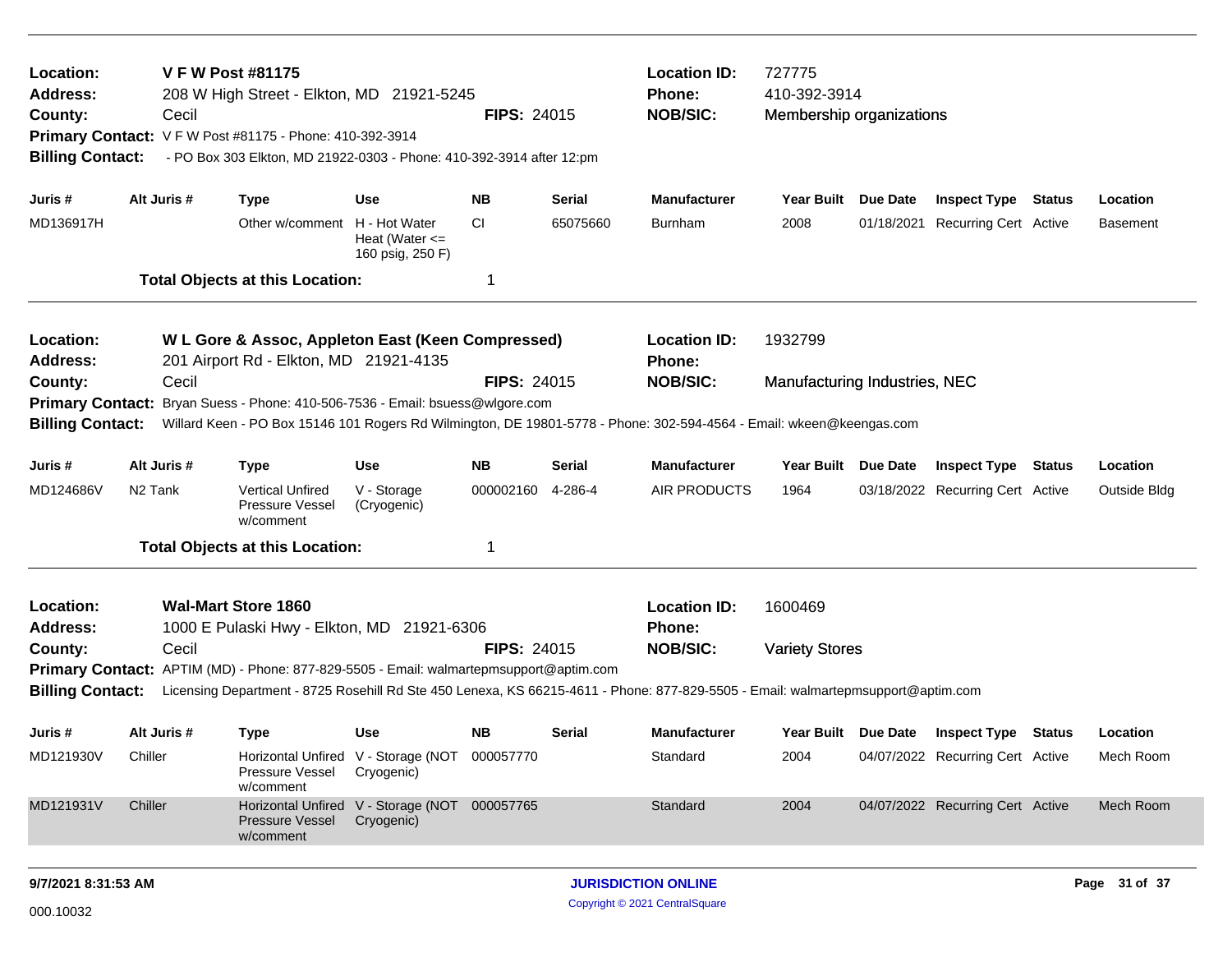**Location:** V F W Post #81175 | **Location ID:** 727775
**Address:** 208 W High Street - Elkton, MD 21921-5245 | **Phone:** 410-392-3914
**County:** Cecil | **FIPS:** 24015 | **NOB/SIC:** Membership organizations
**Primary Contact:** V F W Post #81175 - Phone: 410-392-3914
**Billing Contact:** - PO Box 303 Elkton, MD 21922-0303 - Phone: 410-392-3914 after 12:pm

| Juris # | Alt Juris # | Type | Use | NB | Serial | Manufacturer | Year Built | Due Date | Inspect Type | Status | Location |
|---|---|---|---|---|---|---|---|---|---|---|---|
| MD136917H | | Other w/comment | H - Hot Water Heat (Water <= 160 psig, 250 F) | CI | 65075660 | Burnham | 2008 | 01/18/2021 | Recurring Cert | Active | Basement |

**Total Objects at this Location:** 1

---

**Location:** W L Gore & Assoc, Appleton East (Keen Compressed) | **Location ID:** 1932799
**Address:** 201 Airport Rd - Elkton, MD 21921-4135 | **Phone:**
**County:** Cecil | **FIPS:** 24015 | **NOB/SIC:** Manufacturing Industries, NEC
**Primary Contact:** Bryan Suess - Phone: 410-506-7536 - Email: bsuess@wlgore.com
**Billing Contact:** Willard Keen - PO Box 15146 101 Rogers Rd Wilmington, DE 19801-5778 - Phone: 302-594-4564 - Email: wkeen@keengas.com

| Juris # | Alt Juris # | Type | Use | NB | Serial | Manufacturer | Year Built | Due Date | Inspect Type | Status | Location |
|---|---|---|---|---|---|---|---|---|---|---|---|
| MD124686V | N2 Tank | Vertical Unfired Pressure Vessel w/comment | V - Storage (Cryogenic) | 000002160 | 4-286-4 | AIR PRODUCTS | 1964 | 03/18/2022 | Recurring Cert | Active | Outside Bldg |

**Total Objects at this Location:** 1

---

**Location:** Wal-Mart Store 1860 | **Location ID:** 1600469
**Address:** 1000 E Pulaski Hwy - Elkton, MD 21921-6306 | **Phone:**
**County:** Cecil | **FIPS:** 24015 | **NOB/SIC:** Variety Stores
**Primary Contact:** APTIM (MD) - Phone: 877-829-5505 - Email: walmartepmsupport@aptim.com
**Billing Contact:** Licensing Department - 8725 Rosehill Rd Ste 450 Lenexa, KS 66215-4611 - Phone: 877-829-5505 - Email: walmartepmsupport@aptim.com

| Juris # | Alt Juris # | Type | Use | NB | Serial | Manufacturer | Year Built | Due Date | Inspect Type | Status | Location |
|---|---|---|---|---|---|---|---|---|---|---|---|
| MD121930V | Chiller | Horizontal Unfired Pressure Vessel w/comment | V - Storage (NOT Cryogenic) | 000057770 | | Standard | 2004 | 04/07/2022 | Recurring Cert | Active | Mech Room |
| MD121931V | Chiller | Horizontal Unfired Pressure Vessel w/comment | V - Storage (NOT Cryogenic) | 000057765 | | Standard | 2004 | 04/07/2022 | Recurring Cert | Active | Mech Room |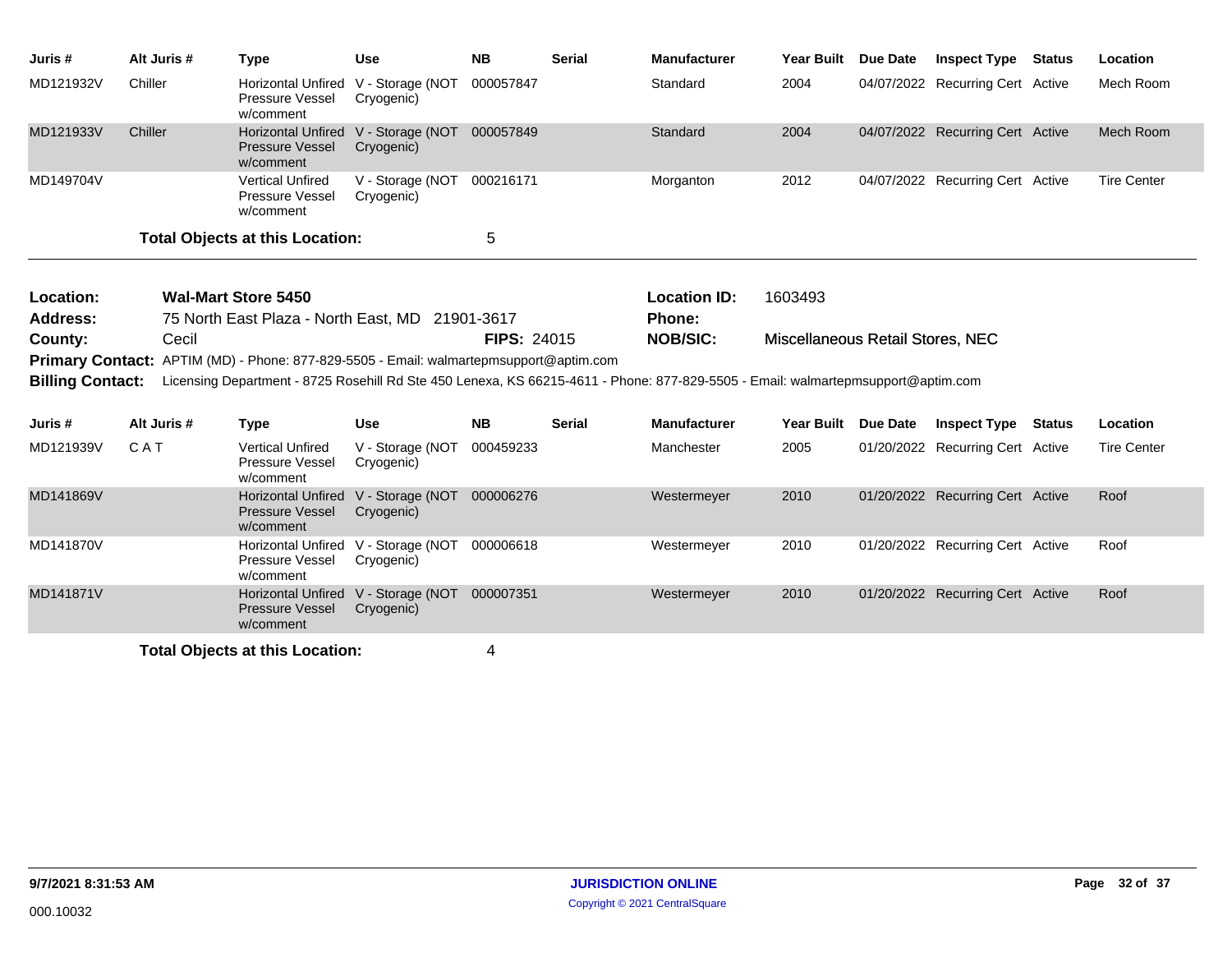| Juris # | Alt Juris # | Type | Use | NB | Serial | Manufacturer | Year Built | Due Date | Inspect Type | Status | Location |
|---|---|---|---|---|---|---|---|---|---|---|---|
| MD121932V | Chiller | Horizontal Unfired Pressure Vessel w/comment | V - Storage (NOT Cryogenic) | 000057847 | | Standard | 2004 | 04/07/2022 | Recurring Cert | Active | Mech Room |
| MD121933V | Chiller | Horizontal Unfired Pressure Vessel w/comment | V - Storage (NOT Cryogenic) | 000057849 | | Standard | 2004 | 04/07/2022 | Recurring Cert | Active | Mech Room |
| MD149704V | | Vertical Unfired Pressure Vessel w/comment | V - Storage (NOT Cryogenic) | 000216171 | | Morganton | 2012 | 04/07/2022 | Recurring Cert | Active | Tire Center |

**Total Objects at this Location:** 5

---

**Location:** Wal-Mart Store 5450
**Location ID:** 1603493
**Address:** 75 North East Plaza - North East, MD 21901-3617
**Phone:**
**County:** Cecil
**FIPS:** 24015
**NOB/SIC:** Miscellaneous Retail Stores, NEC
**Primary Contact:** APTIM (MD) - Phone: 877-829-5505 - Email: walmartepmsupport@aptim.com
**Billing Contact:** Licensing Department - 8725 Rosehill Rd Ste 450 Lenexa, KS 66215-4611 - Phone: 877-829-5505 - Email: walmartepmsupport@aptim.com

| Juris # | Alt Juris # | Type | Use | NB | Serial | Manufacturer | Year Built | Due Date | Inspect Type | Status | Location |
|---|---|---|---|---|---|---|---|---|---|---|---|
| MD121939V | C A T | Vertical Unfired Pressure Vessel w/comment | V - Storage (NOT Cryogenic) | 000459233 | | Manchester | 2005 | 01/20/2022 | Recurring Cert | Active | Tire Center |
| MD141869V | | Horizontal Unfired Pressure Vessel w/comment | V - Storage (NOT Cryogenic) | 000006276 | | Westermeyer | 2010 | 01/20/2022 | Recurring Cert | Active | Roof |
| MD141870V | | Horizontal Unfired Pressure Vessel w/comment | V - Storage (NOT Cryogenic) | 000006618 | | Westermeyer | 2010 | 01/20/2022 | Recurring Cert | Active | Roof |
| MD141871V | | Horizontal Unfired Pressure Vessel w/comment | V - Storage (NOT Cryogenic) | 000007351 | | Westermeyer | 2010 | 01/20/2022 | Recurring Cert | Active | Roof |

**Total Objects at this Location:** 4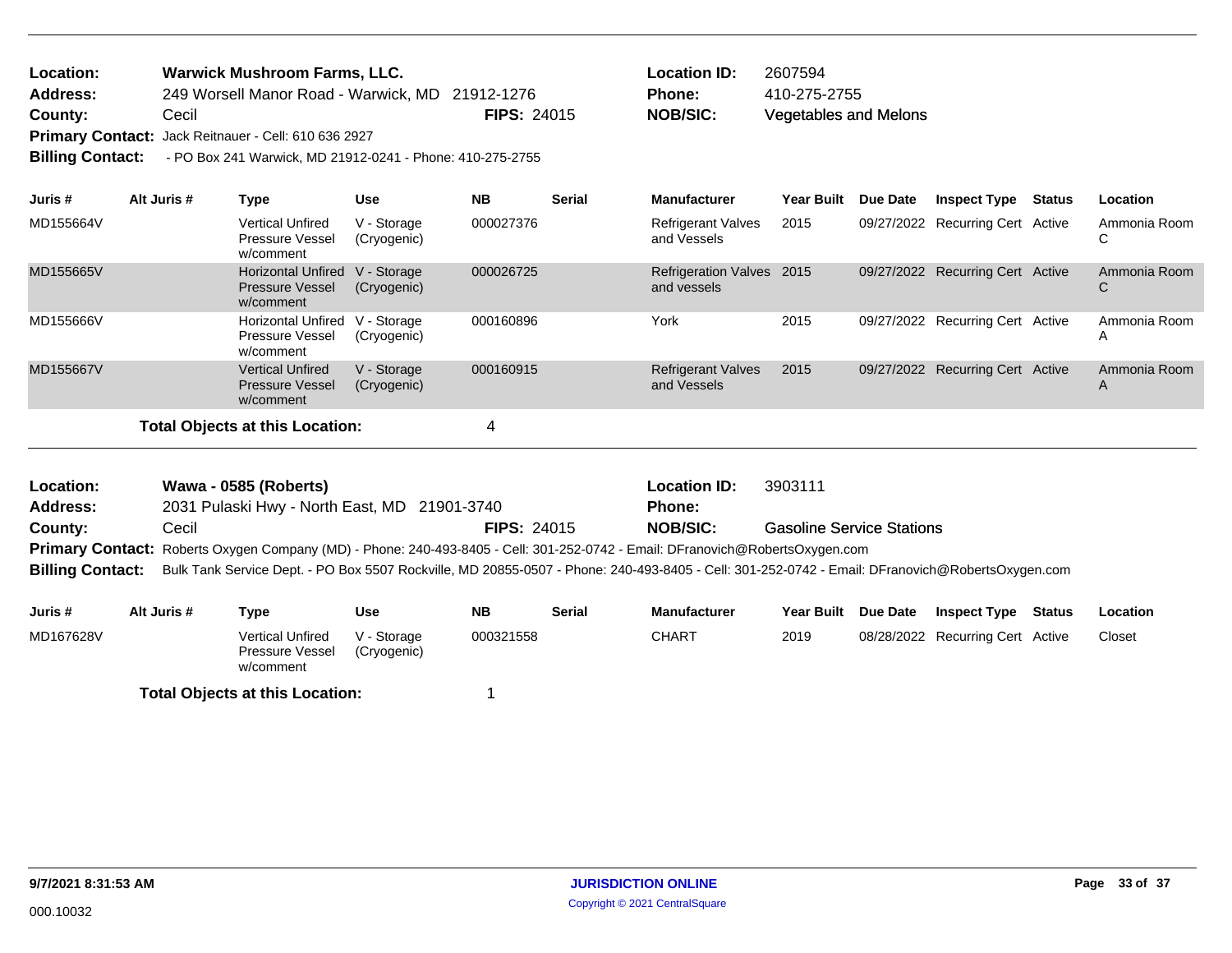**Location:** Warwick Mushroom Farms, LLC.
**Address:** 249 Worsell Manor Road - Warwick, MD 21912-1276
**County:** Cecil **FIPS:** 24015
**Primary Contact:** Jack Reitnauer - Cell: 610 636 2927
**Billing Contact:** - PO Box 241 Warwick, MD 21912-0241 - Phone: 410-275-2755

**Location ID:** 2607594
**Phone:** 410-275-2755
**NOB/SIC:** Vegetables and Melons

| Juris # | Alt Juris # | Type | Use | NB | Serial | Manufacturer | Year Built | Due Date | Inspect Type | Status | Location |
|---|---|---|---|---|---|---|---|---|---|---|---|
| MD155664V | | Vertical Unfired Pressure Vessel w/comment | V - Storage (Cryogenic) | 000027376 | | Refrigerant Valves and Vessels | 2015 | 09/27/2022 | Recurring Cert | Active | Ammonia Room C |
| MD155665V | | Horizontal Unfired Pressure Vessel w/comment | V - Storage (Cryogenic) | 000026725 | | Refrigeration Valves and vessels | 2015 | 09/27/2022 | Recurring Cert | Active | Ammonia Room C |
| MD155666V | | Horizontal Unfired Pressure Vessel w/comment | V - Storage (Cryogenic) | 000160896 | | York | 2015 | 09/27/2022 | Recurring Cert | Active | Ammonia Room A |
| MD155667V | | Vertical Unfired Pressure Vessel w/comment | V - Storage (Cryogenic) | 000160915 | | Refrigerant Valves and Vessels | 2015 | 09/27/2022 | Recurring Cert | Active | Ammonia Room A |

**Total Objects at this Location:** 4

---

**Location:** Wawa - 0585 (Roberts)
**Address:** 2031 Pulaski Hwy - North East, MD 21901-3740
**County:** Cecil **FIPS:** 24015
**Primary Contact:** Roberts Oxygen Company (MD) - Phone: 240-493-8405 - Cell: 301-252-0742 - Email: DFranovich@RobertsOxygen.com
**Billing Contact:** Bulk Tank Service Dept. - PO Box 5507 Rockville, MD 20855-0507 - Phone: 240-493-8405 - Cell: 301-252-0742 - Email: DFranovich@RobertsOxygen.com

**Location ID:** 3903111
**Phone:**
**NOB/SIC:** Gasoline Service Stations

| Juris # | Alt Juris # | Type | Use | NB | Serial | Manufacturer | Year Built | Due Date | Inspect Type | Status | Location |
|---|---|---|---|---|---|---|---|---|---|---|---|
| MD167628V | | Vertical Unfired Pressure Vessel w/comment | V - Storage (Cryogenic) | 000321558 | | CHART | 2019 | 08/28/2022 | Recurring Cert | Active | Closet |

**Total Objects at this Location:** 1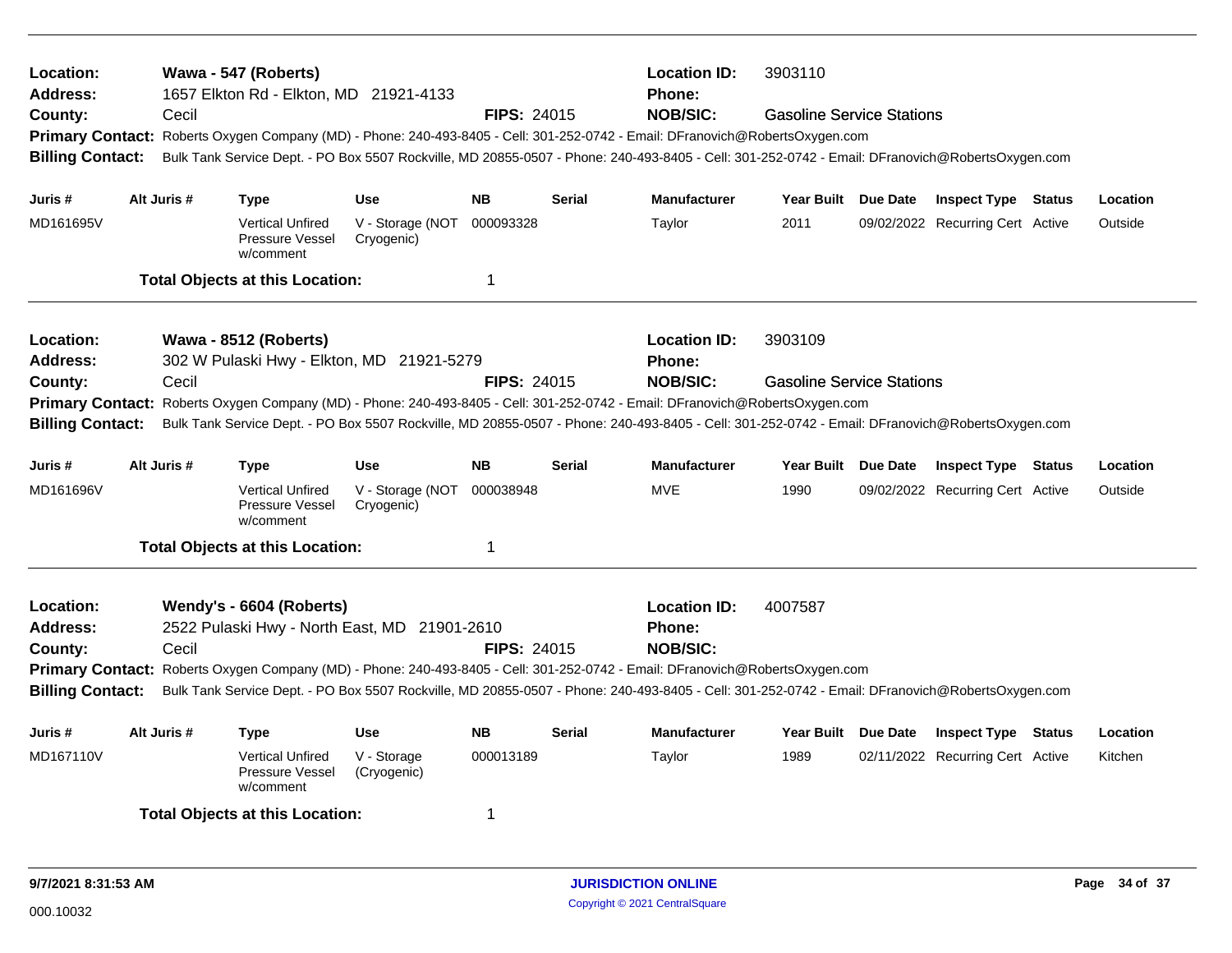**Location:** Wawa - 547 (Roberts) **Location ID:** 3903110
**Address:** 1657 Elkton Rd - Elkton, MD 21921-4133 **Phone:**
**County:** Cecil **FIPS:** 24015 **NOB/SIC:** Gasoline Service Stations
**Primary Contact:** Roberts Oxygen Company (MD) - Phone: 240-493-8405 - Cell: 301-252-0742 - Email: DFranovich@RobertsOxygen.com
**Billing Contact:** Bulk Tank Service Dept. - PO Box 5507 Rockville, MD 20855-0507 - Phone: 240-493-8405 - Cell: 301-252-0742 - Email: DFranovich@RobertsOxygen.com

| Juris # | Alt Juris # | Type | Use | NB | Serial | Manufacturer | Year Built | Due Date | Inspect Type | Status | Location |
|---|---|---|---|---|---|---|---|---|---|---|---|
| MD161695V | | Vertical Unfired Pressure Vessel w/comment | V - Storage (NOT Cryogenic) | 000093328 | | Taylor | 2011 | 09/02/2022 | Recurring Cert | Active | Outside |

**Total Objects at this Location:** 1

---

**Location:** Wawa - 8512 (Roberts) **Location ID:** 3903109
**Address:** 302 W Pulaski Hwy - Elkton, MD 21921-5279 **Phone:**
**County:** Cecil **FIPS:** 24015 **NOB/SIC:** Gasoline Service Stations
**Primary Contact:** Roberts Oxygen Company (MD) - Phone: 240-493-8405 - Cell: 301-252-0742 - Email: DFranovich@RobertsOxygen.com
**Billing Contact:** Bulk Tank Service Dept. - PO Box 5507 Rockville, MD 20855-0507 - Phone: 240-493-8405 - Cell: 301-252-0742 - Email: DFranovich@RobertsOxygen.com

| Juris # | Alt Juris # | Type | Use | NB | Serial | Manufacturer | Year Built | Due Date | Inspect Type | Status | Location |
|---|---|---|---|---|---|---|---|---|---|---|---|
| MD161696V | | Vertical Unfired Pressure Vessel w/comment | V - Storage (NOT Cryogenic) | 000038948 | | MVE | 1990 | 09/02/2022 | Recurring Cert | Active | Outside |

**Total Objects at this Location:** 1

---

**Location:** Wendy's - 6604 (Roberts) **Location ID:** 4007587
**Address:** 2522 Pulaski Hwy - North East, MD 21901-2610 **Phone:**
**County:** Cecil **FIPS:** 24015 **NOB/SIC:**
**Primary Contact:** Roberts Oxygen Company (MD) - Phone: 240-493-8405 - Cell: 301-252-0742 - Email: DFranovich@RobertsOxygen.com
**Billing Contact:** Bulk Tank Service Dept. - PO Box 5507 Rockville, MD 20855-0507 - Phone: 240-493-8405 - Cell: 301-252-0742 - Email: DFranovich@RobertsOxygen.com

| Juris # | Alt Juris # | Type | Use | NB | Serial | Manufacturer | Year Built | Due Date | Inspect Type | Status | Location |
|---|---|---|---|---|---|---|---|---|---|---|---|
| MD167110V | | Vertical Unfired Pressure Vessel w/comment | V - Storage (Cryogenic) | 000013189 | | Taylor | 1989 | 02/11/2022 | Recurring Cert | Active | Kitchen |

**Total Objects at this Location:** 1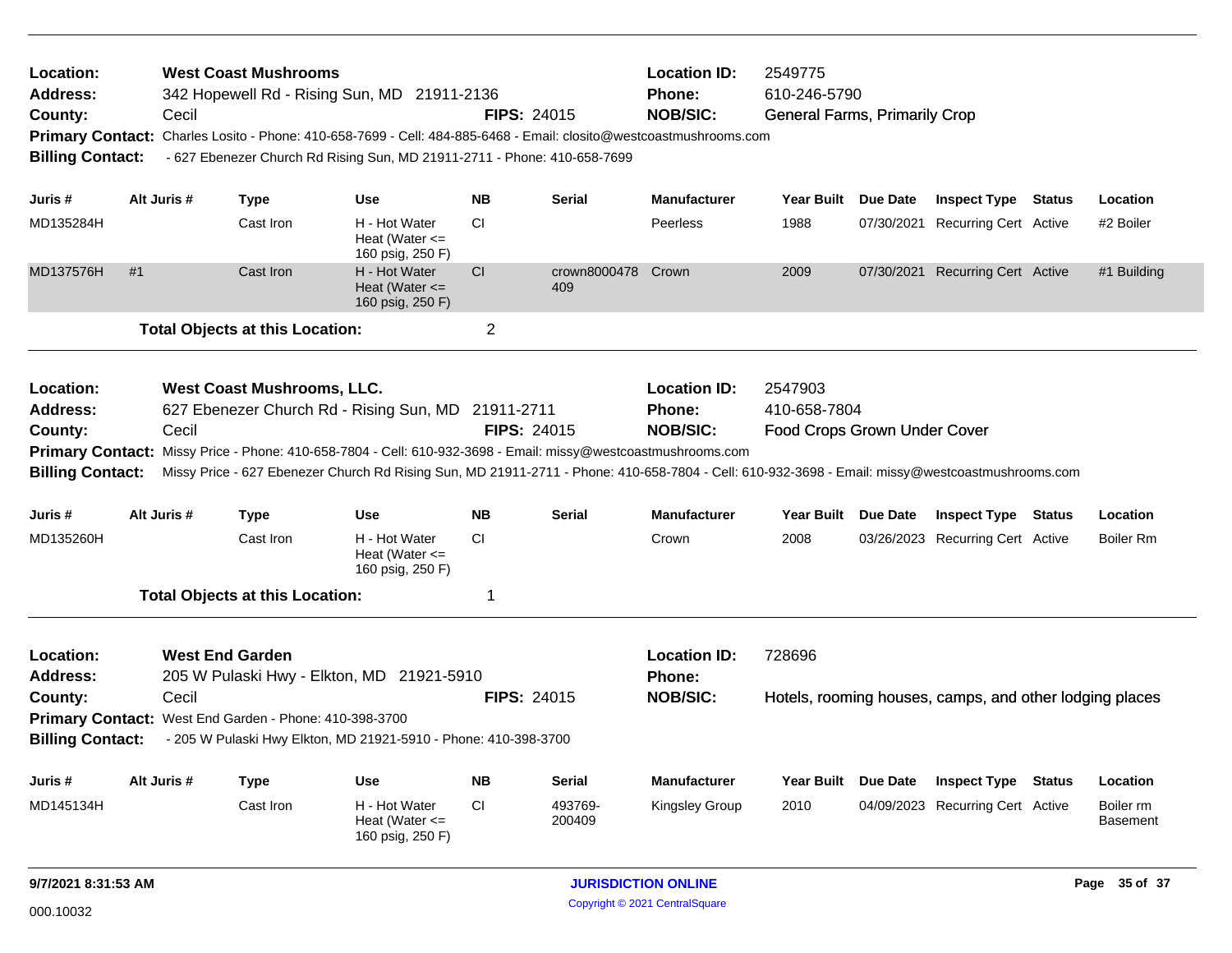| | | | |
|---|---|---|---|
| **Location:** | **West Coast Mushrooms** | **Location ID:** | 2549775 |
| **Address:** | 342 Hopewell Rd - Rising Sun, MD 21911-2136 | **Phone:** | 610-246-5790 |
| **County:** | Cecil **FIPS:** 24015 | **NOB/SIC:** | General Farms, Primarily Crop |

**Primary Contact:** Charles Losito - Phone: 410-658-7699 - Cell: 484-885-6468 - Email: closito@westcoastmushrooms.com

**Billing Contact:** - 627 Ebenezer Church Rd Rising Sun, MD 21911-2711 - Phone: 410-658-7699

| Juris # | Alt Juris # | Type | Use | NB | Serial | Manufacturer | Year Built | Due Date | Inspect Type | Status | Location |
|---|---|---|---|---|---|---|---|---|---|---|---|
| MD135284H | | Cast Iron | H - Hot Water Heat (Water <= 160 psig, 250 F) | CI | | Peerless | 1988 | 07/30/2021 | Recurring Cert | Active | #2 Boiler |
| MD137576H | #1 | Cast Iron | H - Hot Water Heat (Water <= 160 psig, 250 F) | CI | crown8000478409 | Crown | 2009 | 07/30/2021 | Recurring Cert | Active | #1 Building |

**Total Objects at this Location:** 2

| | | | |
|---|---|---|---|
| **Location:** | **West Coast Mushrooms, LLC.** | **Location ID:** | 2547903 |
| **Address:** | 627 Ebenezer Church Rd - Rising Sun, MD 21911-2711 | **Phone:** | 410-658-7804 |
| **County:** | Cecil **FIPS:** 24015 | **NOB/SIC:** | Food Crops Grown Under Cover |

**Primary Contact:** Missy Price - Phone: 410-658-7804 - Cell: 610-932-3698 - Email: missy@westcoastmushrooms.com

**Billing Contact:** Missy Price - 627 Ebenezer Church Rd Rising Sun, MD 21911-2711 - Phone: 410-658-7804 - Cell: 610-932-3698 - Email: missy@westcoastmushrooms.com

| Juris # | Alt Juris # | Type | Use | NB | Serial | Manufacturer | Year Built | Due Date | Inspect Type | Status | Location |
|---|---|---|---|---|---|---|---|---|---|---|---|
| MD135260H | | Cast Iron | H - Hot Water Heat (Water <= 160 psig, 250 F) | CI | | Crown | 2008 | 03/26/2023 | Recurring Cert | Active | Boiler Rm |

**Total Objects at this Location:** 1

| | | | |
|---|---|---|---|
| **Location:** | **West End Garden** | **Location ID:** | 728696 |
| **Address:** | 205 W Pulaski Hwy - Elkton, MD 21921-5910 | **Phone:** | |
| **County:** | Cecil **FIPS:** 24015 | **NOB/SIC:** | Hotels, rooming houses, camps, and other lodging places |

**Primary Contact:** West End Garden - Phone: 410-398-3700

**Billing Contact:** - 205 W Pulaski Hwy Elkton, MD 21921-5910 - Phone: 410-398-3700

| Juris # | Alt Juris # | Type | Use | NB | Serial | Manufacturer | Year Built | Due Date | Inspect Type | Status | Location |
|---|---|---|---|---|---|---|---|---|---|---|---|
| MD145134H | | Cast Iron | H - Hot Water Heat (Water <= 160 psig, 250 F) | CI | 493769-200409 | Kingsley Group | 2010 | 04/09/2023 | Recurring Cert | Active | Boiler rm Basement |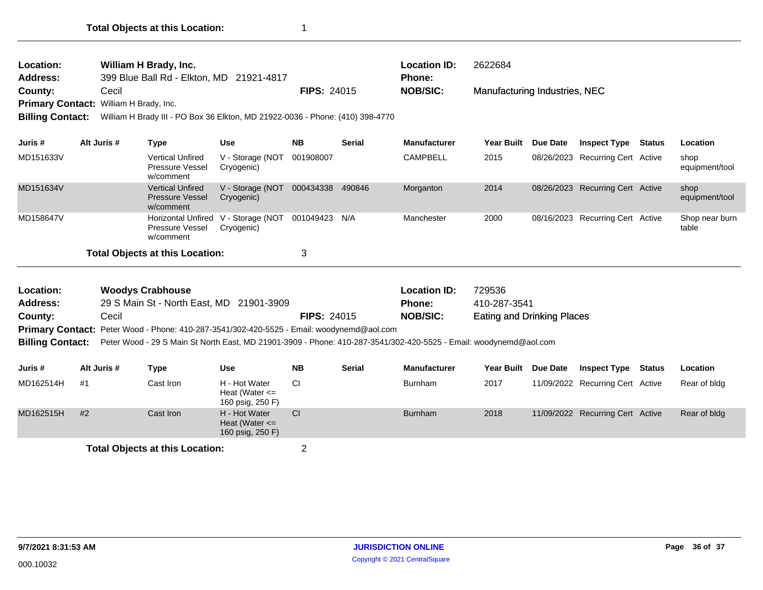**Total Objects at this Location:** 1

---

| | | | | | |
|---|---|---|---|---|---|
| **Location:** | **William H Brady, Inc.** | | | **Location ID:** | 2622684 |
| **Address:** | 399 Blue Ball Rd - Elkton, MD 21921-4817 | | | **Phone:** | |
| **County:** | Cecil | **FIPS:** | 24015 | **NOB/SIC:** | Manufacturing Industries, NEC |

**Primary Contact:** William H Brady, Inc.

**Billing Contact:** William H Brady III - PO Box 36 Elkton, MD 21922-0036 - Phone: (410) 398-4770

| Juris # | Alt Juris # | Type | Use | NB | Serial | Manufacturer | Year Built | Due Date | Inspect Type | Status | Location |
|---|---|---|---|---|---|---|---|---|---|---|---|
| MD151633V | | Vertical Unfired Pressure Vessel w/comment | V - Storage (NOT Cryogenic) | 001908007 | | CAMPBELL | 2015 | 08/26/2023 | Recurring Cert | Active | shop equipment/tool |
| MD151634V | | Vertical Unfired Pressure Vessel w/comment | V - Storage (NOT Cryogenic) | 000434338 | 490846 | Morganton | 2014 | 08/26/2023 | Recurring Cert | Active | shop equipment/tool |
| MD158647V | | Horizontal Unfired Pressure Vessel w/comment | V - Storage (NOT Cryogenic) | 001049423 | N/A | Manchester | 2000 | 08/16/2023 | Recurring Cert | Active | Shop near burn table |

**Total Objects at this Location:** 3

---

| | | | | | |
|---|---|---|---|---|---|
| **Location:** | **Woodys Crabhouse** | | | **Location ID:** | 729536 |
| **Address:** | 29 S Main St - North East, MD 21901-3909 | | | **Phone:** | 410-287-3541 |
| **County:** | Cecil | **FIPS:** | 24015 | **NOB/SIC:** | Eating and Drinking Places |

**Primary Contact:** Peter Wood - Phone: 410-287-3541/302-420-5525 - Email: woodynemd@aol.com

**Billing Contact:** Peter Wood - 29 S Main St North East, MD 21901-3909 - Phone: 410-287-3541/302-420-5525 - Email: woodynemd@aol.com

| Juris # | Alt Juris # | Type | Use | NB | Serial | Manufacturer | Year Built | Due Date | Inspect Type | Status | Location |
|---|---|---|---|---|---|---|---|---|---|---|---|
| MD162514H | #1 | Cast Iron | H - Hot Water Heat (Water <= 160 psig, 250 F) | CI | | Burnham | 2017 | 11/09/2022 | Recurring Cert | Active | Rear of bldg |
| MD162515H | #2 | Cast Iron | H - Hot Water Heat (Water <= 160 psig, 250 F) | CI | | Burnham | 2018 | 11/09/2022 | Recurring Cert | Active | Rear of bldg |

**Total Objects at this Location:** 2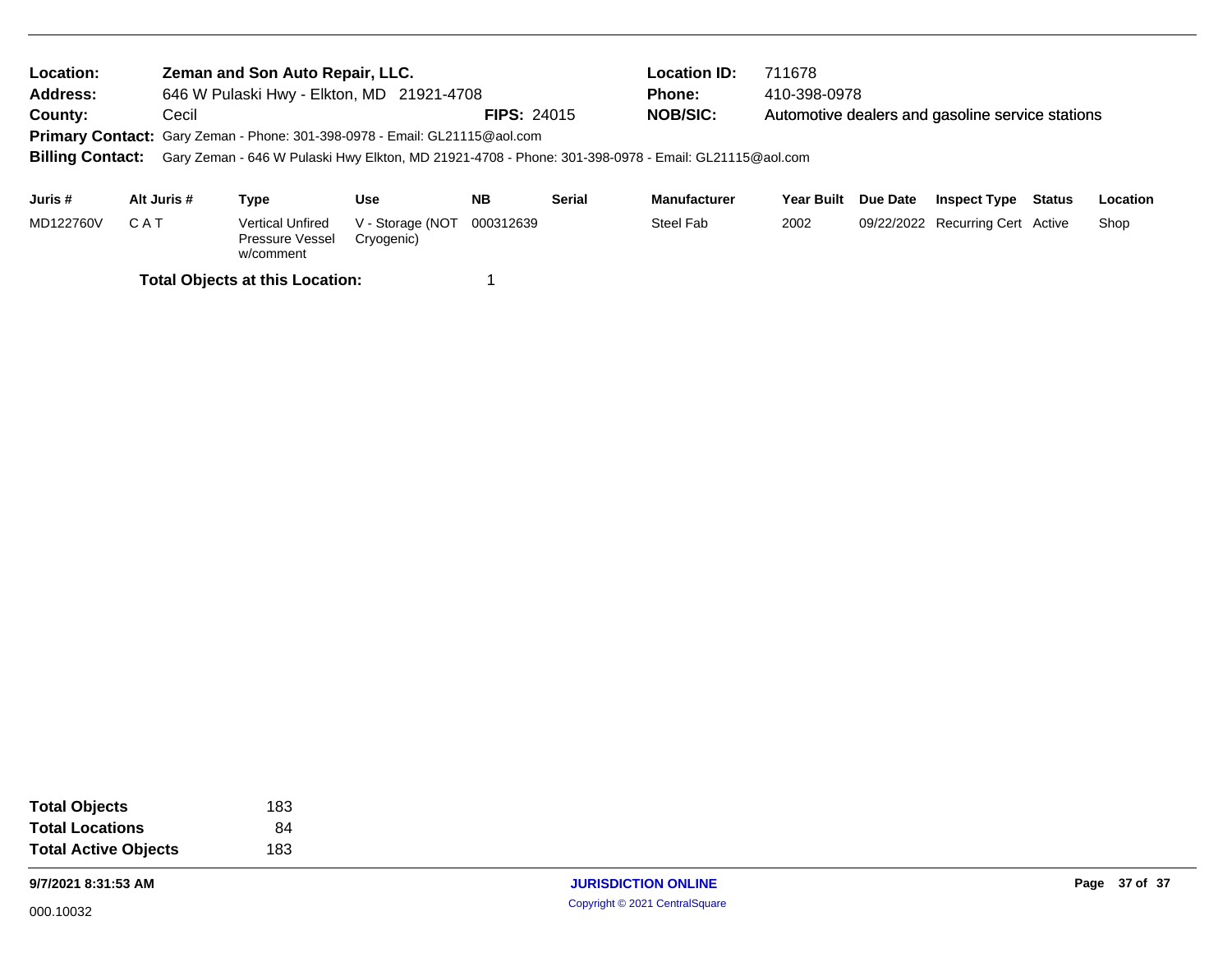| | | | |
|---|---|---|---|
| **Location:** | **Zeman and Son Auto Repair, LLC.** | **Location ID:** | 711678 |
| **Address:** | 646 W Pulaski Hwy - Elkton, MD 21921-4708 | **Phone:** | 410-398-0978 |
| **County:** | Cecil **FIPS:** 24015 | **NOB/SIC:** | Automotive dealers and gasoline service stations |

**Primary Contact:** Gary Zeman - Phone: 301-398-0978 - Email: GL21115@aol.com

**Billing Contact:** Gary Zeman - 646 W Pulaski Hwy Elkton, MD 21921-4708 - Phone: 301-398-0978 - Email: GL21115@aol.com

| Juris # | Alt Juris # | Type | Use | NB | Serial | Manufacturer | Year Built | Due Date | Inspect Type | Status | Location |
|---|---|---|---|---|---|---|---|---|---|---|---|
| MD122760V | C A T | Vertical Unfired Pressure Vessel w/comment | V - Storage (NOT Cryogenic) | 000312639 | | Steel Fab | 2002 | 09/22/2022 | Recurring Cert | Active | Shop |

**Total Objects at this Location:** 1

| | |
|---|---|
| **Total Objects** | 183 |
| **Total Locations** | 84 |
| **Total Active Objects** | 183 |

**9/7/2021 8:31:53 AM**

000.10032

**JURISDICTION ONLINE**

Copyright © 2021 CentralSquare